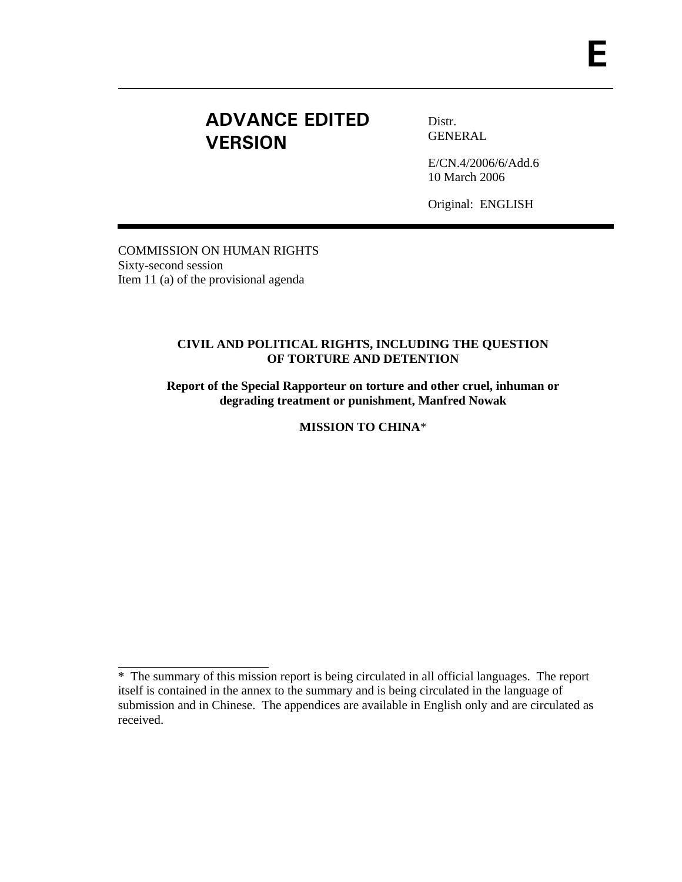E

**ADVANCE EDITED VERSION**

Distr.
GENERAL

E/CN.4/2006/6/Add.6
10 March 2006

Original: ENGLISH

COMMISSION ON HUMAN RIGHTS
Sixty-second session
Item 11 (a) of the provisional agenda

**CIVIL AND POLITICAL RIGHTS, INCLUDING THE QUESTION OF TORTURE AND DETENTION**

**Report of the Special Rapporteur on torture and other cruel, inhuman or degrading treatment or punishment, Manfred Nowak**

**MISSION TO CHINA***

---

* The summary of this mission report is being circulated in all official languages. The report itself is contained in the annex to the summary and is being circulated in the language of submission and in Chinese. The appendices are available in English only and are circulated as received.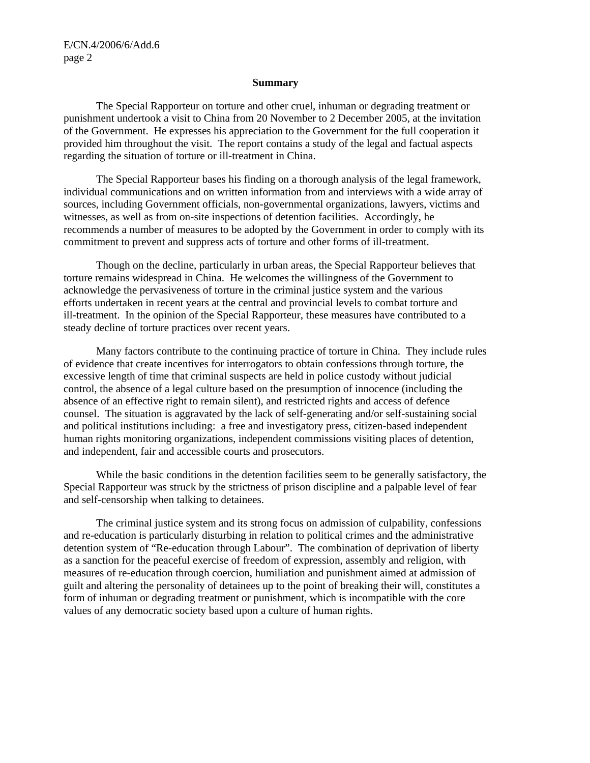## Summary

The Special Rapporteur on torture and other cruel, inhuman or degrading treatment or punishment undertook a visit to China from 20 November to 2 December 2005, at the invitation of the Government. He expresses his appreciation to the Government for the full cooperation it provided him throughout the visit. The report contains a study of the legal and factual aspects regarding the situation of torture or ill-treatment in China.

The Special Rapporteur bases his finding on a thorough analysis of the legal framework, individual communications and on written information from and interviews with a wide array of sources, including Government officials, non-governmental organizations, lawyers, victims and witnesses, as well as from on-site inspections of detention facilities. Accordingly, he recommends a number of measures to be adopted by the Government in order to comply with its commitment to prevent and suppress acts of torture and other forms of ill-treatment.

Though on the decline, particularly in urban areas, the Special Rapporteur believes that torture remains widespread in China. He welcomes the willingness of the Government to acknowledge the pervasiveness of torture in the criminal justice system and the various efforts undertaken in recent years at the central and provincial levels to combat torture and ill-treatment. In the opinion of the Special Rapporteur, these measures have contributed to a steady decline of torture practices over recent years.

Many factors contribute to the continuing practice of torture in China. They include rules of evidence that create incentives for interrogators to obtain confessions through torture, the excessive length of time that criminal suspects are held in police custody without judicial control, the absence of a legal culture based on the presumption of innocence (including the absence of an effective right to remain silent), and restricted rights and access of defence counsel. The situation is aggravated by the lack of self-generating and/or self-sustaining social and political institutions including: a free and investigatory press, citizen-based independent human rights monitoring organizations, independent commissions visiting places of detention, and independent, fair and accessible courts and prosecutors.

While the basic conditions in the detention facilities seem to be generally satisfactory, the Special Rapporteur was struck by the strictness of prison discipline and a palpable level of fear and self-censorship when talking to detainees.

The criminal justice system and its strong focus on admission of culpability, confessions and re-education is particularly disturbing in relation to political crimes and the administrative detention system of "Re-education through Labour". The combination of deprivation of liberty as a sanction for the peaceful exercise of freedom of expression, assembly and religion, with measures of re-education through coercion, humiliation and punishment aimed at admission of guilt and altering the personality of detainees up to the point of breaking their will, constitutes a form of inhuman or degrading treatment or punishment, which is incompatible with the core values of any democratic society based upon a culture of human rights.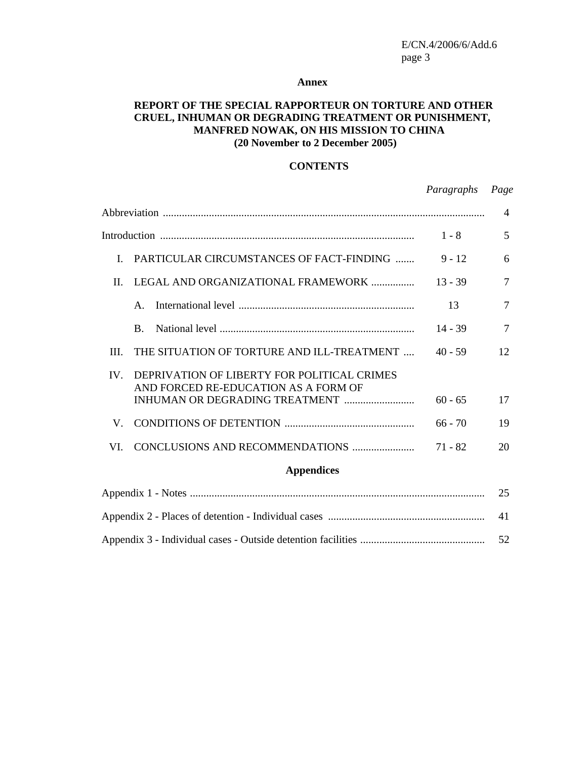**Annex**

# REPORT OF THE SPECIAL RAPPORTEUR ON TORTURE AND OTHER CRUEL, INHUMAN OR DEGRADING TREATMENT OR PUNISHMENT, MANFRED NOWAK, ON HIS MISSION TO CHINA (20 November to 2 December 2005)

## CONTENTS

| | *Paragraphs* | *Page* |
|---|---|---|
| Abbreviation | | 4 |
| Introduction | 1 - 8 | 5 |
| I. PARTICULAR CIRCUMSTANCES OF FACT-FINDING | 9 - 12 | 6 |
| II. LEGAL AND ORGANIZATIONAL FRAMEWORK | 13 - 39 | 7 |
| A. International level | 13 | 7 |
| B. National level | 14 - 39 | 7 |
| III. THE SITUATION OF TORTURE AND ILL-TREATMENT | 40 - 59 | 12 |
| IV. DEPRIVATION OF LIBERTY FOR POLITICAL CRIMES AND FORCED RE-EDUCATION AS A FORM OF INHUMAN OR DEGRADING TREATMENT | 60 - 65 | 17 |
| V. CONDITIONS OF DETENTION | 66 - 70 | 19 |
| VI. CONCLUSIONS AND RECOMMENDATIONS | 71 - 82 | 20 |

**Appendices**

| | |
|---|---|
| Appendix 1 - Notes | 25 |
| Appendix 2 - Places of detention - Individual cases | 41 |
| Appendix 3 - Individual cases - Outside detention facilities | 52 |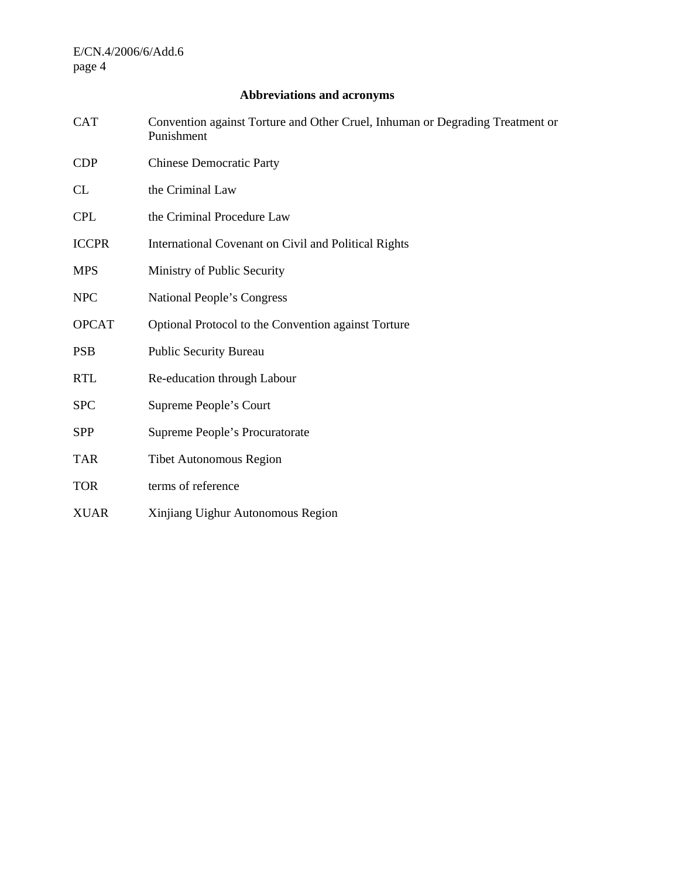## Abbreviations and acronyms

| | |
|---|---|
| CAT | Convention against Torture and Other Cruel, Inhuman or Degrading Treatment or Punishment |
| CDP | Chinese Democratic Party |
| CL | the Criminal Law |
| CPL | the Criminal Procedure Law |
| ICCPR | International Covenant on Civil and Political Rights |
| MPS | Ministry of Public Security |
| NPC | National People's Congress |
| OPCAT | Optional Protocol to the Convention against Torture |
| PSB | Public Security Bureau |
| RTL | Re-education through Labour |
| SPC | Supreme People's Court |
| SPP | Supreme People's Procuratorate |
| TAR | Tibet Autonomous Region |
| TOR | terms of reference |
| XUAR | Xinjiang Uighur Autonomous Region |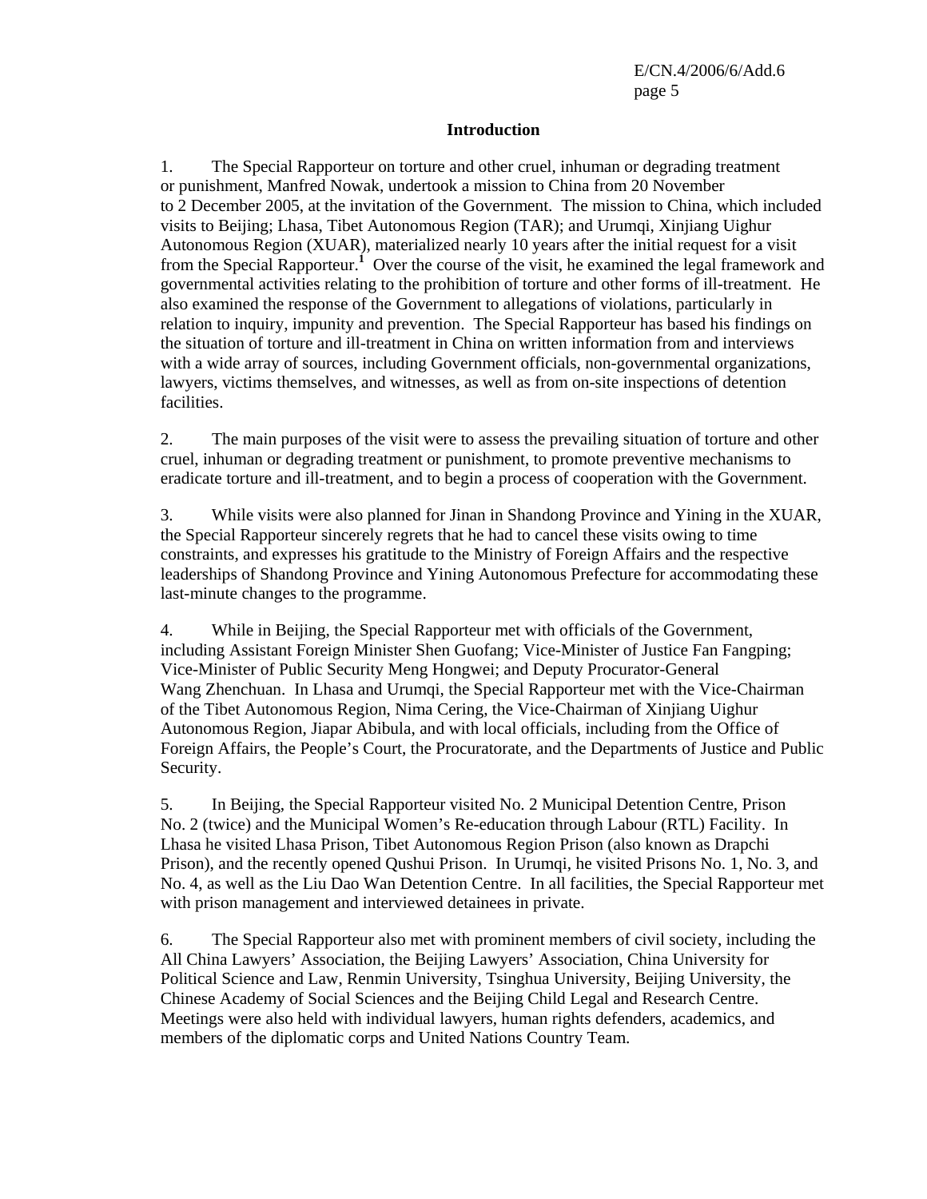## Introduction

1. The Special Rapporteur on torture and other cruel, inhuman or degrading treatment or punishment, Manfred Nowak, undertook a mission to China from 20 November to 2 December 2005, at the invitation of the Government. The mission to China, which included visits to Beijing; Lhasa, Tibet Autonomous Region (TAR); and Urumqi, Xinjiang Uighur Autonomous Region (XUAR), materialized nearly 10 years after the initial request for a visit from the Special Rapporteur.[1] Over the course of the visit, he examined the legal framework and governmental activities relating to the prohibition of torture and other forms of ill-treatment. He also examined the response of the Government to allegations of violations, particularly in relation to inquiry, impunity and prevention. The Special Rapporteur has based his findings on the situation of torture and ill-treatment in China on written information from and interviews with a wide array of sources, including Government officials, non-governmental organizations, lawyers, victims themselves, and witnesses, as well as from on-site inspections of detention facilities.

2. The main purposes of the visit were to assess the prevailing situation of torture and other cruel, inhuman or degrading treatment or punishment, to promote preventive mechanisms to eradicate torture and ill-treatment, and to begin a process of cooperation with the Government.

3. While visits were also planned for Jinan in Shandong Province and Yining in the XUAR, the Special Rapporteur sincerely regrets that he had to cancel these visits owing to time constraints, and expresses his gratitude to the Ministry of Foreign Affairs and the respective leaderships of Shandong Province and Yining Autonomous Prefecture for accommodating these last-minute changes to the programme.

4. While in Beijing, the Special Rapporteur met with officials of the Government, including Assistant Foreign Minister Shen Guofang; Vice-Minister of Justice Fan Fangping; Vice-Minister of Public Security Meng Hongwei; and Deputy Procurator-General Wang Zhenchuan. In Lhasa and Urumqi, the Special Rapporteur met with the Vice-Chairman of the Tibet Autonomous Region, Nima Cering, the Vice-Chairman of Xinjiang Uighur Autonomous Region, Jiapar Abibula, and with local officials, including from the Office of Foreign Affairs, the People's Court, the Procuratorate, and the Departments of Justice and Public Security.

5. In Beijing, the Special Rapporteur visited No. 2 Municipal Detention Centre, Prison No. 2 (twice) and the Municipal Women's Re-education through Labour (RTL) Facility. In Lhasa he visited Lhasa Prison, Tibet Autonomous Region Prison (also known as Drapchi Prison), and the recently opened Qushui Prison. In Urumqi, he visited Prisons No. 1, No. 3, and No. 4, as well as the Liu Dao Wan Detention Centre. In all facilities, the Special Rapporteur met with prison management and interviewed detainees in private.

6. The Special Rapporteur also met with prominent members of civil society, including the All China Lawyers' Association, the Beijing Lawyers' Association, China University for Political Science and Law, Renmin University, Tsinghua University, Beijing University, the Chinese Academy of Social Sciences and the Beijing Child Legal and Research Centre. Meetings were also held with individual lawyers, human rights defenders, academics, and members of the diplomatic corps and United Nations Country Team.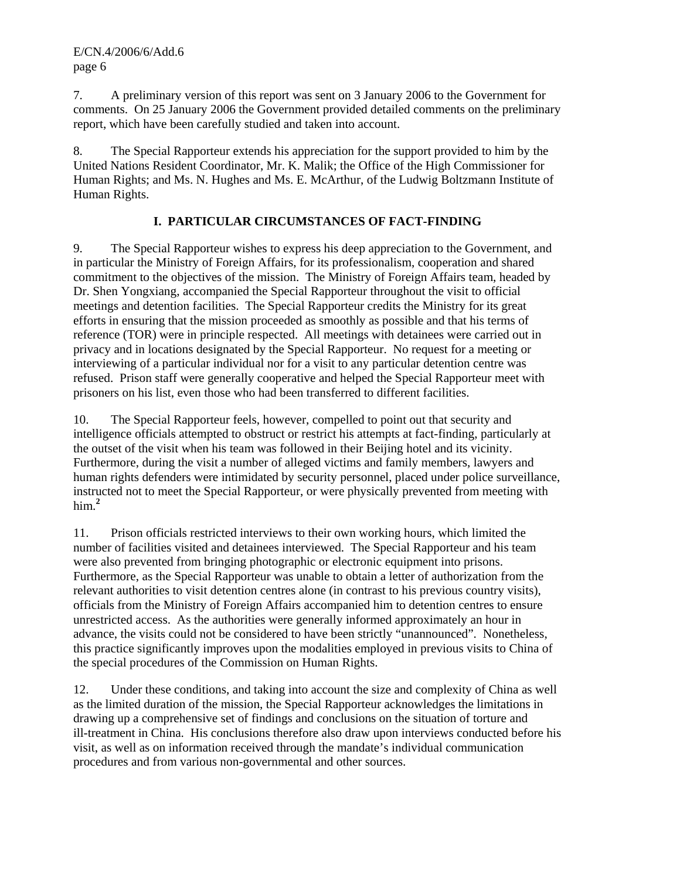7. A preliminary version of this report was sent on 3 January 2006 to the Government for comments. On 25 January 2006 the Government provided detailed comments on the preliminary report, which have been carefully studied and taken into account.

8. The Special Rapporteur extends his appreciation for the support provided to him by the United Nations Resident Coordinator, Mr. K. Malik; the Office of the High Commissioner for Human Rights; and Ms. N. Hughes and Ms. E. McArthur, of the Ludwig Boltzmann Institute of Human Rights.

## I. PARTICULAR CIRCUMSTANCES OF FACT-FINDING

9. The Special Rapporteur wishes to express his deep appreciation to the Government, and in particular the Ministry of Foreign Affairs, for its professionalism, cooperation and shared commitment to the objectives of the mission. The Ministry of Foreign Affairs team, headed by Dr. Shen Yongxiang, accompanied the Special Rapporteur throughout the visit to official meetings and detention facilities. The Special Rapporteur credits the Ministry for its great efforts in ensuring that the mission proceeded as smoothly as possible and that his terms of reference (TOR) were in principle respected. All meetings with detainees were carried out in privacy and in locations designated by the Special Rapporteur. No request for a meeting or interviewing of a particular individual nor for a visit to any particular detention centre was refused. Prison staff were generally cooperative and helped the Special Rapporteur meet with prisoners on his list, even those who had been transferred to different facilities.

10. The Special Rapporteur feels, however, compelled to point out that security and intelligence officials attempted to obstruct or restrict his attempts at fact-finding, particularly at the outset of the visit when his team was followed in their Beijing hotel and its vicinity. Furthermore, during the visit a number of alleged victims and family members, lawyers and human rights defenders were intimidated by security personnel, placed under police surveillance, instructed not to meet the Special Rapporteur, or were physically prevented from meeting with him.[2]

11. Prison officials restricted interviews to their own working hours, which limited the number of facilities visited and detainees interviewed. The Special Rapporteur and his team were also prevented from bringing photographic or electronic equipment into prisons. Furthermore, as the Special Rapporteur was unable to obtain a letter of authorization from the relevant authorities to visit detention centres alone (in contrast to his previous country visits), officials from the Ministry of Foreign Affairs accompanied him to detention centres to ensure unrestricted access. As the authorities were generally informed approximately an hour in advance, the visits could not be considered to have been strictly "unannounced". Nonetheless, this practice significantly improves upon the modalities employed in previous visits to China of the special procedures of the Commission on Human Rights.

12. Under these conditions, and taking into account the size and complexity of China as well as the limited duration of the mission, the Special Rapporteur acknowledges the limitations in drawing up a comprehensive set of findings and conclusions on the situation of torture and ill-treatment in China. His conclusions therefore also draw upon interviews conducted before his visit, as well as on information received through the mandate's individual communication procedures and from various non-governmental and other sources.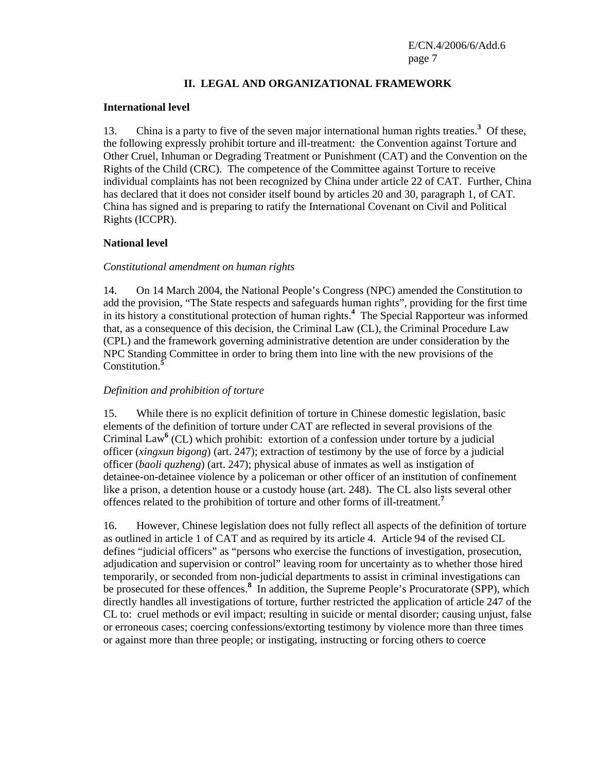## II. LEGAL AND ORGANIZATIONAL FRAMEWORK

### International level

13. China is a party to five of the seven major international human rights treaties.[3] Of these, the following expressly prohibit torture and ill-treatment: the Convention against Torture and Other Cruel, Inhuman or Degrading Treatment or Punishment (CAT) and the Convention on the Rights of the Child (CRC). The competence of the Committee against Torture to receive individual complaints has not been recognized by China under article 22 of CAT. Further, China has declared that it does not consider itself bound by articles 20 and 30, paragraph 1, of CAT. China has signed and is preparing to ratify the International Covenant on Civil and Political Rights (ICCPR).

### National level

*Constitutional amendment on human rights*

14. On 14 March 2004, the National People's Congress (NPC) amended the Constitution to add the provision, "The State respects and safeguards human rights", providing for the first time in its history a constitutional protection of human rights.[4] The Special Rapporteur was informed that, as a consequence of this decision, the Criminal Law (CL), the Criminal Procedure Law (CPL) and the framework governing administrative detention are under consideration by the NPC Standing Committee in order to bring them into line with the new provisions of the Constitution.[5]

*Definition and prohibition of torture*

15. While there is no explicit definition of torture in Chinese domestic legislation, basic elements of the definition of torture under CAT are reflected in several provisions of the Criminal Law[6] (CL) which prohibit: extortion of a confession under torture by a judicial officer (*xingxun bigong*) (art. 247); extraction of testimony by the use of force by a judicial officer (*baoli quzheng*) (art. 247); physical abuse of inmates as well as instigation of detainee-on-detainee violence by a policeman or other officer of an institution of confinement like a prison, a detention house or a custody house (art. 248). The CL also lists several other offences related to the prohibition of torture and other forms of ill-treatment.[7]

16. However, Chinese legislation does not fully reflect all aspects of the definition of torture as outlined in article 1 of CAT and as required by its article 4. Article 94 of the revised CL defines "judicial officers" as "persons who exercise the functions of investigation, prosecution, adjudication and supervision or control" leaving room for uncertainty as to whether those hired temporarily, or seconded from non-judicial departments to assist in criminal investigations can be prosecuted for these offences.[8] In addition, the Supreme People's Procuratorate (SPP), which directly handles all investigations of torture, further restricted the application of article 247 of the CL to: cruel methods or evil impact; resulting in suicide or mental disorder; causing unjust, false or erroneous cases; coercing confessions/extorting testimony by violence more than three times or against more than three people; or instigating, instructing or forcing others to coerce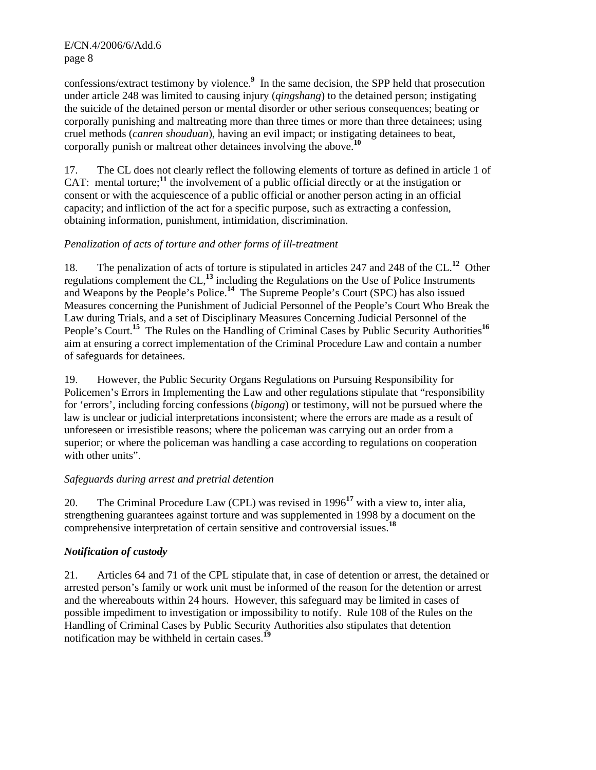confessions/extract testimony by violence.[9] In the same decision, the SPP held that prosecution under article 248 was limited to causing injury (*qingshang*) to the detained person; instigating the suicide of the detained person or mental disorder or other serious consequences; beating or corporally punishing and maltreating more than three times or more than three detainees; using cruel methods (*canren shouduan*), having an evil impact; or instigating detainees to beat, corporally punish or maltreat other detainees involving the above.[10]

17. The CL does not clearly reflect the following elements of torture as defined in article 1 of CAT: mental torture;[11] the involvement of a public official directly or at the instigation or consent or with the acquiescence of a public official or another person acting in an official capacity; and infliction of the act for a specific purpose, such as extracting a confession, obtaining information, punishment, intimidation, discrimination.

*Penalization of acts of torture and other forms of ill-treatment*

18. The penalization of acts of torture is stipulated in articles 247 and 248 of the CL.[12] Other regulations complement the CL,[13] including the Regulations on the Use of Police Instruments and Weapons by the People's Police.[14] The Supreme People's Court (SPC) has also issued Measures concerning the Punishment of Judicial Personnel of the People's Court Who Break the Law during Trials, and a set of Disciplinary Measures Concerning Judicial Personnel of the People's Court.[15] The Rules on the Handling of Criminal Cases by Public Security Authorities[16] aim at ensuring a correct implementation of the Criminal Procedure Law and contain a number of safeguards for detainees.

19. However, the Public Security Organs Regulations on Pursuing Responsibility for Policemen's Errors in Implementing the Law and other regulations stipulate that "responsibility for 'errors', including forcing confessions (*bigong*) or testimony, will not be pursued where the law is unclear or judicial interpretations inconsistent; where the errors are made as a result of unforeseen or irresistible reasons; where the policeman was carrying out an order from a superior; or where the policeman was handling a case according to regulations on cooperation with other units".

*Safeguards during arrest and pretrial detention*

20. The Criminal Procedure Law (CPL) was revised in 1996[17] with a view to, inter alia, strengthening guarantees against torture and was supplemented in 1998 by a document on the comprehensive interpretation of certain sensitive and controversial issues.[18]

***Notification of custody***

21. Articles 64 and 71 of the CPL stipulate that, in case of detention or arrest, the detained or arrested person's family or work unit must be informed of the reason for the detention or arrest and the whereabouts within 24 hours. However, this safeguard may be limited in cases of possible impediment to investigation or impossibility to notify. Rule 108 of the Rules on the Handling of Criminal Cases by Public Security Authorities also stipulates that detention notification may be withheld in certain cases.[19]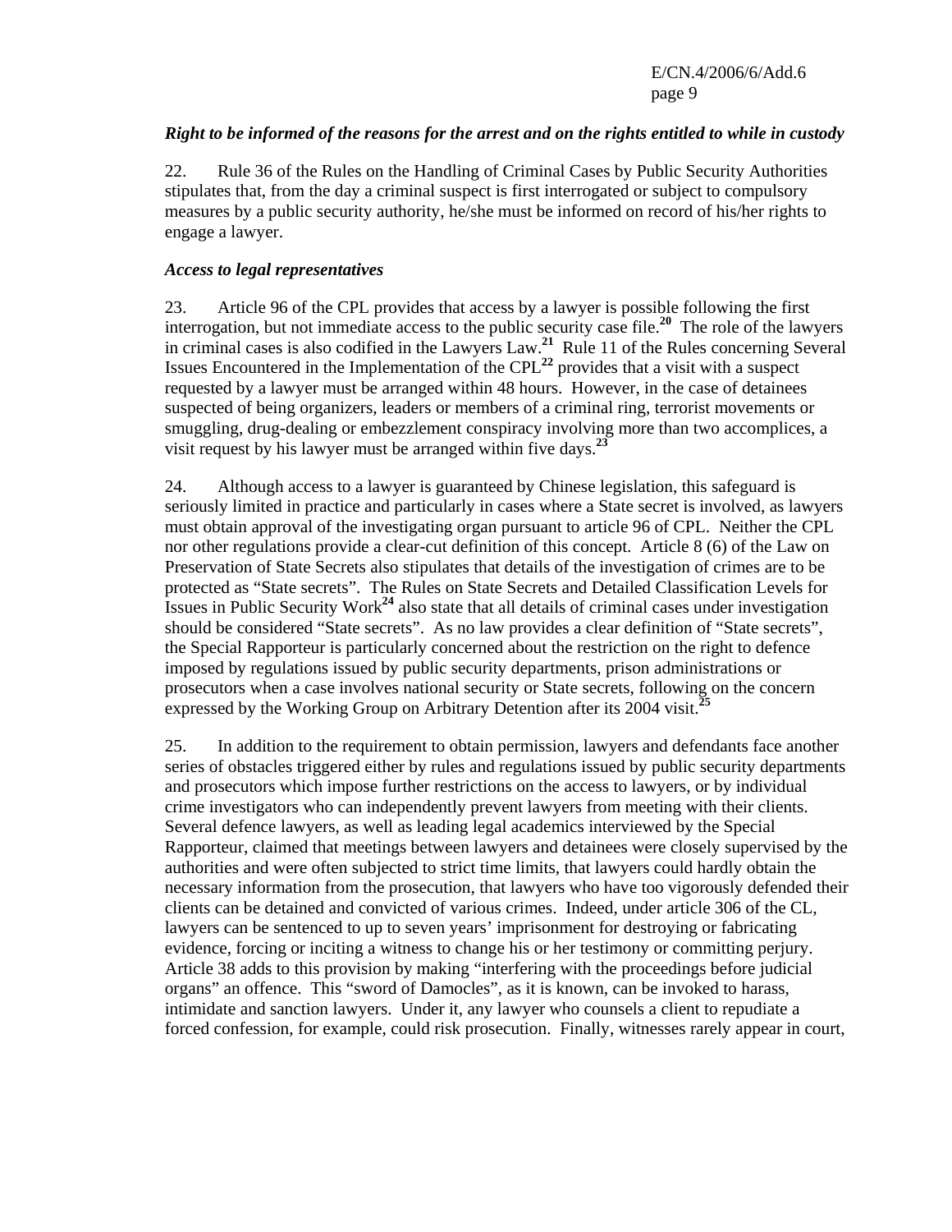*Right to be informed of the reasons for the arrest and on the rights entitled to while in custody*

22. Rule 36 of the Rules on the Handling of Criminal Cases by Public Security Authorities stipulates that, from the day a criminal suspect is first interrogated or subject to compulsory measures by a public security authority, he/she must be informed on record of his/her rights to engage a lawyer.

*Access to legal representatives*

23. Article 96 of the CPL provides that access by a lawyer is possible following the first interrogation, but not immediate access to the public security case file.[20] The role of the lawyers in criminal cases is also codified in the Lawyers Law.[21] Rule 11 of the Rules concerning Several Issues Encountered in the Implementation of the CPL[22] provides that a visit with a suspect requested by a lawyer must be arranged within 48 hours. However, in the case of detainees suspected of being organizers, leaders or members of a criminal ring, terrorist movements or smuggling, drug-dealing or embezzlement conspiracy involving more than two accomplices, a visit request by his lawyer must be arranged within five days.[23]

24. Although access to a lawyer is guaranteed by Chinese legislation, this safeguard is seriously limited in practice and particularly in cases where a State secret is involved, as lawyers must obtain approval of the investigating organ pursuant to article 96 of CPL. Neither the CPL nor other regulations provide a clear-cut definition of this concept. Article 8 (6) of the Law on Preservation of State Secrets also stipulates that details of the investigation of crimes are to be protected as "State secrets". The Rules on State Secrets and Detailed Classification Levels for Issues in Public Security Work[24] also state that all details of criminal cases under investigation should be considered "State secrets". As no law provides a clear definition of "State secrets", the Special Rapporteur is particularly concerned about the restriction on the right to defence imposed by regulations issued by public security departments, prison administrations or prosecutors when a case involves national security or State secrets, following on the concern expressed by the Working Group on Arbitrary Detention after its 2004 visit.[25]

25. In addition to the requirement to obtain permission, lawyers and defendants face another series of obstacles triggered either by rules and regulations issued by public security departments and prosecutors which impose further restrictions on the access to lawyers, or by individual crime investigators who can independently prevent lawyers from meeting with their clients. Several defence lawyers, as well as leading legal academics interviewed by the Special Rapporteur, claimed that meetings between lawyers and detainees were closely supervised by the authorities and were often subjected to strict time limits, that lawyers could hardly obtain the necessary information from the prosecution, that lawyers who have too vigorously defended their clients can be detained and convicted of various crimes. Indeed, under article 306 of the CL, lawyers can be sentenced to up to seven years' imprisonment for destroying or fabricating evidence, forcing or inciting a witness to change his or her testimony or committing perjury. Article 38 adds to this provision by making "interfering with the proceedings before judicial organs" an offence. This "sword of Damocles", as it is known, can be invoked to harass, intimidate and sanction lawyers. Under it, any lawyer who counsels a client to repudiate a forced confession, for example, could risk prosecution. Finally, witnesses rarely appear in court,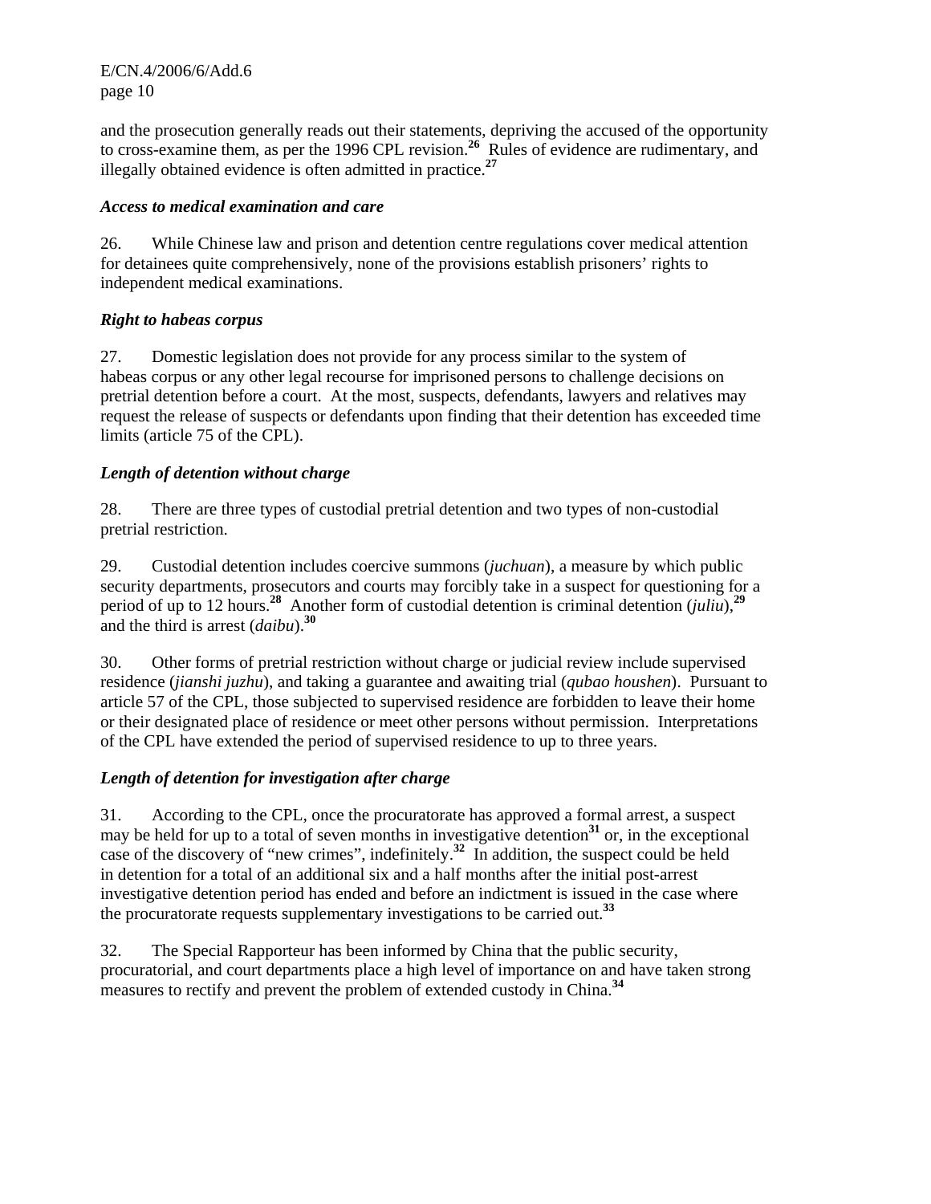and the prosecution generally reads out their statements, depriving the accused of the opportunity to cross-examine them, as per the 1996 CPL revision.[26] Rules of evidence are rudimentary, and illegally obtained evidence is often admitted in practice.[27]

### *Access to medical examination and care*

26. While Chinese law and prison and detention centre regulations cover medical attention for detainees quite comprehensively, none of the provisions establish prisoners' rights to independent medical examinations.

### *Right to habeas corpus*

27. Domestic legislation does not provide for any process similar to the system of habeas corpus or any other legal recourse for imprisoned persons to challenge decisions on pretrial detention before a court. At the most, suspects, defendants, lawyers and relatives may request the release of suspects or defendants upon finding that their detention has exceeded time limits (article 75 of the CPL).

### *Length of detention without charge*

28. There are three types of custodial pretrial detention and two types of non-custodial pretrial restriction.

29. Custodial detention includes coercive summons (*juchuan*), a measure by which public security departments, prosecutors and courts may forcibly take in a suspect for questioning for a period of up to 12 hours.[28] Another form of custodial detention is criminal detention (*juliu*),[29] and the third is arrest (*daibu*).[30]

30. Other forms of pretrial restriction without charge or judicial review include supervised residence (*jianshi juzhu*), and taking a guarantee and awaiting trial (*qubao houshen*). Pursuant to article 57 of the CPL, those subjected to supervised residence are forbidden to leave their home or their designated place of residence or meet other persons without permission. Interpretations of the CPL have extended the period of supervised residence to up to three years.

### *Length of detention for investigation after charge*

31. According to the CPL, once the procuratorate has approved a formal arrest, a suspect may be held for up to a total of seven months in investigative detention[31] or, in the exceptional case of the discovery of "new crimes", indefinitely.[32] In addition, the suspect could be held in detention for a total of an additional six and a half months after the initial post-arrest investigative detention period has ended and before an indictment is issued in the case where the procuratorate requests supplementary investigations to be carried out.[33]

32. The Special Rapporteur has been informed by China that the public security, procuratorial, and court departments place a high level of importance on and have taken strong measures to rectify and prevent the problem of extended custody in China.[34]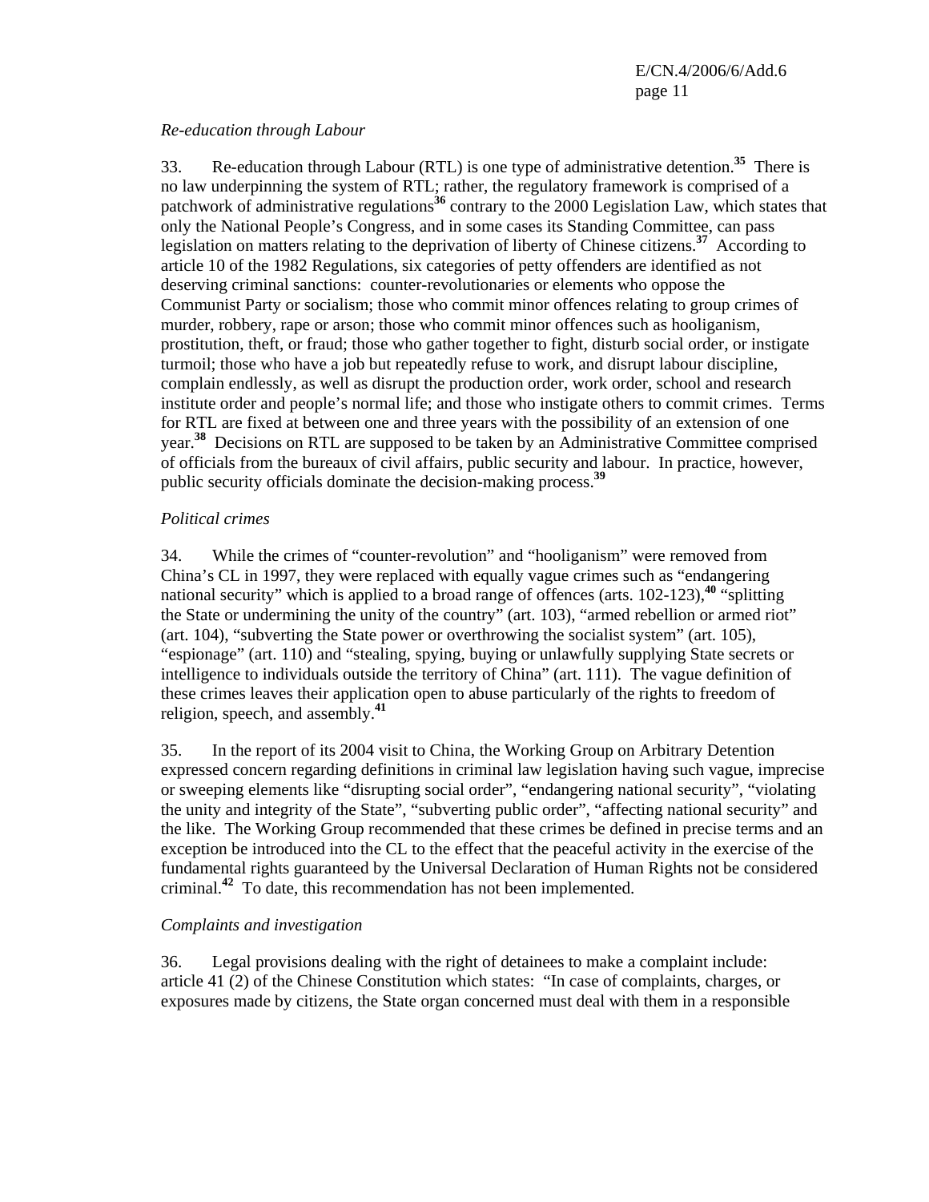*Re-education through Labour*

33. Re-education through Labour (RTL) is one type of administrative detention.[35] There is no law underpinning the system of RTL; rather, the regulatory framework is comprised of a patchwork of administrative regulations[36] contrary to the 2000 Legislation Law, which states that only the National People's Congress, and in some cases its Standing Committee, can pass legislation on matters relating to the deprivation of liberty of Chinese citizens.[37] According to article 10 of the 1982 Regulations, six categories of petty offenders are identified as not deserving criminal sanctions: counter-revolutionaries or elements who oppose the Communist Party or socialism; those who commit minor offences relating to group crimes of murder, robbery, rape or arson; those who commit minor offences such as hooliganism, prostitution, theft, or fraud; those who gather together to fight, disturb social order, or instigate turmoil; those who have a job but repeatedly refuse to work, and disrupt labour discipline, complain endlessly, as well as disrupt the production order, work order, school and research institute order and people's normal life; and those who instigate others to commit crimes. Terms for RTL are fixed at between one and three years with the possibility of an extension of one year.[38] Decisions on RTL are supposed to be taken by an Administrative Committee comprised of officials from the bureaux of civil affairs, public security and labour. In practice, however, public security officials dominate the decision-making process.[39]

*Political crimes*

34. While the crimes of "counter-revolution" and "hooliganism" were removed from China's CL in 1997, they were replaced with equally vague crimes such as "endangering national security" which is applied to a broad range of offences (arts. 102-123),[40] "splitting the State or undermining the unity of the country" (art. 103), "armed rebellion or armed riot" (art. 104), "subverting the State power or overthrowing the socialist system" (art. 105), "espionage" (art. 110) and "stealing, spying, buying or unlawfully supplying State secrets or intelligence to individuals outside the territory of China" (art. 111). The vague definition of these crimes leaves their application open to abuse particularly of the rights to freedom of religion, speech, and assembly.[41]

35. In the report of its 2004 visit to China, the Working Group on Arbitrary Detention expressed concern regarding definitions in criminal law legislation having such vague, imprecise or sweeping elements like "disrupting social order", "endangering national security", "violating the unity and integrity of the State", "subverting public order", "affecting national security" and the like. The Working Group recommended that these crimes be defined in precise terms and an exception be introduced into the CL to the effect that the peaceful activity in the exercise of the fundamental rights guaranteed by the Universal Declaration of Human Rights not be considered criminal.[42] To date, this recommendation has not been implemented.

*Complaints and investigation*

36. Legal provisions dealing with the right of detainees to make a complaint include: article 41 (2) of the Chinese Constitution which states: "In case of complaints, charges, or exposures made by citizens, the State organ concerned must deal with them in a responsible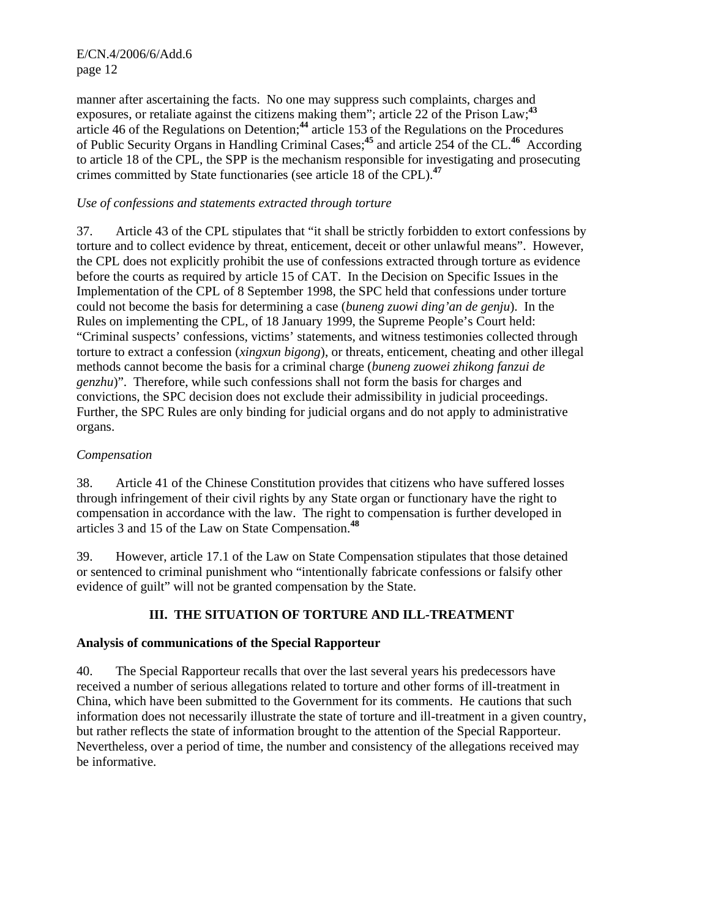manner after ascertaining the facts. No one may suppress such complaints, charges and exposures, or retaliate against the citizens making them"; article 22 of the Prison Law;[43] article 46 of the Regulations on Detention;[44] article 153 of the Regulations on the Procedures of Public Security Organs in Handling Criminal Cases;[45] and article 254 of the CL.[46] According to article 18 of the CPL, the SPP is the mechanism responsible for investigating and prosecuting crimes committed by State functionaries (see article 18 of the CPL).[47]

*Use of confessions and statements extracted through torture*

37. Article 43 of the CPL stipulates that "it shall be strictly forbidden to extort confessions by torture and to collect evidence by threat, enticement, deceit or other unlawful means". However, the CPL does not explicitly prohibit the use of confessions extracted through torture as evidence before the courts as required by article 15 of CAT. In the Decision on Specific Issues in the Implementation of the CPL of 8 September 1998, the SPC held that confessions under torture could not become the basis for determining a case (*buneng zuowi ding'an de genju*). In the Rules on implementing the CPL, of 18 January 1999, the Supreme People's Court held: "Criminal suspects' confessions, victims' statements, and witness testimonies collected through torture to extract a confession (*xingxun bigong*), or threats, enticement, cheating and other illegal methods cannot become the basis for a criminal charge (*buneng zuowei zhikong fanzui de genzhu*)". Therefore, while such confessions shall not form the basis for charges and convictions, the SPC decision does not exclude their admissibility in judicial proceedings. Further, the SPC Rules are only binding for judicial organs and do not apply to administrative organs.

*Compensation*

38. Article 41 of the Chinese Constitution provides that citizens who have suffered losses through infringement of their civil rights by any State organ or functionary have the right to compensation in accordance with the law. The right to compensation is further developed in articles 3 and 15 of the Law on State Compensation.[48]

39. However, article 17.1 of the Law on State Compensation stipulates that those detained or sentenced to criminal punishment who "intentionally fabricate confessions or falsify other evidence of guilt" will not be granted compensation by the State.

## III. THE SITUATION OF TORTURE AND ILL-TREATMENT

### Analysis of communications of the Special Rapporteur

40. The Special Rapporteur recalls that over the last several years his predecessors have received a number of serious allegations related to torture and other forms of ill-treatment in China, which have been submitted to the Government for its comments. He cautions that such information does not necessarily illustrate the state of torture and ill-treatment in a given country, but rather reflects the state of information brought to the attention of the Special Rapporteur. Nevertheless, over a period of time, the number and consistency of the allegations received may be informative.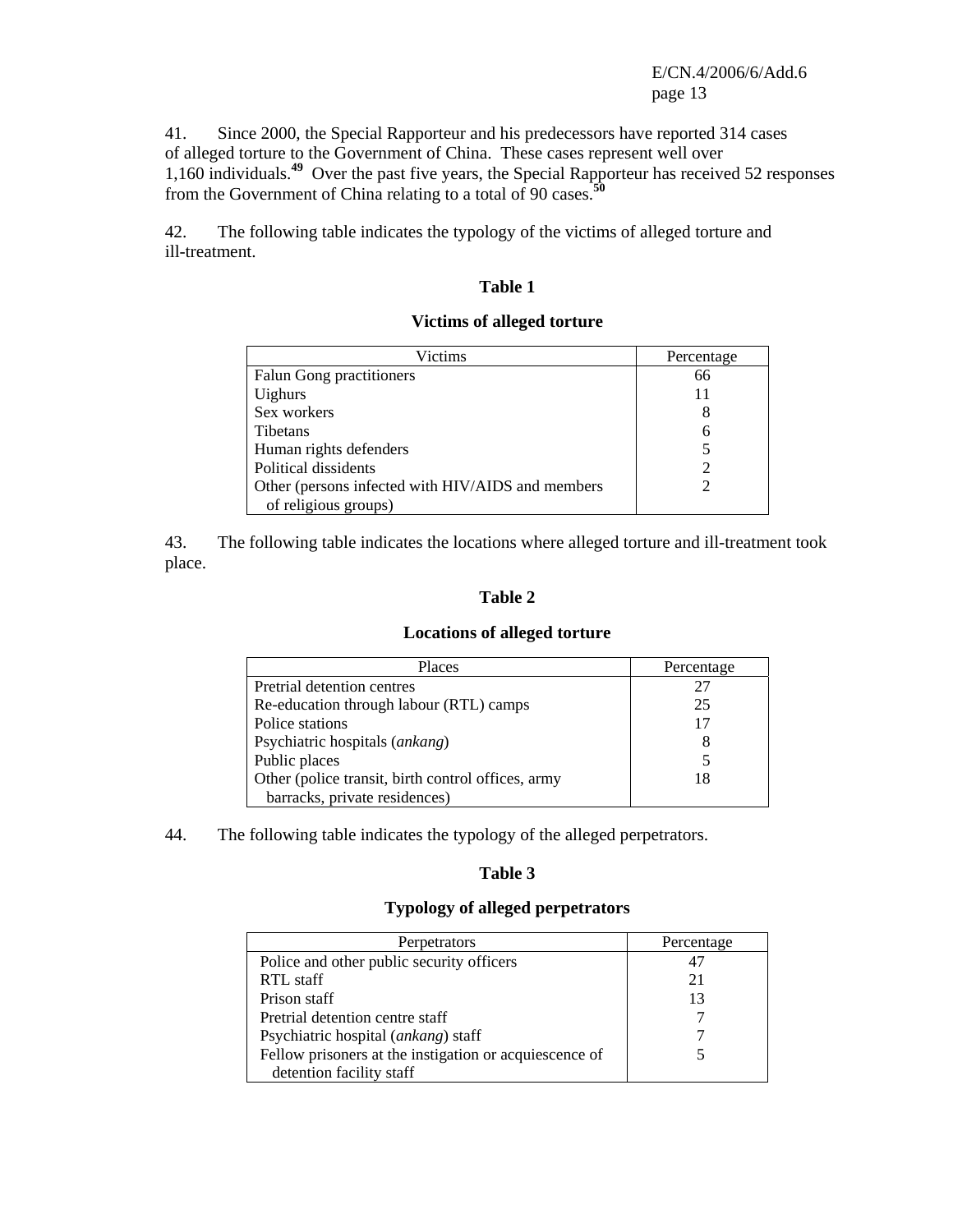41. Since 2000, the Special Rapporteur and his predecessors have reported 314 cases of alleged torture to the Government of China. These cases represent well over 1,160 individuals.[49] Over the past five years, the Special Rapporteur has received 52 responses from the Government of China relating to a total of 90 cases.[50]

42. The following table indicates the typology of the victims of alleged torture and ill-treatment.

**Table 1**

**Victims of alleged torture**

| Victims | Percentage |
|---|---|
| Falun Gong practitioners | 66 |
| Uighurs | 11 |
| Sex workers | 8 |
| Tibetans | 6 |
| Human rights defenders | 5 |
| Political dissidents | 2 |
| Other (persons infected with HIV/AIDS and members of religious groups) | 2 |

43. The following table indicates the locations where alleged torture and ill-treatment took place.

**Table 2**

**Locations of alleged torture**

| Places | Percentage |
|---|---|
| Pretrial detention centres | 27 |
| Re-education through labour (RTL) camps | 25 |
| Police stations | 17 |
| Psychiatric hospitals (*ankang*) | 8 |
| Public places | 5 |
| Other (police transit, birth control offices, army barracks, private residences) | 18 |

44. The following table indicates the typology of the alleged perpetrators.

**Table 3**

**Typology of alleged perpetrators**

| Perpetrators | Percentage |
|---|---|
| Police and other public security officers | 47 |
| RTL staff | 21 |
| Prison staff | 13 |
| Pretrial detention centre staff | 7 |
| Psychiatric hospital (*ankang*) staff | 7 |
| Fellow prisoners at the instigation or acquiescence of detention facility staff | 5 |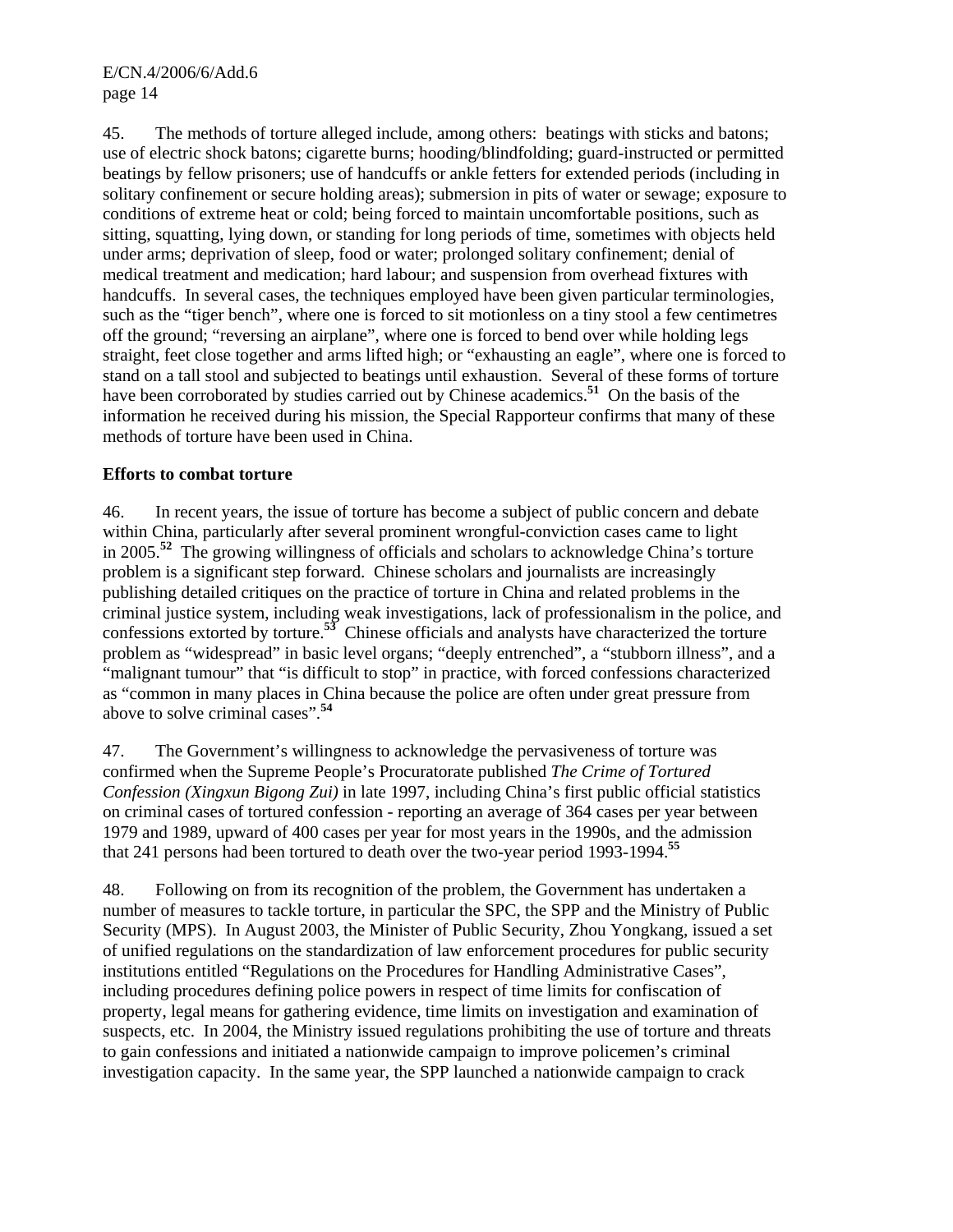45. The methods of torture alleged include, among others: beatings with sticks and batons; use of electric shock batons; cigarette burns; hooding/blindfolding; guard-instructed or permitted beatings by fellow prisoners; use of handcuffs or ankle fetters for extended periods (including in solitary confinement or secure holding areas); submersion in pits of water or sewage; exposure to conditions of extreme heat or cold; being forced to maintain uncomfortable positions, such as sitting, squatting, lying down, or standing for long periods of time, sometimes with objects held under arms; deprivation of sleep, food or water; prolonged solitary confinement; denial of medical treatment and medication; hard labour; and suspension from overhead fixtures with handcuffs. In several cases, the techniques employed have been given particular terminologies, such as the "tiger bench", where one is forced to sit motionless on a tiny stool a few centimetres off the ground; "reversing an airplane", where one is forced to bend over while holding legs straight, feet close together and arms lifted high; or "exhausting an eagle", where one is forced to stand on a tall stool and subjected to beatings until exhaustion. Several of these forms of torture have been corroborated by studies carried out by Chinese academics.[51] On the basis of the information he received during his mission, the Special Rapporteur confirms that many of these methods of torture have been used in China.

**Efforts to combat torture**

46. In recent years, the issue of torture has become a subject of public concern and debate within China, particularly after several prominent wrongful-conviction cases came to light in 2005.[52] The growing willingness of officials and scholars to acknowledge China's torture problem is a significant step forward. Chinese scholars and journalists are increasingly publishing detailed critiques on the practice of torture in China and related problems in the criminal justice system, including weak investigations, lack of professionalism in the police, and confessions extorted by torture.[53] Chinese officials and analysts have characterized the torture problem as "widespread" in basic level organs; "deeply entrenched", a "stubborn illness", and a "malignant tumour" that "is difficult to stop" in practice, with forced confessions characterized as "common in many places in China because the police are often under great pressure from above to solve criminal cases".[54]

47. The Government's willingness to acknowledge the pervasiveness of torture was confirmed when the Supreme People's Procuratorate published *The Crime of Tortured Confession (Xingxun Bigong Zui)* in late 1997, including China's first public official statistics on criminal cases of tortured confession - reporting an average of 364 cases per year between 1979 and 1989, upward of 400 cases per year for most years in the 1990s, and the admission that 241 persons had been tortured to death over the two-year period 1993-1994.[55]

48. Following on from its recognition of the problem, the Government has undertaken a number of measures to tackle torture, in particular the SPC, the SPP and the Ministry of Public Security (MPS). In August 2003, the Minister of Public Security, Zhou Yongkang, issued a set of unified regulations on the standardization of law enforcement procedures for public security institutions entitled "Regulations on the Procedures for Handling Administrative Cases", including procedures defining police powers in respect of time limits for confiscation of property, legal means for gathering evidence, time limits on investigation and examination of suspects, etc. In 2004, the Ministry issued regulations prohibiting the use of torture and threats to gain confessions and initiated a nationwide campaign to improve policemen's criminal investigation capacity. In the same year, the SPP launched a nationwide campaign to crack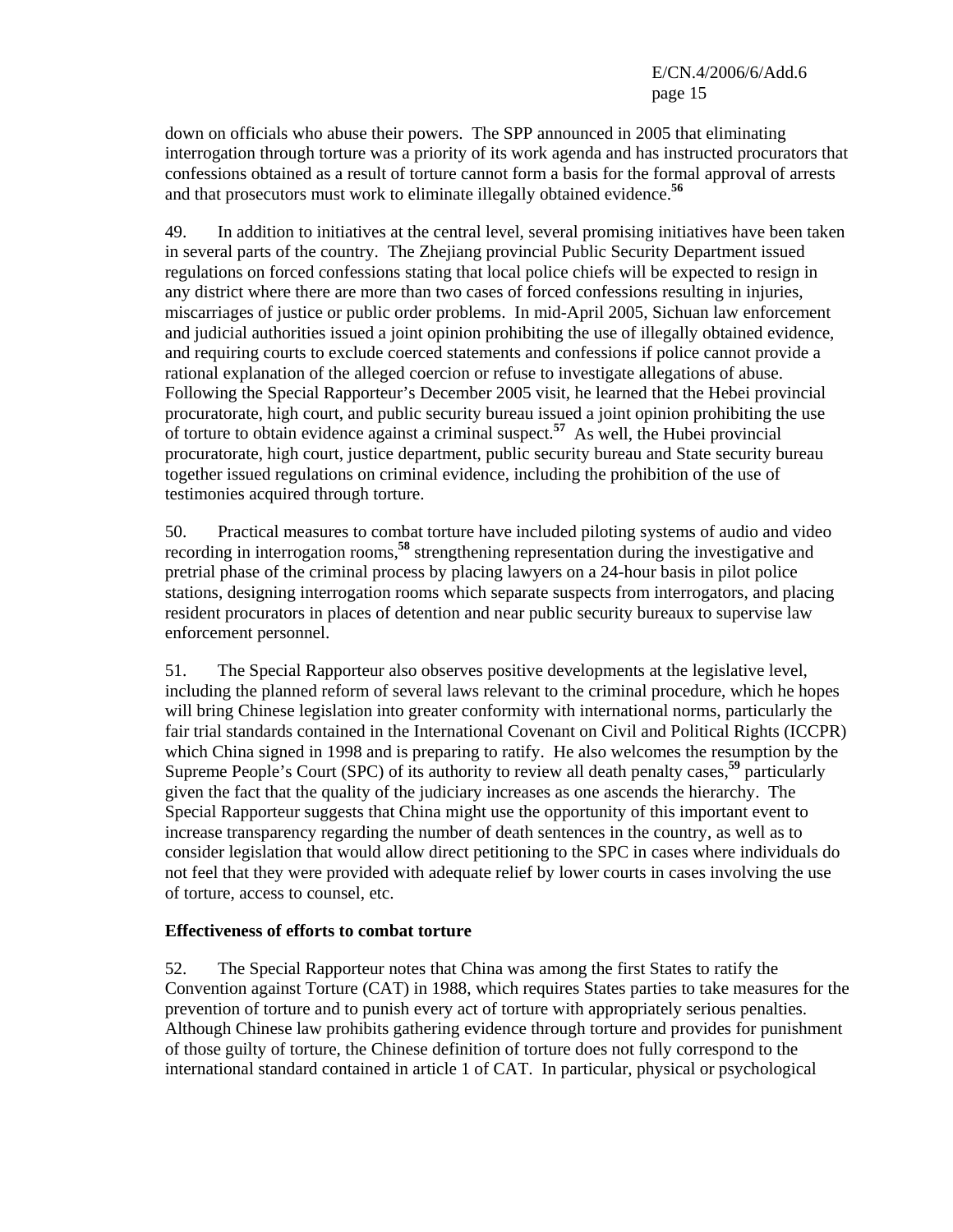down on officials who abuse their powers. The SPP announced in 2005 that eliminating interrogation through torture was a priority of its work agenda and has instructed procurators that confessions obtained as a result of torture cannot form a basis for the formal approval of arrests and that prosecutors must work to eliminate illegally obtained evidence.[56]

49. In addition to initiatives at the central level, several promising initiatives have been taken in several parts of the country. The Zhejiang provincial Public Security Department issued regulations on forced confessions stating that local police chiefs will be expected to resign in any district where there are more than two cases of forced confessions resulting in injuries, miscarriages of justice or public order problems. In mid-April 2005, Sichuan law enforcement and judicial authorities issued a joint opinion prohibiting the use of illegally obtained evidence, and requiring courts to exclude coerced statements and confessions if police cannot provide a rational explanation of the alleged coercion or refuse to investigate allegations of abuse. Following the Special Rapporteur's December 2005 visit, he learned that the Hebei provincial procuratorate, high court, and public security bureau issued a joint opinion prohibiting the use of torture to obtain evidence against a criminal suspect.[57] As well, the Hubei provincial procuratorate, high court, justice department, public security bureau and State security bureau together issued regulations on criminal evidence, including the prohibition of the use of testimonies acquired through torture.

50. Practical measures to combat torture have included piloting systems of audio and video recording in interrogation rooms,[58] strengthening representation during the investigative and pretrial phase of the criminal process by placing lawyers on a 24-hour basis in pilot police stations, designing interrogation rooms which separate suspects from interrogators, and placing resident procurators in places of detention and near public security bureaux to supervise law enforcement personnel.

51. The Special Rapporteur also observes positive developments at the legislative level, including the planned reform of several laws relevant to the criminal procedure, which he hopes will bring Chinese legislation into greater conformity with international norms, particularly the fair trial standards contained in the International Covenant on Civil and Political Rights (ICCPR) which China signed in 1998 and is preparing to ratify. He also welcomes the resumption by the Supreme People's Court (SPC) of its authority to review all death penalty cases,[59] particularly given the fact that the quality of the judiciary increases as one ascends the hierarchy. The Special Rapporteur suggests that China might use the opportunity of this important event to increase transparency regarding the number of death sentences in the country, as well as to consider legislation that would allow direct petitioning to the SPC in cases where individuals do not feel that they were provided with adequate relief by lower courts in cases involving the use of torture, access to counsel, etc.

### Effectiveness of efforts to combat torture

52. The Special Rapporteur notes that China was among the first States to ratify the Convention against Torture (CAT) in 1988, which requires States parties to take measures for the prevention of torture and to punish every act of torture with appropriately serious penalties. Although Chinese law prohibits gathering evidence through torture and provides for punishment of those guilty of torture, the Chinese definition of torture does not fully correspond to the international standard contained in article 1 of CAT. In particular, physical or psychological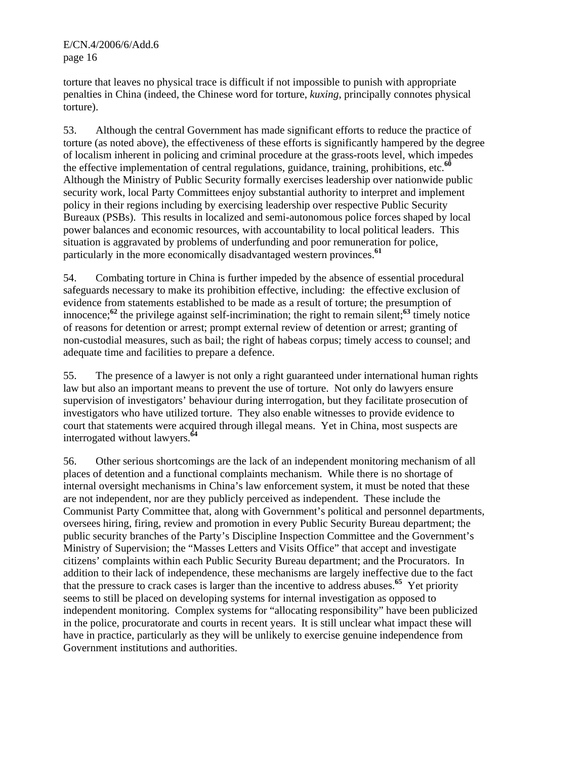torture that leaves no physical trace is difficult if not impossible to punish with appropriate penalties in China (indeed, the Chinese word for torture, *kuxing*, principally connotes physical torture).

53. Although the central Government has made significant efforts to reduce the practice of torture (as noted above), the effectiveness of these efforts is significantly hampered by the degree of localism inherent in policing and criminal procedure at the grass-roots level, which impedes the effective implementation of central regulations, guidance, training, prohibitions, etc.[60] Although the Ministry of Public Security formally exercises leadership over nationwide public security work, local Party Committees enjoy substantial authority to interpret and implement policy in their regions including by exercising leadership over respective Public Security Bureaux (PSBs). This results in localized and semi-autonomous police forces shaped by local power balances and economic resources, with accountability to local political leaders. This situation is aggravated by problems of underfunding and poor remuneration for police, particularly in the more economically disadvantaged western provinces.[61]

54. Combating torture in China is further impeded by the absence of essential procedural safeguards necessary to make its prohibition effective, including: the effective exclusion of evidence from statements established to be made as a result of torture; the presumption of innocence;[62] the privilege against self-incrimination; the right to remain silent;[63] timely notice of reasons for detention or arrest; prompt external review of detention or arrest; granting of non-custodial measures, such as bail; the right of habeas corpus; timely access to counsel; and adequate time and facilities to prepare a defence.

55. The presence of a lawyer is not only a right guaranteed under international human rights law but also an important means to prevent the use of torture. Not only do lawyers ensure supervision of investigators' behaviour during interrogation, but they facilitate prosecution of investigators who have utilized torture. They also enable witnesses to provide evidence to court that statements were acquired through illegal means. Yet in China, most suspects are interrogated without lawyers.[64]

56. Other serious shortcomings are the lack of an independent monitoring mechanism of all places of detention and a functional complaints mechanism. While there is no shortage of internal oversight mechanisms in China's law enforcement system, it must be noted that these are not independent, nor are they publicly perceived as independent. These include the Communist Party Committee that, along with Government's political and personnel departments, oversees hiring, firing, review and promotion in every Public Security Bureau department; the public security branches of the Party's Discipline Inspection Committee and the Government's Ministry of Supervision; the "Masses Letters and Visits Office" that accept and investigate citizens' complaints within each Public Security Bureau department; and the Procurators. In addition to their lack of independence, these mechanisms are largely ineffective due to the fact that the pressure to crack cases is larger than the incentive to address abuses.[65] Yet priority seems to still be placed on developing systems for internal investigation as opposed to independent monitoring. Complex systems for "allocating responsibility" have been publicized in the police, procuratorate and courts in recent years. It is still unclear what impact these will have in practice, particularly as they will be unlikely to exercise genuine independence from Government institutions and authorities.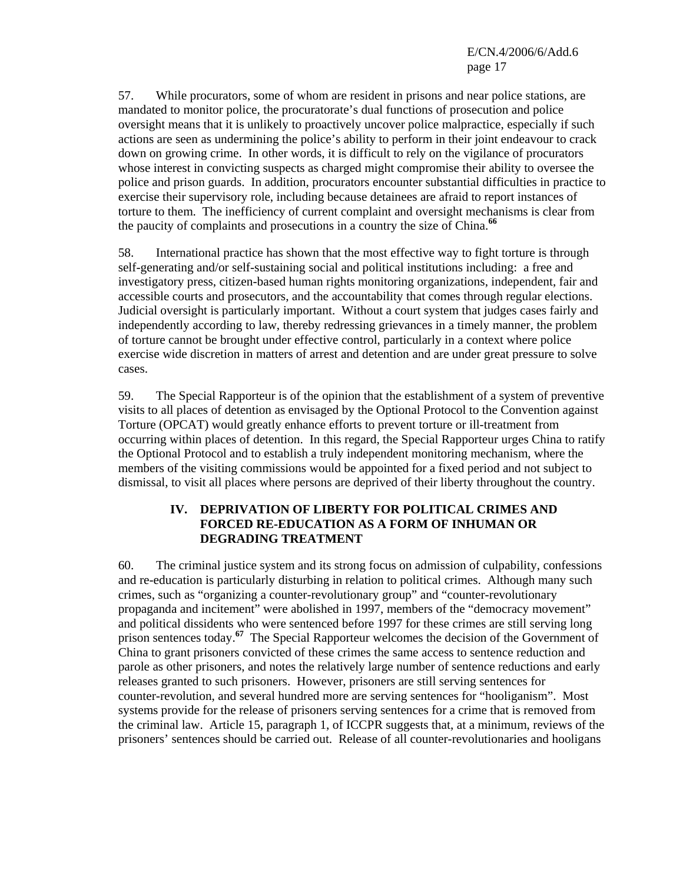57. While procurators, some of whom are resident in prisons and near police stations, are mandated to monitor police, the procuratorate's dual functions of prosecution and police oversight means that it is unlikely to proactively uncover police malpractice, especially if such actions are seen as undermining the police's ability to perform in their joint endeavour to crack down on growing crime. In other words, it is difficult to rely on the vigilance of procurators whose interest in convicting suspects as charged might compromise their ability to oversee the police and prison guards. In addition, procurators encounter substantial difficulties in practice to exercise their supervisory role, including because detainees are afraid to report instances of torture to them. The inefficiency of current complaint and oversight mechanisms is clear from the paucity of complaints and prosecutions in a country the size of China.[66]

58. International practice has shown that the most effective way to fight torture is through self-generating and/or self-sustaining social and political institutions including: a free and investigatory press, citizen-based human rights monitoring organizations, independent, fair and accessible courts and prosecutors, and the accountability that comes through regular elections. Judicial oversight is particularly important. Without a court system that judges cases fairly and independently according to law, thereby redressing grievances in a timely manner, the problem of torture cannot be brought under effective control, particularly in a context where police exercise wide discretion in matters of arrest and detention and are under great pressure to solve cases.

59. The Special Rapporteur is of the opinion that the establishment of a system of preventive visits to all places of detention as envisaged by the Optional Protocol to the Convention against Torture (OPCAT) would greatly enhance efforts to prevent torture or ill-treatment from occurring within places of detention. In this regard, the Special Rapporteur urges China to ratify the Optional Protocol and to establish a truly independent monitoring mechanism, where the members of the visiting commissions would be appointed for a fixed period and not subject to dismissal, to visit all places where persons are deprived of their liberty throughout the country.

## IV. DEPRIVATION OF LIBERTY FOR POLITICAL CRIMES AND FORCED RE-EDUCATION AS A FORM OF INHUMAN OR DEGRADING TREATMENT

60. The criminal justice system and its strong focus on admission of culpability, confessions and re-education is particularly disturbing in relation to political crimes. Although many such crimes, such as "organizing a counter-revolutionary group" and "counter-revolutionary propaganda and incitement" were abolished in 1997, members of the "democracy movement" and political dissidents who were sentenced before 1997 for these crimes are still serving long prison sentences today.[67] The Special Rapporteur welcomes the decision of the Government of China to grant prisoners convicted of these crimes the same access to sentence reduction and parole as other prisoners, and notes the relatively large number of sentence reductions and early releases granted to such prisoners. However, prisoners are still serving sentences for counter-revolution, and several hundred more are serving sentences for "hooliganism". Most systems provide for the release of prisoners serving sentences for a crime that is removed from the criminal law. Article 15, paragraph 1, of ICCPR suggests that, at a minimum, reviews of the prisoners' sentences should be carried out. Release of all counter-revolutionaries and hooligans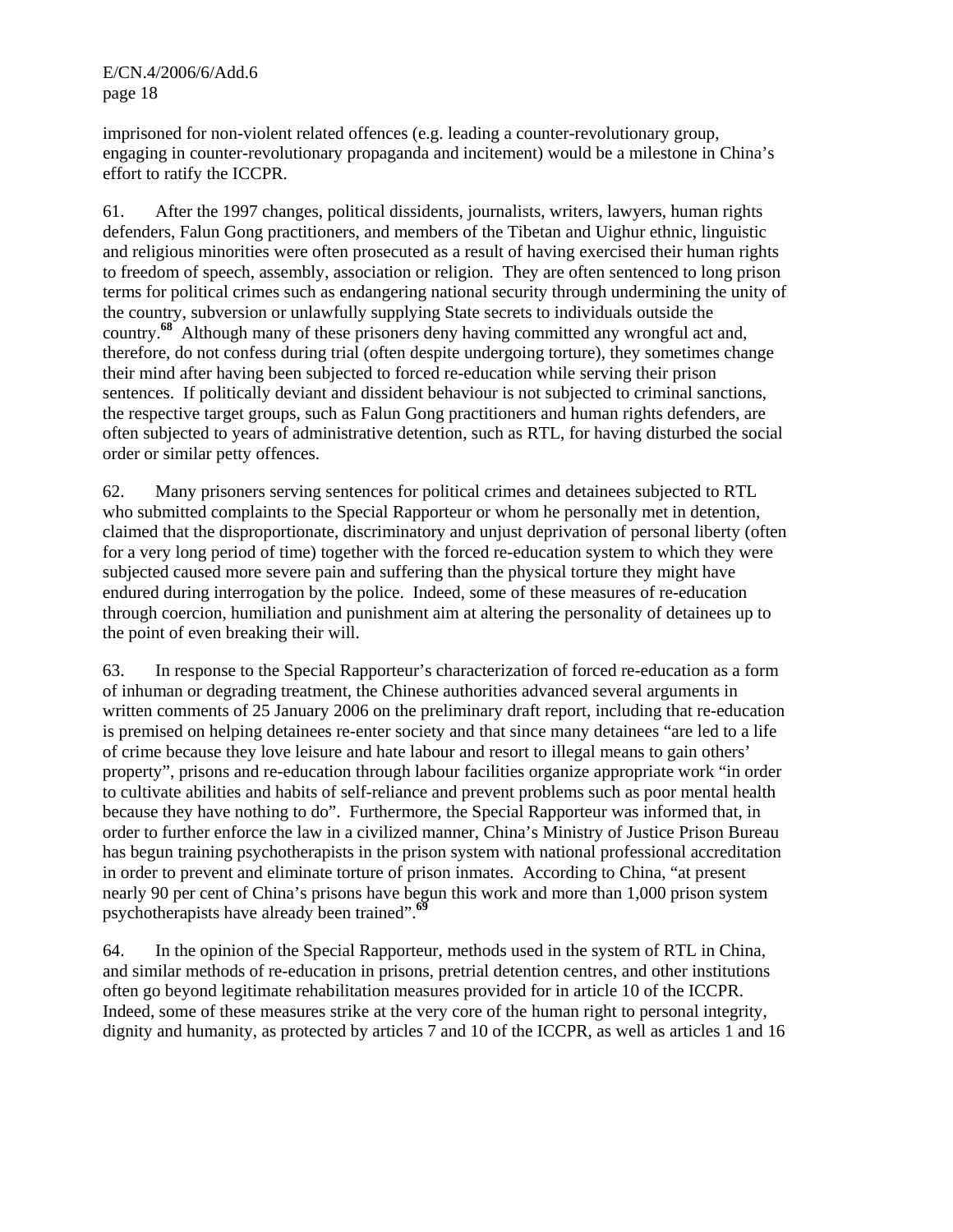imprisoned for non-violent related offences (e.g. leading a counter-revolutionary group, engaging in counter-revolutionary propaganda and incitement) would be a milestone in China's effort to ratify the ICCPR.

61. After the 1997 changes, political dissidents, journalists, writers, lawyers, human rights defenders, Falun Gong practitioners, and members of the Tibetan and Uighur ethnic, linguistic and religious minorities were often prosecuted as a result of having exercised their human rights to freedom of speech, assembly, association or religion. They are often sentenced to long prison terms for political crimes such as endangering national security through undermining the unity of the country, subversion or unlawfully supplying State secrets to individuals outside the country.[68] Although many of these prisoners deny having committed any wrongful act and, therefore, do not confess during trial (often despite undergoing torture), they sometimes change their mind after having been subjected to forced re-education while serving their prison sentences. If politically deviant and dissident behaviour is not subjected to criminal sanctions, the respective target groups, such as Falun Gong practitioners and human rights defenders, are often subjected to years of administrative detention, such as RTL, for having disturbed the social order or similar petty offences.

62. Many prisoners serving sentences for political crimes and detainees subjected to RTL who submitted complaints to the Special Rapporteur or whom he personally met in detention, claimed that the disproportionate, discriminatory and unjust deprivation of personal liberty (often for a very long period of time) together with the forced re-education system to which they were subjected caused more severe pain and suffering than the physical torture they might have endured during interrogation by the police. Indeed, some of these measures of re-education through coercion, humiliation and punishment aim at altering the personality of detainees up to the point of even breaking their will.

63. In response to the Special Rapporteur's characterization of forced re-education as a form of inhuman or degrading treatment, the Chinese authorities advanced several arguments in written comments of 25 January 2006 on the preliminary draft report, including that re-education is premised on helping detainees re-enter society and that since many detainees "are led to a life of crime because they love leisure and hate labour and resort to illegal means to gain others' property", prisons and re-education through labour facilities organize appropriate work "in order to cultivate abilities and habits of self-reliance and prevent problems such as poor mental health because they have nothing to do". Furthermore, the Special Rapporteur was informed that, in order to further enforce the law in a civilized manner, China's Ministry of Justice Prison Bureau has begun training psychotherapists in the prison system with national professional accreditation in order to prevent and eliminate torture of prison inmates. According to China, "at present nearly 90 per cent of China's prisons have begun this work and more than 1,000 prison system psychotherapists have already been trained".[69]

64. In the opinion of the Special Rapporteur, methods used in the system of RTL in China, and similar methods of re-education in prisons, pretrial detention centres, and other institutions often go beyond legitimate rehabilitation measures provided for in article 10 of the ICCPR. Indeed, some of these measures strike at the very core of the human right to personal integrity, dignity and humanity, as protected by articles 7 and 10 of the ICCPR, as well as articles 1 and 16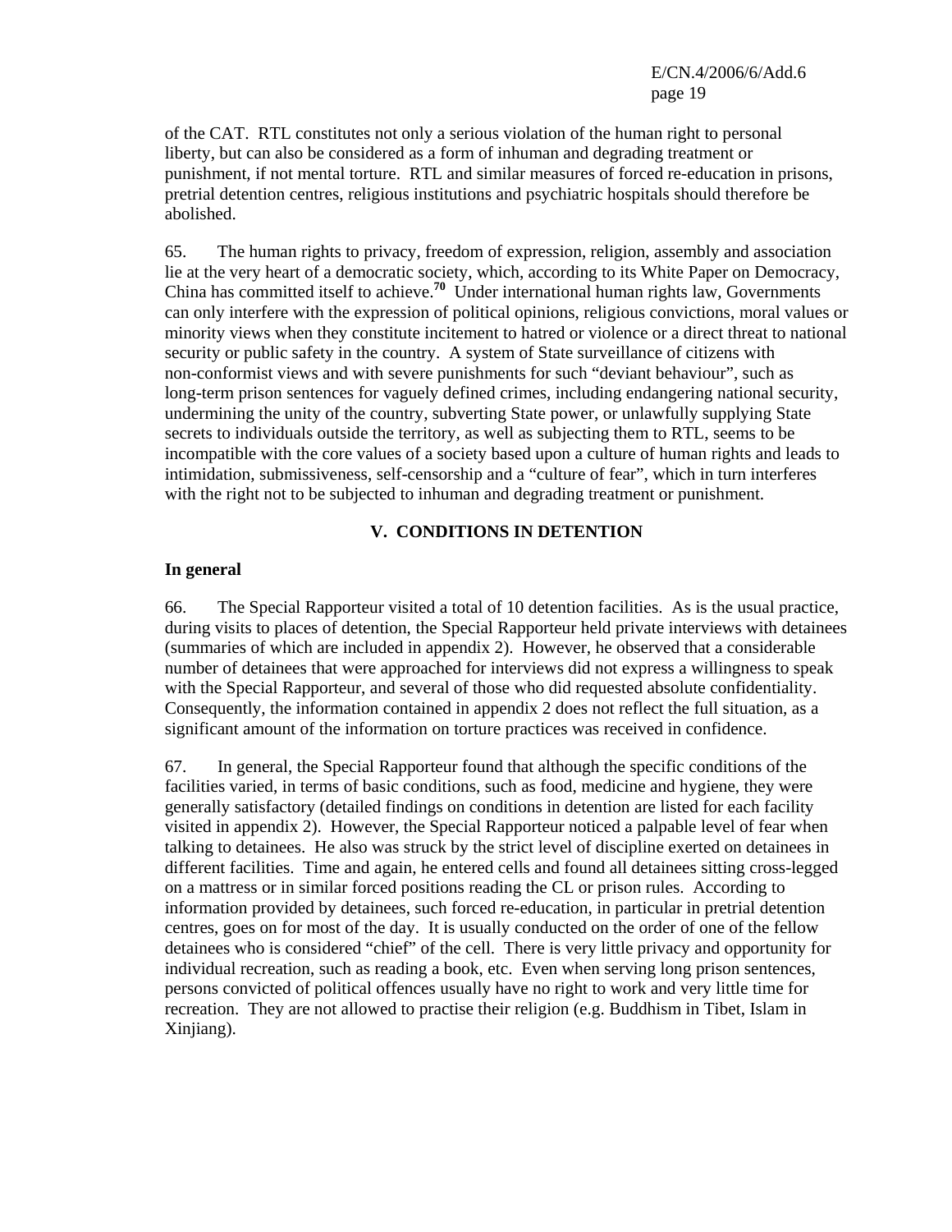of the CAT. RTL constitutes not only a serious violation of the human right to personal liberty, but can also be considered as a form of inhuman and degrading treatment or punishment, if not mental torture. RTL and similar measures of forced re-education in prisons, pretrial detention centres, religious institutions and psychiatric hospitals should therefore be abolished.

65. The human rights to privacy, freedom of expression, religion, assembly and association lie at the very heart of a democratic society, which, according to its White Paper on Democracy, China has committed itself to achieve.[70] Under international human rights law, Governments can only interfere with the expression of political opinions, religious convictions, moral values or minority views when they constitute incitement to hatred or violence or a direct threat to national security or public safety in the country. A system of State surveillance of citizens with non-conformist views and with severe punishments for such "deviant behaviour", such as long-term prison sentences for vaguely defined crimes, including endangering national security, undermining the unity of the country, subverting State power, or unlawfully supplying State secrets to individuals outside the territory, as well as subjecting them to RTL, seems to be incompatible with the core values of a society based upon a culture of human rights and leads to intimidation, submissiveness, self-censorship and a "culture of fear", which in turn interferes with the right not to be subjected to inhuman and degrading treatment or punishment.

## V. CONDITIONS IN DETENTION

### In general

66. The Special Rapporteur visited a total of 10 detention facilities. As is the usual practice, during visits to places of detention, the Special Rapporteur held private interviews with detainees (summaries of which are included in appendix 2). However, he observed that a considerable number of detainees that were approached for interviews did not express a willingness to speak with the Special Rapporteur, and several of those who did requested absolute confidentiality. Consequently, the information contained in appendix 2 does not reflect the full situation, as a significant amount of the information on torture practices was received in confidence.

67. In general, the Special Rapporteur found that although the specific conditions of the facilities varied, in terms of basic conditions, such as food, medicine and hygiene, they were generally satisfactory (detailed findings on conditions in detention are listed for each facility visited in appendix 2). However, the Special Rapporteur noticed a palpable level of fear when talking to detainees. He also was struck by the strict level of discipline exerted on detainees in different facilities. Time and again, he entered cells and found all detainees sitting cross-legged on a mattress or in similar forced positions reading the CL or prison rules. According to information provided by detainees, such forced re-education, in particular in pretrial detention centres, goes on for most of the day. It is usually conducted on the order of one of the fellow detainees who is considered "chief" of the cell. There is very little privacy and opportunity for individual recreation, such as reading a book, etc. Even when serving long prison sentences, persons convicted of political offences usually have no right to work and very little time for recreation. They are not allowed to practise their religion (e.g. Buddhism in Tibet, Islam in Xinjiang).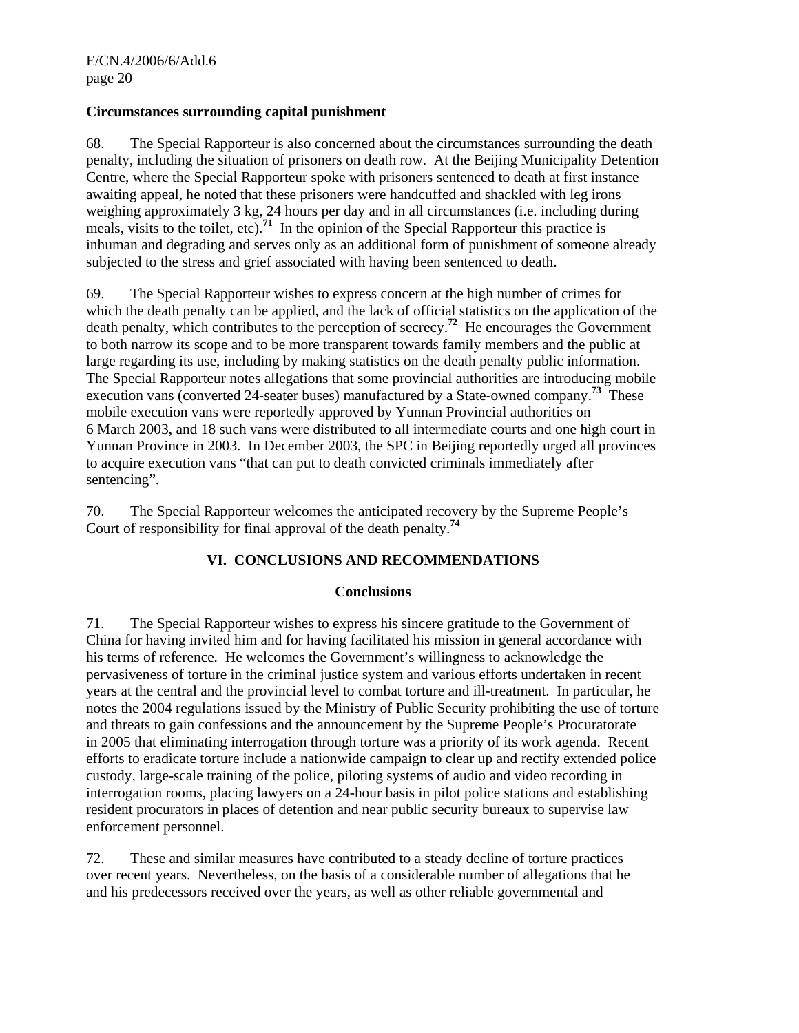**Circumstances surrounding capital punishment**

68. The Special Rapporteur is also concerned about the circumstances surrounding the death penalty, including the situation of prisoners on death row. At the Beijing Municipality Detention Centre, where the Special Rapporteur spoke with prisoners sentenced to death at first instance awaiting appeal, he noted that these prisoners were handcuffed and shackled with leg irons weighing approximately 3 kg, 24 hours per day and in all circumstances (i.e. including during meals, visits to the toilet, etc).[71] In the opinion of the Special Rapporteur this practice is inhuman and degrading and serves only as an additional form of punishment of someone already subjected to the stress and grief associated with having been sentenced to death.

69. The Special Rapporteur wishes to express concern at the high number of crimes for which the death penalty can be applied, and the lack of official statistics on the application of the death penalty, which contributes to the perception of secrecy.[72] He encourages the Government to both narrow its scope and to be more transparent towards family members and the public at large regarding its use, including by making statistics on the death penalty public information. The Special Rapporteur notes allegations that some provincial authorities are introducing mobile execution vans (converted 24-seater buses) manufactured by a State-owned company.[73] These mobile execution vans were reportedly approved by Yunnan Provincial authorities on 6 March 2003, and 18 such vans were distributed to all intermediate courts and one high court in Yunnan Province in 2003. In December 2003, the SPC in Beijing reportedly urged all provinces to acquire execution vans "that can put to death convicted criminals immediately after sentencing".

70. The Special Rapporteur welcomes the anticipated recovery by the Supreme People's Court of responsibility for final approval of the death penalty.[74]

## VI. CONCLUSIONS AND RECOMMENDATIONS

### Conclusions

71. The Special Rapporteur wishes to express his sincere gratitude to the Government of China for having invited him and for having facilitated his mission in general accordance with his terms of reference. He welcomes the Government's willingness to acknowledge the pervasiveness of torture in the criminal justice system and various efforts undertaken in recent years at the central and the provincial level to combat torture and ill-treatment. In particular, he notes the 2004 regulations issued by the Ministry of Public Security prohibiting the use of torture and threats to gain confessions and the announcement by the Supreme People's Procuratorate in 2005 that eliminating interrogation through torture was a priority of its work agenda. Recent efforts to eradicate torture include a nationwide campaign to clear up and rectify extended police custody, large-scale training of the police, piloting systems of audio and video recording in interrogation rooms, placing lawyers on a 24-hour basis in pilot police stations and establishing resident procurators in places of detention and near public security bureaux to supervise law enforcement personnel.

72. These and similar measures have contributed to a steady decline of torture practices over recent years. Nevertheless, on the basis of a considerable number of allegations that he and his predecessors received over the years, as well as other reliable governmental and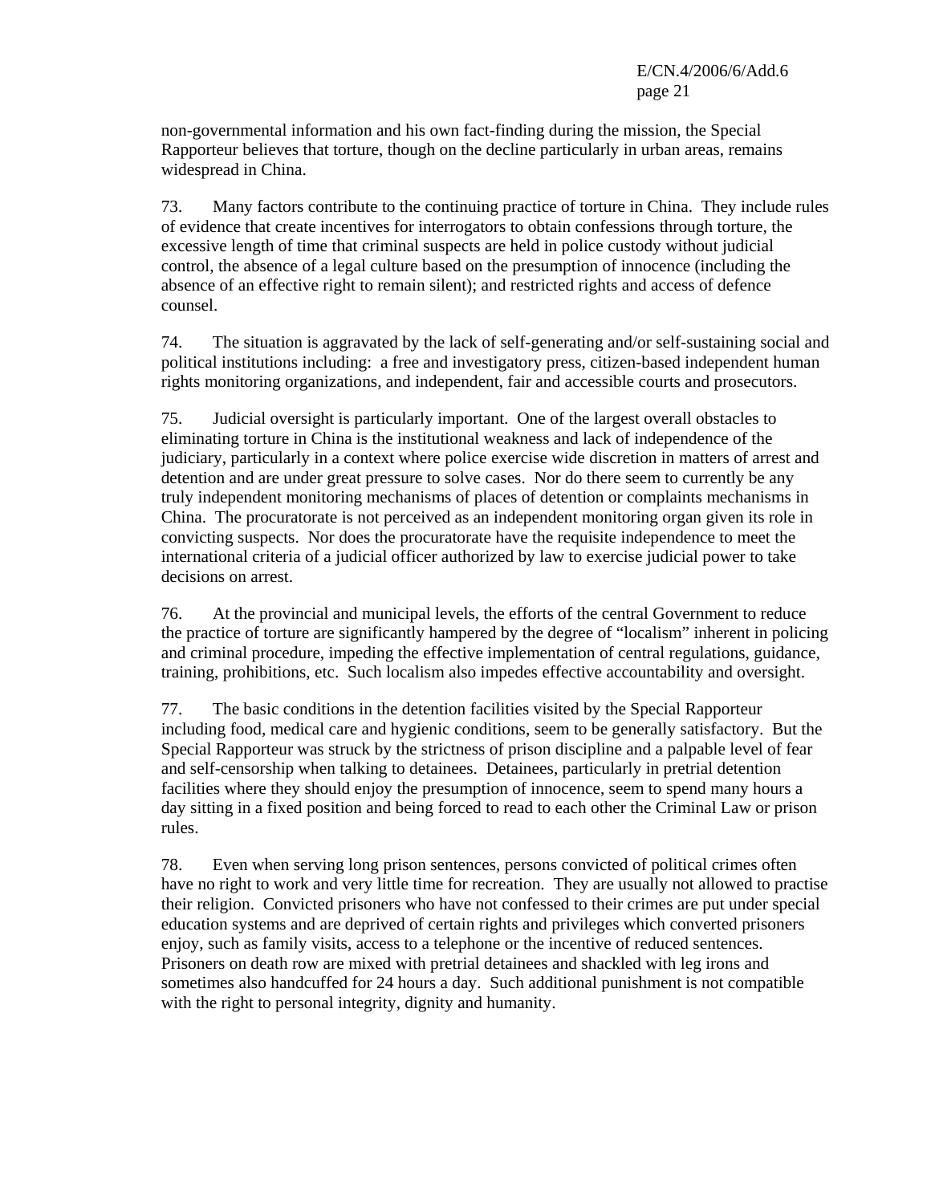non-governmental information and his own fact-finding during the mission, the Special Rapporteur believes that torture, though on the decline particularly in urban areas, remains widespread in China.

73. Many factors contribute to the continuing practice of torture in China. They include rules of evidence that create incentives for interrogators to obtain confessions through torture, the excessive length of time that criminal suspects are held in police custody without judicial control, the absence of a legal culture based on the presumption of innocence (including the absence of an effective right to remain silent); and restricted rights and access of defence counsel.

74. The situation is aggravated by the lack of self-generating and/or self-sustaining social and political institutions including: a free and investigatory press, citizen-based independent human rights monitoring organizations, and independent, fair and accessible courts and prosecutors.

75. Judicial oversight is particularly important. One of the largest overall obstacles to eliminating torture in China is the institutional weakness and lack of independence of the judiciary, particularly in a context where police exercise wide discretion in matters of arrest and detention and are under great pressure to solve cases. Nor do there seem to currently be any truly independent monitoring mechanisms of places of detention or complaints mechanisms in China. The procuratorate is not perceived as an independent monitoring organ given its role in convicting suspects. Nor does the procuratorate have the requisite independence to meet the international criteria of a judicial officer authorized by law to exercise judicial power to take decisions on arrest.

76. At the provincial and municipal levels, the efforts of the central Government to reduce the practice of torture are significantly hampered by the degree of “localism” inherent in policing and criminal procedure, impeding the effective implementation of central regulations, guidance, training, prohibitions, etc. Such localism also impedes effective accountability and oversight.

77. The basic conditions in the detention facilities visited by the Special Rapporteur including food, medical care and hygienic conditions, seem to be generally satisfactory. But the Special Rapporteur was struck by the strictness of prison discipline and a palpable level of fear and self-censorship when talking to detainees. Detainees, particularly in pretrial detention facilities where they should enjoy the presumption of innocence, seem to spend many hours a day sitting in a fixed position and being forced to read to each other the Criminal Law or prison rules.

78. Even when serving long prison sentences, persons convicted of political crimes often have no right to work and very little time for recreation. They are usually not allowed to practise their religion. Convicted prisoners who have not confessed to their crimes are put under special education systems and are deprived of certain rights and privileges which converted prisoners enjoy, such as family visits, access to a telephone or the incentive of reduced sentences. Prisoners on death row are mixed with pretrial detainees and shackled with leg irons and sometimes also handcuffed for 24 hours a day. Such additional punishment is not compatible with the right to personal integrity, dignity and humanity.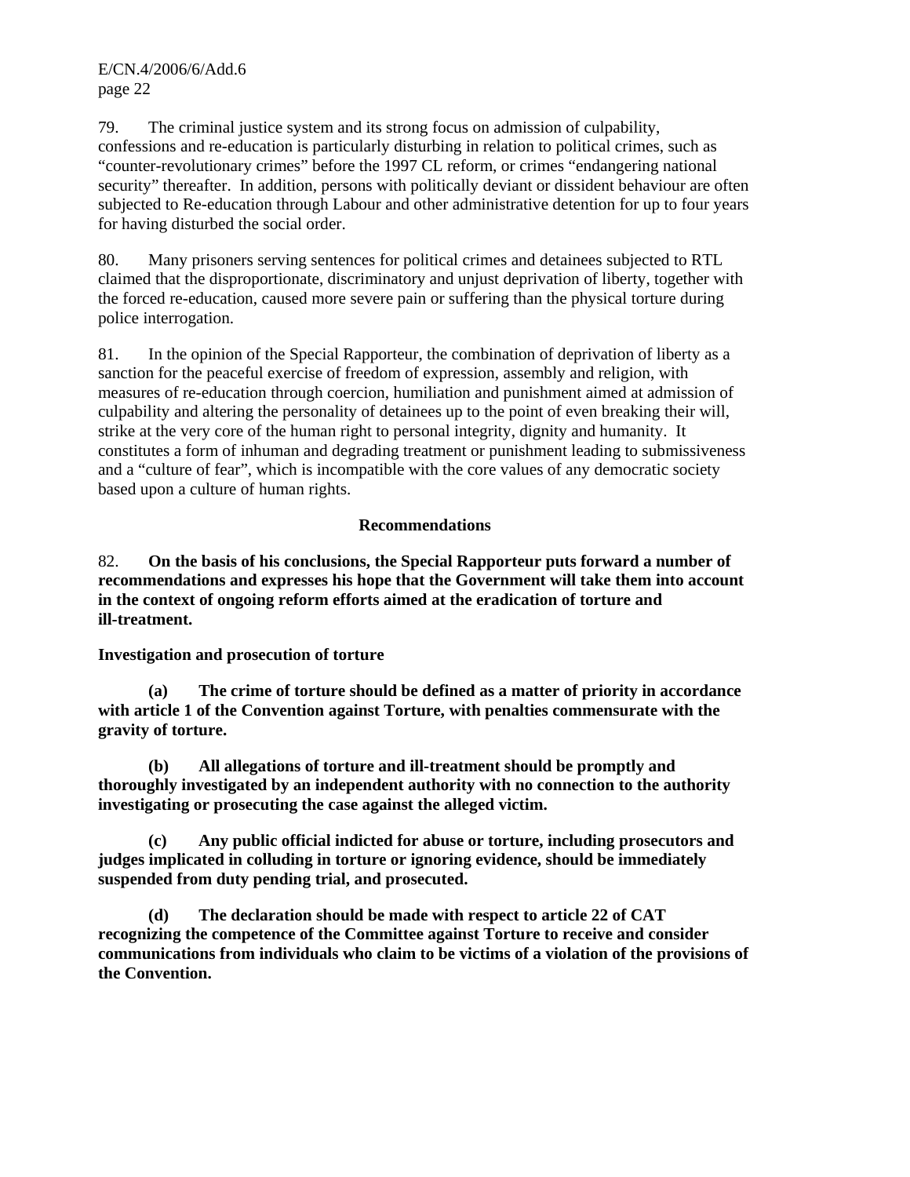79. The criminal justice system and its strong focus on admission of culpability, confessions and re-education is particularly disturbing in relation to political crimes, such as "counter-revolutionary crimes" before the 1997 CL reform, or crimes "endangering national security" thereafter. In addition, persons with politically deviant or dissident behaviour are often subjected to Re-education through Labour and other administrative detention for up to four years for having disturbed the social order.

80. Many prisoners serving sentences for political crimes and detainees subjected to RTL claimed that the disproportionate, discriminatory and unjust deprivation of liberty, together with the forced re-education, caused more severe pain or suffering than the physical torture during police interrogation.

81. In the opinion of the Special Rapporteur, the combination of deprivation of liberty as a sanction for the peaceful exercise of freedom of expression, assembly and religion, with measures of re-education through coercion, humiliation and punishment aimed at admission of culpability and altering the personality of detainees up to the point of even breaking their will, strike at the very core of the human right to personal integrity, dignity and humanity. It constitutes a form of inhuman and degrading treatment or punishment leading to submissiveness and a "culture of fear", which is incompatible with the core values of any democratic society based upon a culture of human rights.

## Recommendations

82. **On the basis of his conclusions, the Special Rapporteur puts forward a number of recommendations and expresses his hope that the Government will take them into account in the context of ongoing reform efforts aimed at the eradication of torture and ill-treatment.**

### Investigation and prosecution of torture

**(a) The crime of torture should be defined as a matter of priority in accordance with article 1 of the Convention against Torture, with penalties commensurate with the gravity of torture.**

**(b) All allegations of torture and ill-treatment should be promptly and thoroughly investigated by an independent authority with no connection to the authority investigating or prosecuting the case against the alleged victim.**

**(c) Any public official indicted for abuse or torture, including prosecutors and judges implicated in colluding in torture or ignoring evidence, should be immediately suspended from duty pending trial, and prosecuted.**

**(d) The declaration should be made with respect to article 22 of CAT recognizing the competence of the Committee against Torture to receive and consider communications from individuals who claim to be victims of a violation of the provisions of the Convention.**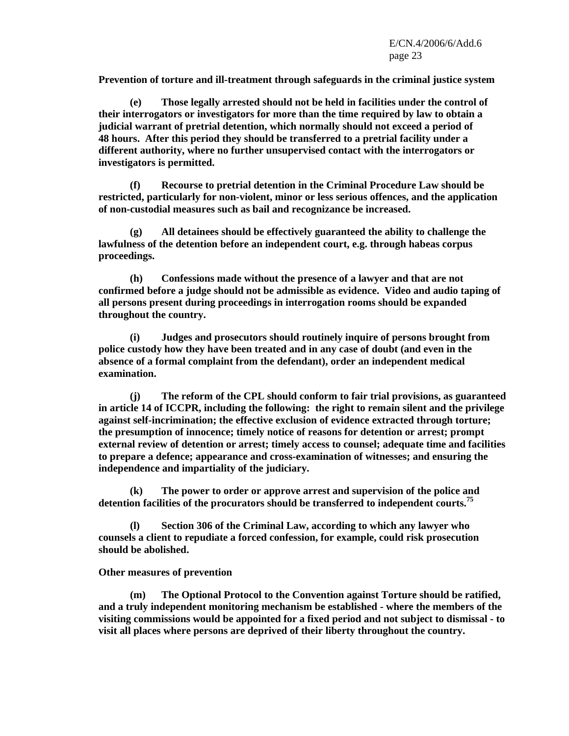**Prevention of torture and ill-treatment through safeguards in the criminal justice system**

**(e) Those legally arrested should not be held in facilities under the control of their interrogators or investigators for more than the time required by law to obtain a judicial warrant of pretrial detention, which normally should not exceed a period of 48 hours. After this period they should be transferred to a pretrial facility under a different authority, where no further unsupervised contact with the interrogators or investigators is permitted.**

**(f) Recourse to pretrial detention in the Criminal Procedure Law should be restricted, particularly for non-violent, minor or less serious offences, and the application of non-custodial measures such as bail and recognizance be increased.**

**(g) All detainees should be effectively guaranteed the ability to challenge the lawfulness of the detention before an independent court, e.g. through habeas corpus proceedings.**

**(h) Confessions made without the presence of a lawyer and that are not confirmed before a judge should not be admissible as evidence. Video and audio taping of all persons present during proceedings in interrogation rooms should be expanded throughout the country.**

**(i) Judges and prosecutors should routinely inquire of persons brought from police custody how they have been treated and in any case of doubt (and even in the absence of a formal complaint from the defendant), order an independent medical examination.**

**(j) The reform of the CPL should conform to fair trial provisions, as guaranteed in article 14 of ICCPR, including the following: the right to remain silent and the privilege against self-incrimination; the effective exclusion of evidence extracted through torture; the presumption of innocence; timely notice of reasons for detention or arrest; prompt external review of detention or arrest; timely access to counsel; adequate time and facilities to prepare a defence; appearance and cross-examination of witnesses; and ensuring the independence and impartiality of the judiciary.**

**(k) The power to order or approve arrest and supervision of the police and detention facilities of the procurators should be transferred to independent courts.**[75]

**(l) Section 306 of the Criminal Law, according to which any lawyer who counsels a client to repudiate a forced confession, for example, could risk prosecution should be abolished.**

**Other measures of prevention**

**(m) The Optional Protocol to the Convention against Torture should be ratified, and a truly independent monitoring mechanism be established - where the members of the visiting commissions would be appointed for a fixed period and not subject to dismissal - to visit all places where persons are deprived of their liberty throughout the country.**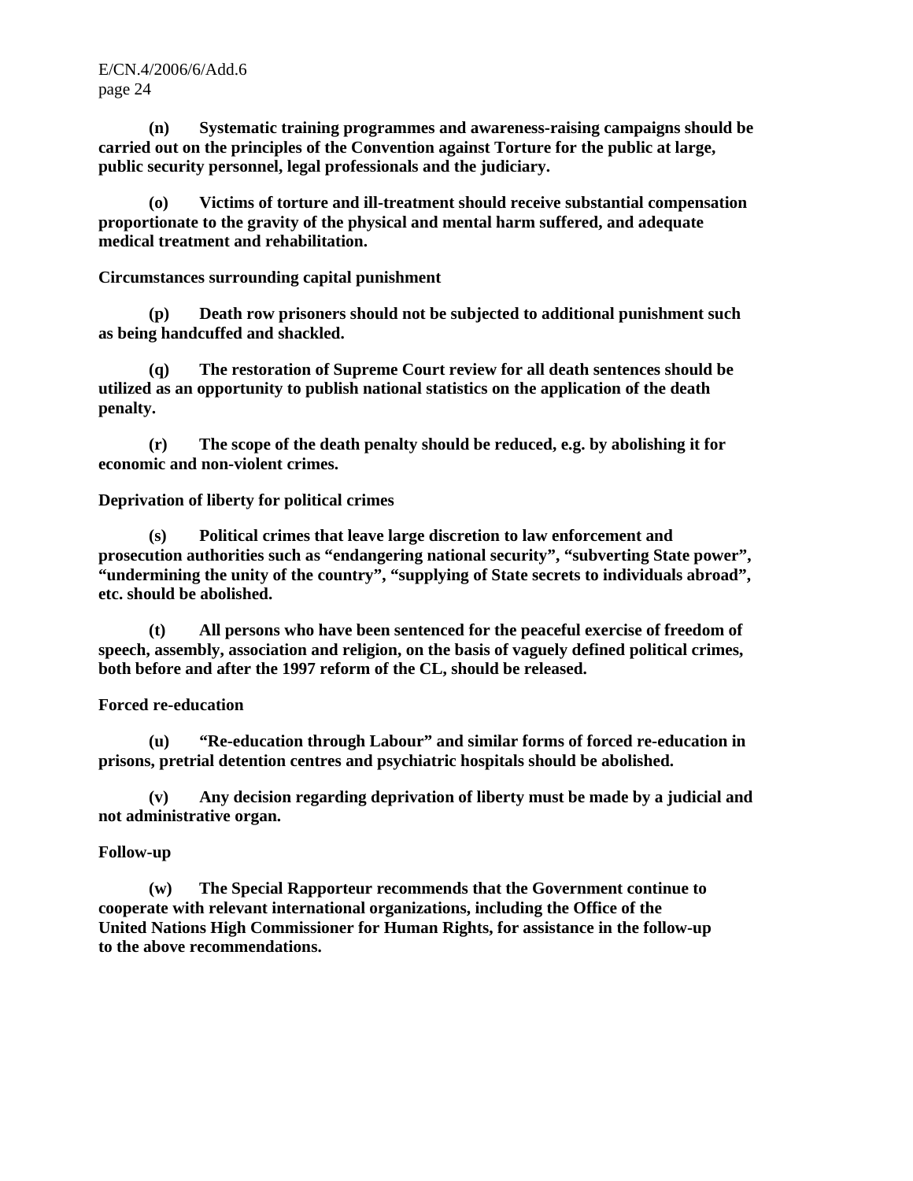**(n) Systematic training programmes and awareness-raising campaigns should be carried out on the principles of the Convention against Torture for the public at large, public security personnel, legal professionals and the judiciary.**

**(o) Victims of torture and ill-treatment should receive substantial compensation proportionate to the gravity of the physical and mental harm suffered, and adequate medical treatment and rehabilitation.**

**Circumstances surrounding capital punishment**

**(p) Death row prisoners should not be subjected to additional punishment such as being handcuffed and shackled.**

**(q) The restoration of Supreme Court review for all death sentences should be utilized as an opportunity to publish national statistics on the application of the death penalty.**

**(r) The scope of the death penalty should be reduced, e.g. by abolishing it for economic and non-violent crimes.**

**Deprivation of liberty for political crimes**

**(s) Political crimes that leave large discretion to law enforcement and prosecution authorities such as "endangering national security", "subverting State power", "undermining the unity of the country", "supplying of State secrets to individuals abroad", etc. should be abolished.**

**(t) All persons who have been sentenced for the peaceful exercise of freedom of speech, assembly, association and religion, on the basis of vaguely defined political crimes, both before and after the 1997 reform of the CL, should be released.**

**Forced re-education**

**(u) "Re-education through Labour" and similar forms of forced re-education in prisons, pretrial detention centres and psychiatric hospitals should be abolished.**

**(v) Any decision regarding deprivation of liberty must be made by a judicial and not administrative organ.**

**Follow-up**

**(w) The Special Rapporteur recommends that the Government continue to cooperate with relevant international organizations, including the Office of the United Nations High Commissioner for Human Rights, for assistance in the follow-up to the above recommendations.**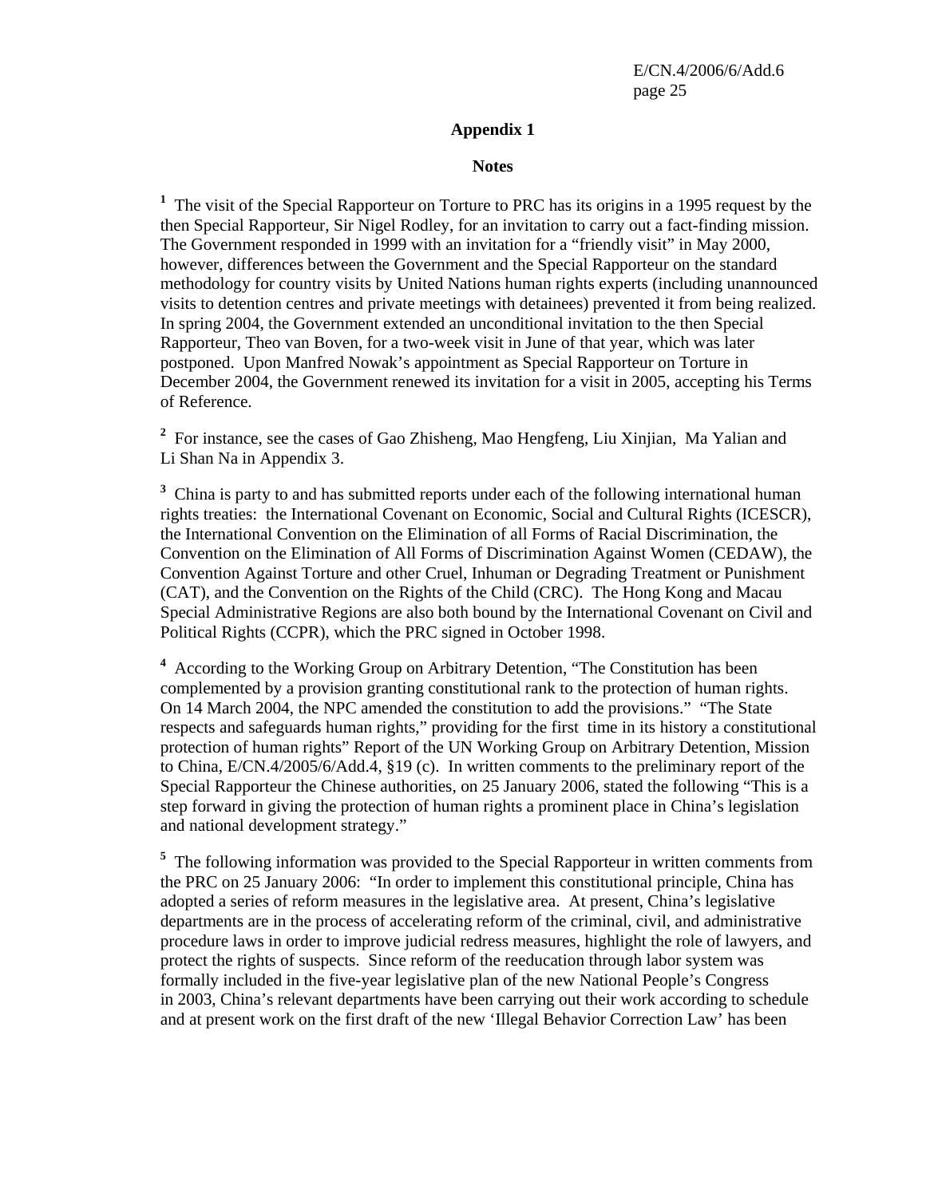## Appendix 1

### Notes

[1] The visit of the Special Rapporteur on Torture to PRC has its origins in a 1995 request by the then Special Rapporteur, Sir Nigel Rodley, for an invitation to carry out a fact-finding mission. The Government responded in 1999 with an invitation for a "friendly visit" in May 2000, however, differences between the Government and the Special Rapporteur on the standard methodology for country visits by United Nations human rights experts (including unannounced visits to detention centres and private meetings with detainees) prevented it from being realized. In spring 2004, the Government extended an unconditional invitation to the then Special Rapporteur, Theo van Boven, for a two-week visit in June of that year, which was later postponed. Upon Manfred Nowak's appointment as Special Rapporteur on Torture in December 2004, the Government renewed its invitation for a visit in 2005, accepting his Terms of Reference.

[2] For instance, see the cases of Gao Zhisheng, Mao Hengfeng, Liu Xinjian, Ma Yalian and Li Shan Na in Appendix 3.

[3] China is party to and has submitted reports under each of the following international human rights treaties: the International Covenant on Economic, Social and Cultural Rights (ICESCR), the International Convention on the Elimination of all Forms of Racial Discrimination, the Convention on the Elimination of All Forms of Discrimination Against Women (CEDAW), the Convention Against Torture and other Cruel, Inhuman or Degrading Treatment or Punishment (CAT), and the Convention on the Rights of the Child (CRC). The Hong Kong and Macau Special Administrative Regions are also both bound by the International Covenant on Civil and Political Rights (CCPR), which the PRC signed in October 1998.

[4] According to the Working Group on Arbitrary Detention, "The Constitution has been complemented by a provision granting constitutional rank to the protection of human rights. On 14 March 2004, the NPC amended the constitution to add the provisions." "The State respects and safeguards human rights," providing for the first time in its history a constitutional protection of human rights" Report of the UN Working Group on Arbitrary Detention, Mission to China, E/CN.4/2005/6/Add.4, §19 (c). In written comments to the preliminary report of the Special Rapporteur the Chinese authorities, on 25 January 2006, stated the following "This is a step forward in giving the protection of human rights a prominent place in China's legislation and national development strategy."

[5] The following information was provided to the Special Rapporteur in written comments from the PRC on 25 January 2006: "In order to implement this constitutional principle, China has adopted a series of reform measures in the legislative area. At present, China's legislative departments are in the process of accelerating reform of the criminal, civil, and administrative procedure laws in order to improve judicial redress measures, highlight the role of lawyers, and protect the rights of suspects. Since reform of the reeducation through labor system was formally included in the five-year legislative plan of the new National People's Congress in 2003, China's relevant departments have been carrying out their work according to schedule and at present work on the first draft of the new 'Illegal Behavior Correction Law' has been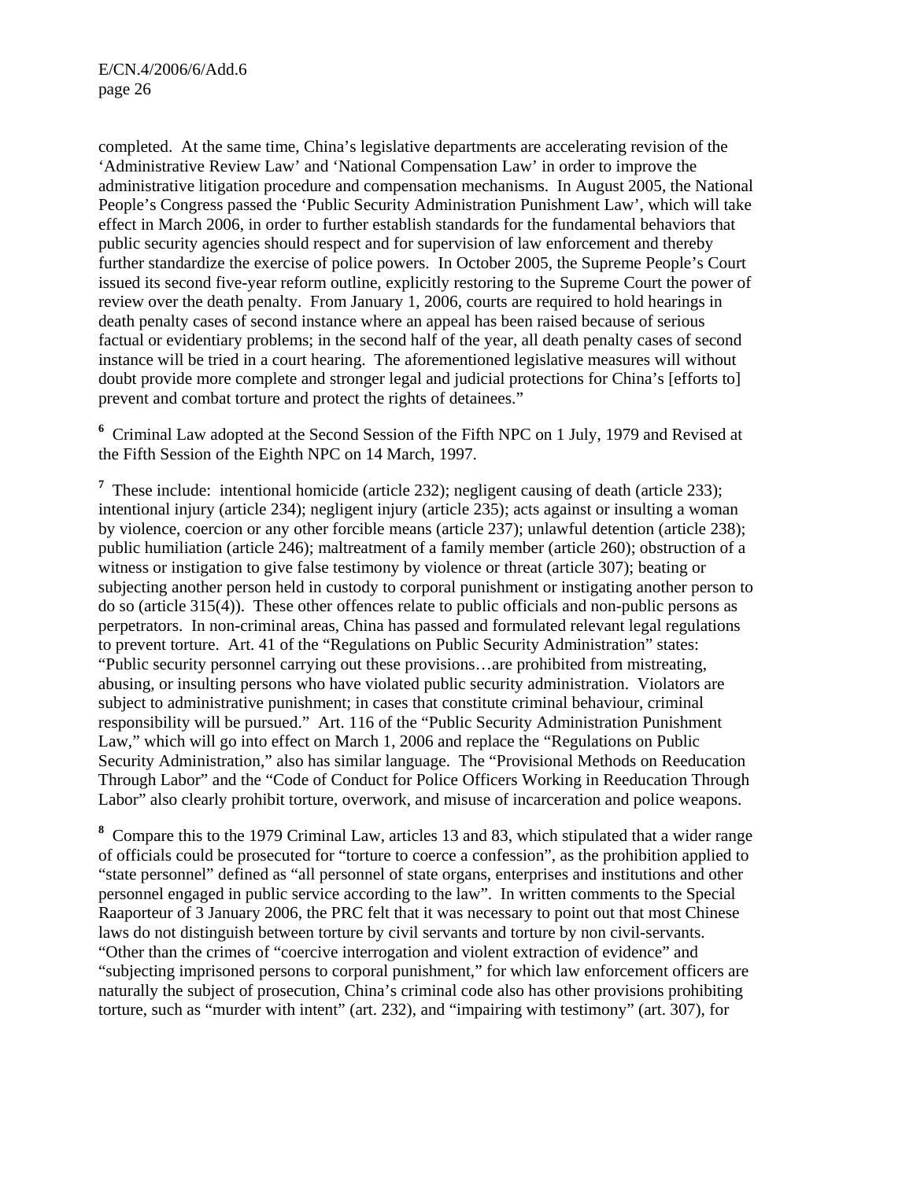completed. At the same time, China's legislative departments are accelerating revision of the 'Administrative Review Law' and 'National Compensation Law' in order to improve the administrative litigation procedure and compensation mechanisms. In August 2005, the National People's Congress passed the 'Public Security Administration Punishment Law', which will take effect in March 2006, in order to further establish standards for the fundamental behaviors that public security agencies should respect and for supervision of law enforcement and thereby further standardize the exercise of police powers. In October 2005, the Supreme People's Court issued its second five-year reform outline, explicitly restoring to the Supreme Court the power of review over the death penalty. From January 1, 2006, courts are required to hold hearings in death penalty cases of second instance where an appeal has been raised because of serious factual or evidentiary problems; in the second half of the year, all death penalty cases of second instance will be tried in a court hearing. The aforementioned legislative measures will without doubt provide more complete and stronger legal and judicial protections for China's [efforts to] prevent and combat torture and protect the rights of detainees."

[6] Criminal Law adopted at the Second Session of the Fifth NPC on 1 July, 1979 and Revised at the Fifth Session of the Eighth NPC on 14 March, 1997.

[7] These include: intentional homicide (article 232); negligent causing of death (article 233); intentional injury (article 234); negligent injury (article 235); acts against or insulting a woman by violence, coercion or any other forcible means (article 237); unlawful detention (article 238); public humiliation (article 246); maltreatment of a family member (article 260); obstruction of a witness or instigation to give false testimony by violence or threat (article 307); beating or subjecting another person held in custody to corporal punishment or instigating another person to do so (article 315(4)). These other offences relate to public officials and non-public persons as perpetrators. In non-criminal areas, China has passed and formulated relevant legal regulations to prevent torture. Art. 41 of the "Regulations on Public Security Administration" states: "Public security personnel carrying out these provisions…are prohibited from mistreating, abusing, or insulting persons who have violated public security administration. Violators are subject to administrative punishment; in cases that constitute criminal behaviour, criminal responsibility will be pursued." Art. 116 of the "Public Security Administration Punishment Law," which will go into effect on March 1, 2006 and replace the "Regulations on Public Security Administration," also has similar language. The "Provisional Methods on Reeducation Through Labor" and the "Code of Conduct for Police Officers Working in Reeducation Through Labor" also clearly prohibit torture, overwork, and misuse of incarceration and police weapons.

[8] Compare this to the 1979 Criminal Law, articles 13 and 83, which stipulated that a wider range of officials could be prosecuted for "torture to coerce a confession", as the prohibition applied to "state personnel" defined as "all personnel of state organs, enterprises and institutions and other personnel engaged in public service according to the law". In written comments to the Special Raaporteur of 3 January 2006, the PRC felt that it was necessary to point out that most Chinese laws do not distinguish between torture by civil servants and torture by non civil-servants. "Other than the crimes of "coercive interrogation and violent extraction of evidence" and "subjecting imprisoned persons to corporal punishment," for which law enforcement officers are naturally the subject of prosecution, China's criminal code also has other provisions prohibiting torture, such as "murder with intent" (art. 232), and "impairing with testimony" (art. 307), for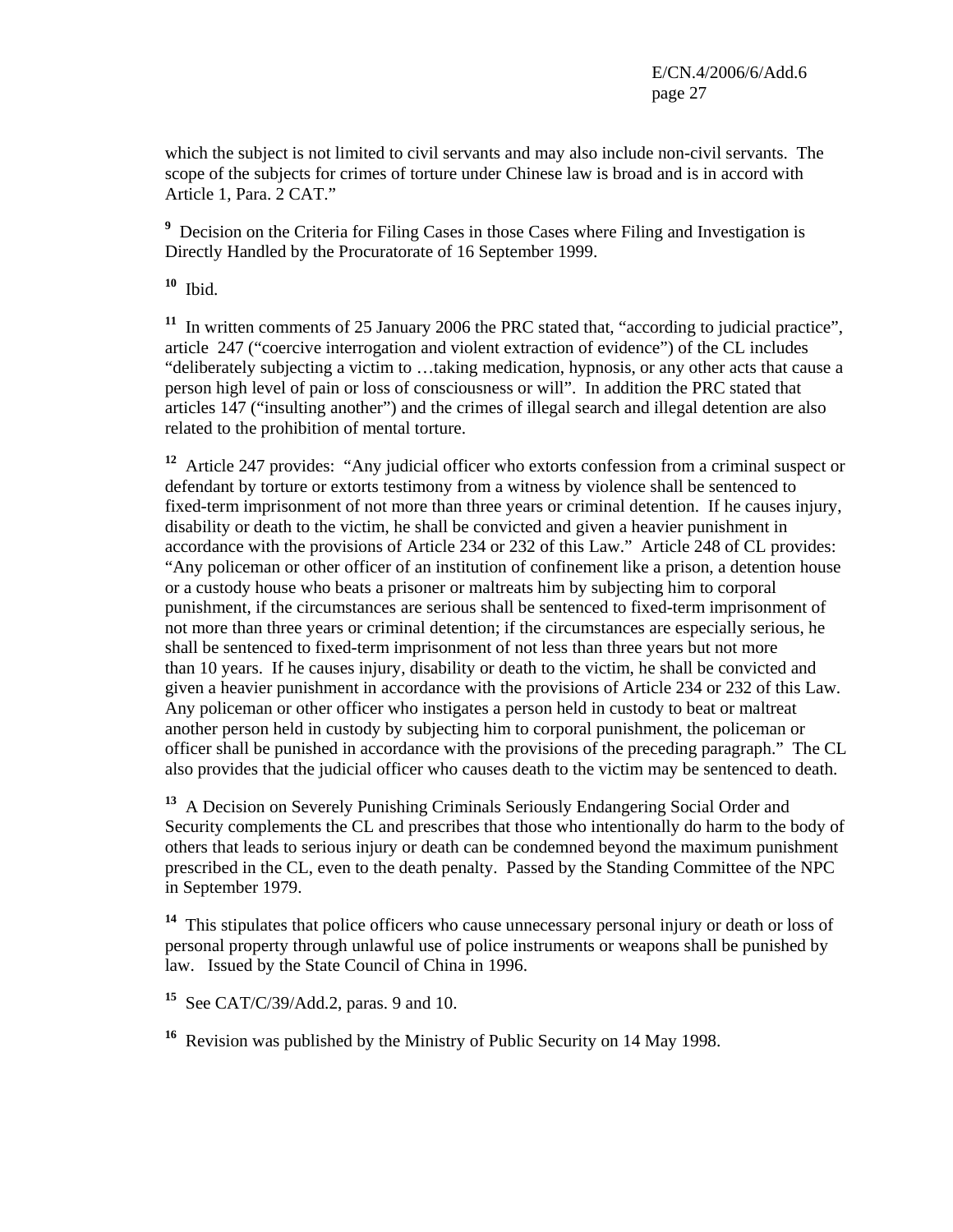which the subject is not limited to civil servants and may also include non-civil servants. The scope of the subjects for crimes of torture under Chinese law is broad and is in accord with Article 1, Para. 2 CAT."

[9] Decision on the Criteria for Filing Cases in those Cases where Filing and Investigation is Directly Handled by the Procuratorate of 16 September 1999.

[10] Ibid.

[11] In written comments of 25 January 2006 the PRC stated that, "according to judicial practice", article 247 ("coercive interrogation and violent extraction of evidence") of the CL includes "deliberately subjecting a victim to …taking medication, hypnosis, or any other acts that cause a person high level of pain or loss of consciousness or will". In addition the PRC stated that articles 147 ("insulting another") and the crimes of illegal search and illegal detention are also related to the prohibition of mental torture.

[12] Article 247 provides: "Any judicial officer who extorts confession from a criminal suspect or defendant by torture or extorts testimony from a witness by violence shall be sentenced to fixed-term imprisonment of not more than three years or criminal detention. If he causes injury, disability or death to the victim, he shall be convicted and given a heavier punishment in accordance with the provisions of Article 234 or 232 of this Law." Article 248 of CL provides: "Any policeman or other officer of an institution of confinement like a prison, a detention house or a custody house who beats a prisoner or maltreats him by subjecting him to corporal punishment, if the circumstances are serious shall be sentenced to fixed-term imprisonment of not more than three years or criminal detention; if the circumstances are especially serious, he shall be sentenced to fixed-term imprisonment of not less than three years but not more than 10 years. If he causes injury, disability or death to the victim, he shall be convicted and given a heavier punishment in accordance with the provisions of Article 234 or 232 of this Law. Any policeman or other officer who instigates a person held in custody to beat or maltreat another person held in custody by subjecting him to corporal punishment, the policeman or officer shall be punished in accordance with the provisions of the preceding paragraph." The CL also provides that the judicial officer who causes death to the victim may be sentenced to death.

[13] A Decision on Severely Punishing Criminals Seriously Endangering Social Order and Security complements the CL and prescribes that those who intentionally do harm to the body of others that leads to serious injury or death can be condemned beyond the maximum punishment prescribed in the CL, even to the death penalty. Passed by the Standing Committee of the NPC in September 1979.

[14] This stipulates that police officers who cause unnecessary personal injury or death or loss of personal property through unlawful use of police instruments or weapons shall be punished by law. Issued by the State Council of China in 1996.

[15] See CAT/C/39/Add.2, paras. 9 and 10.

[16] Revision was published by the Ministry of Public Security on 14 May 1998.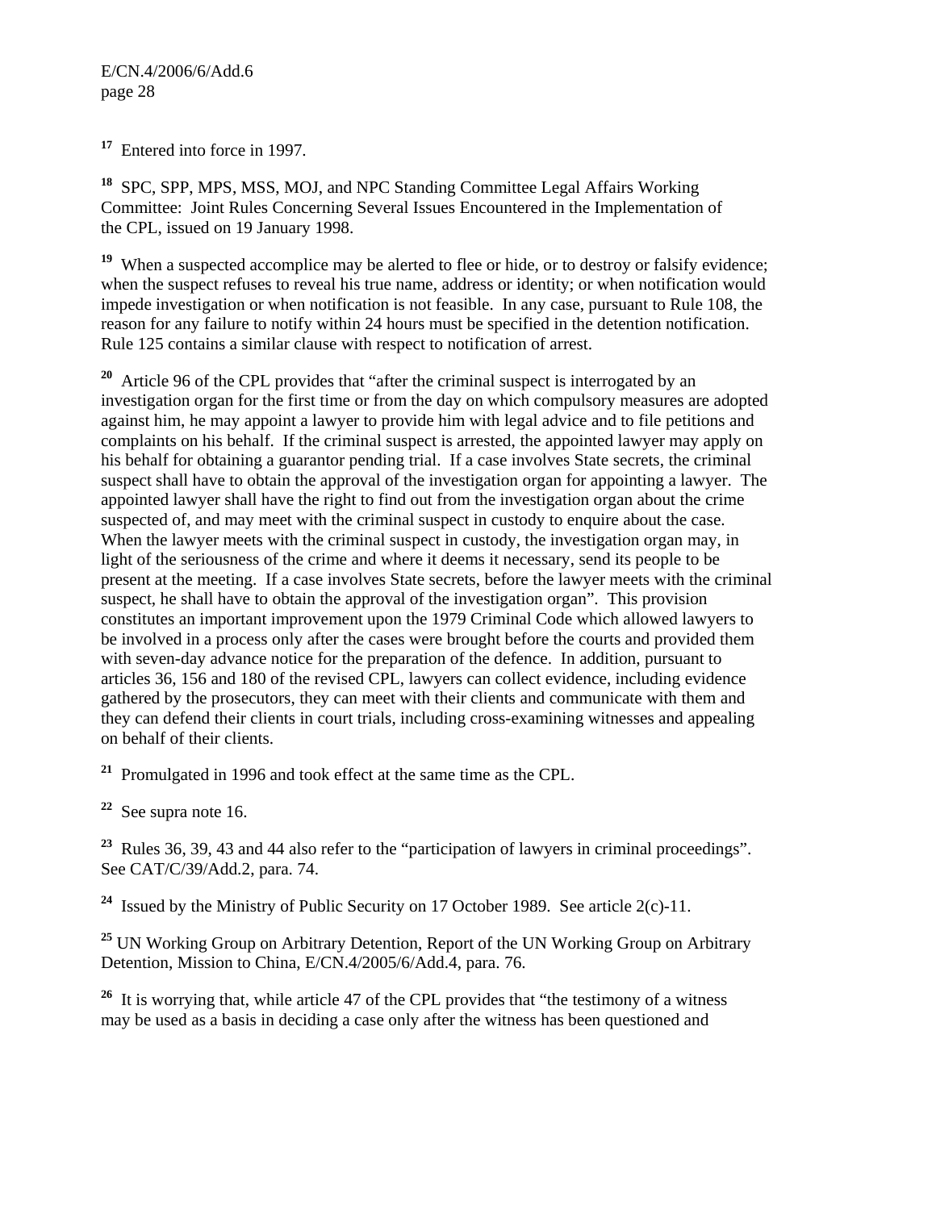[17] Entered into force in 1997.

[18] SPC, SPP, MPS, MSS, MOJ, and NPC Standing Committee Legal Affairs Working Committee: Joint Rules Concerning Several Issues Encountered in the Implementation of the CPL, issued on 19 January 1998.

[19] When a suspected accomplice may be alerted to flee or hide, or to destroy or falsify evidence; when the suspect refuses to reveal his true name, address or identity; or when notification would impede investigation or when notification is not feasible. In any case, pursuant to Rule 108, the reason for any failure to notify within 24 hours must be specified in the detention notification. Rule 125 contains a similar clause with respect to notification of arrest.

[20] Article 96 of the CPL provides that "after the criminal suspect is interrogated by an investigation organ for the first time or from the day on which compulsory measures are adopted against him, he may appoint a lawyer to provide him with legal advice and to file petitions and complaints on his behalf. If the criminal suspect is arrested, the appointed lawyer may apply on his behalf for obtaining a guarantor pending trial. If a case involves State secrets, the criminal suspect shall have to obtain the approval of the investigation organ for appointing a lawyer. The appointed lawyer shall have the right to find out from the investigation organ about the crime suspected of, and may meet with the criminal suspect in custody to enquire about the case. When the lawyer meets with the criminal suspect in custody, the investigation organ may, in light of the seriousness of the crime and where it deems it necessary, send its people to be present at the meeting. If a case involves State secrets, before the lawyer meets with the criminal suspect, he shall have to obtain the approval of the investigation organ". This provision constitutes an important improvement upon the 1979 Criminal Code which allowed lawyers to be involved in a process only after the cases were brought before the courts and provided them with seven-day advance notice for the preparation of the defence. In addition, pursuant to articles 36, 156 and 180 of the revised CPL, lawyers can collect evidence, including evidence gathered by the prosecutors, they can meet with their clients and communicate with them and they can defend their clients in court trials, including cross-examining witnesses and appealing on behalf of their clients.

[21] Promulgated in 1996 and took effect at the same time as the CPL.

[22] See supra note 16.

[23] Rules 36, 39, 43 and 44 also refer to the "participation of lawyers in criminal proceedings". See CAT/C/39/Add.2, para. 74.

[24] Issued by the Ministry of Public Security on 17 October 1989. See article 2(c)-11.

[25] UN Working Group on Arbitrary Detention, Report of the UN Working Group on Arbitrary Detention, Mission to China, E/CN.4/2005/6/Add.4, para. 76.

[26] It is worrying that, while article 47 of the CPL provides that "the testimony of a witness may be used as a basis in deciding a case only after the witness has been questioned and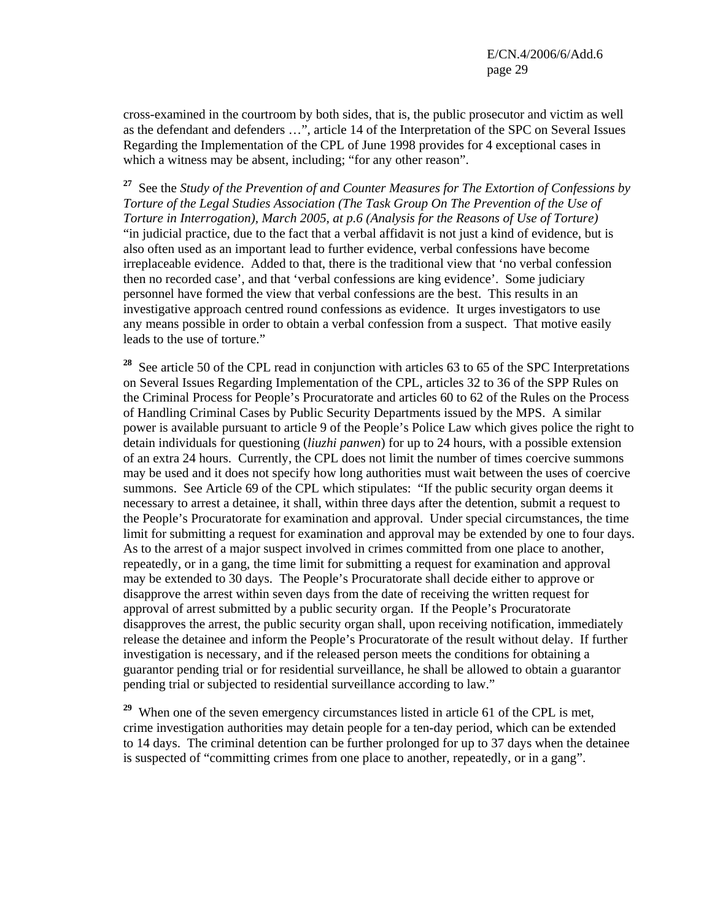cross-examined in the courtroom by both sides, that is, the public prosecutor and victim as well as the defendant and defenders …", article 14 of the Interpretation of the SPC on Several Issues Regarding the Implementation of the CPL of June 1998 provides for 4 exceptional cases in which a witness may be absent, including; "for any other reason".

[27] See the *Study of the Prevention of and Counter Measures for The Extortion of Confessions by Torture of the Legal Studies Association (The Task Group On The Prevention of the Use of Torture in Interrogation), March 2005, at p.6 (Analysis for the Reasons of Use of Torture)* "in judicial practice, due to the fact that a verbal affidavit is not just a kind of evidence, but is also often used as an important lead to further evidence, verbal confessions have become irreplaceable evidence. Added to that, there is the traditional view that 'no verbal confession then no recorded case', and that 'verbal confessions are king evidence'. Some judiciary personnel have formed the view that verbal confessions are the best. This results in an investigative approach centred round confessions as evidence. It urges investigators to use any means possible in order to obtain a verbal confession from a suspect. That motive easily leads to the use of torture."

[28] See article 50 of the CPL read in conjunction with articles 63 to 65 of the SPC Interpretations on Several Issues Regarding Implementation of the CPL, articles 32 to 36 of the SPP Rules on the Criminal Process for People's Procuratorate and articles 60 to 62 of the Rules on the Process of Handling Criminal Cases by Public Security Departments issued by the MPS. A similar power is available pursuant to article 9 of the People's Police Law which gives police the right to detain individuals for questioning (*liuzhi panwen*) for up to 24 hours, with a possible extension of an extra 24 hours. Currently, the CPL does not limit the number of times coercive summons may be used and it does not specify how long authorities must wait between the uses of coercive summons. See Article 69 of the CPL which stipulates: "If the public security organ deems it necessary to arrest a detainee, it shall, within three days after the detention, submit a request to the People's Procuratorate for examination and approval. Under special circumstances, the time limit for submitting a request for examination and approval may be extended by one to four days. As to the arrest of a major suspect involved in crimes committed from one place to another, repeatedly, or in a gang, the time limit for submitting a request for examination and approval may be extended to 30 days. The People's Procuratorate shall decide either to approve or disapprove the arrest within seven days from the date of receiving the written request for approval of arrest submitted by a public security organ. If the People's Procuratorate disapproves the arrest, the public security organ shall, upon receiving notification, immediately release the detainee and inform the People's Procuratorate of the result without delay. If further investigation is necessary, and if the released person meets the conditions for obtaining a guarantor pending trial or for residential surveillance, he shall be allowed to obtain a guarantor pending trial or subjected to residential surveillance according to law."

[29] When one of the seven emergency circumstances listed in article 61 of the CPL is met, crime investigation authorities may detain people for a ten-day period, which can be extended to 14 days. The criminal detention can be further prolonged for up to 37 days when the detainee is suspected of "committing crimes from one place to another, repeatedly, or in a gang".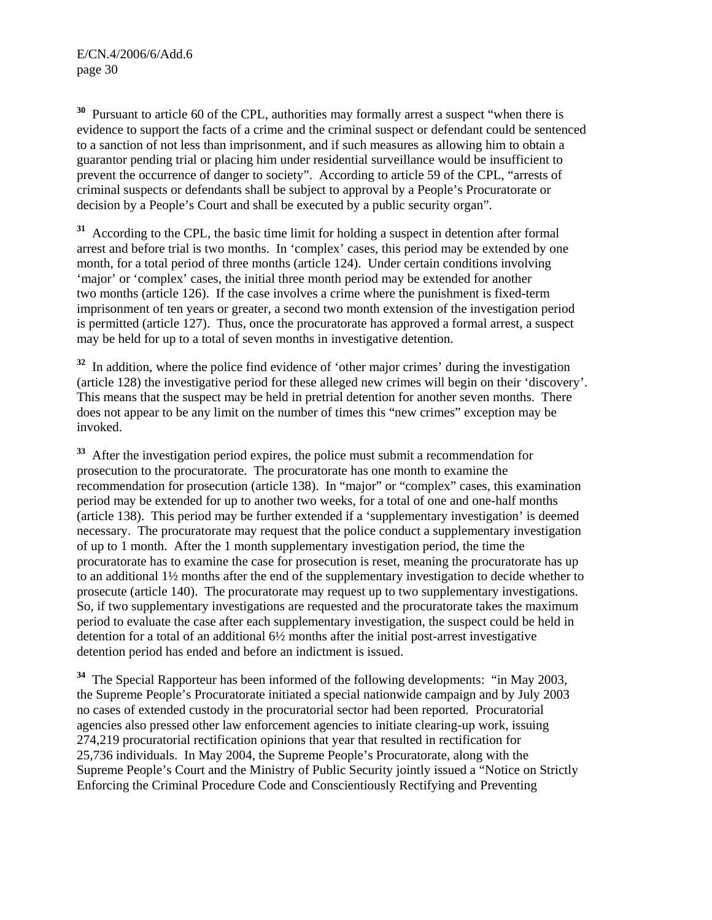[30] Pursuant to article 60 of the CPL, authorities may formally arrest a suspect "when there is evidence to support the facts of a crime and the criminal suspect or defendant could be sentenced to a sanction of not less than imprisonment, and if such measures as allowing him to obtain a guarantor pending trial or placing him under residential surveillance would be insufficient to prevent the occurrence of danger to society". According to article 59 of the CPL, "arrests of criminal suspects or defendants shall be subject to approval by a People's Procuratorate or decision by a People's Court and shall be executed by a public security organ".

[31] According to the CPL, the basic time limit for holding a suspect in detention after formal arrest and before trial is two months. In 'complex' cases, this period may be extended by one month, for a total period of three months (article 124). Under certain conditions involving 'major' or 'complex' cases, the initial three month period may be extended for another two months (article 126). If the case involves a crime where the punishment is fixed-term imprisonment of ten years or greater, a second two month extension of the investigation period is permitted (article 127). Thus, once the procuratorate has approved a formal arrest, a suspect may be held for up to a total of seven months in investigative detention.

[32] In addition, where the police find evidence of 'other major crimes' during the investigation (article 128) the investigative period for these alleged new crimes will begin on their 'discovery'. This means that the suspect may be held in pretrial detention for another seven months. There does not appear to be any limit on the number of times this "new crimes" exception may be invoked.

[33] After the investigation period expires, the police must submit a recommendation for prosecution to the procuratorate. The procuratorate has one month to examine the recommendation for prosecution (article 138). In "major" or "complex" cases, this examination period may be extended for up to another two weeks, for a total of one and one-half months (article 138). This period may be further extended if a 'supplementary investigation' is deemed necessary. The procuratorate may request that the police conduct a supplementary investigation of up to 1 month. After the 1 month supplementary investigation period, the time the procuratorate has to examine the case for prosecution is reset, meaning the procuratorate has up to an additional 1½ months after the end of the supplementary investigation to decide whether to prosecute (article 140). The procuratorate may request up to two supplementary investigations. So, if two supplementary investigations are requested and the procuratorate takes the maximum period to evaluate the case after each supplementary investigation, the suspect could be held in detention for a total of an additional 6½ months after the initial post-arrest investigative detention period has ended and before an indictment is issued.

[34] The Special Rapporteur has been informed of the following developments: "in May 2003, the Supreme People's Procuratorate initiated a special nationwide campaign and by July 2003 no cases of extended custody in the procuratorial sector had been reported. Procuratorial agencies also pressed other law enforcement agencies to initiate clearing-up work, issuing 274,219 procuratorial rectification opinions that year that resulted in rectification for 25,736 individuals. In May 2004, the Supreme People's Procuratorate, along with the Supreme People's Court and the Ministry of Public Security jointly issued a "Notice on Strictly Enforcing the Criminal Procedure Code and Conscientiously Rectifying and Preventing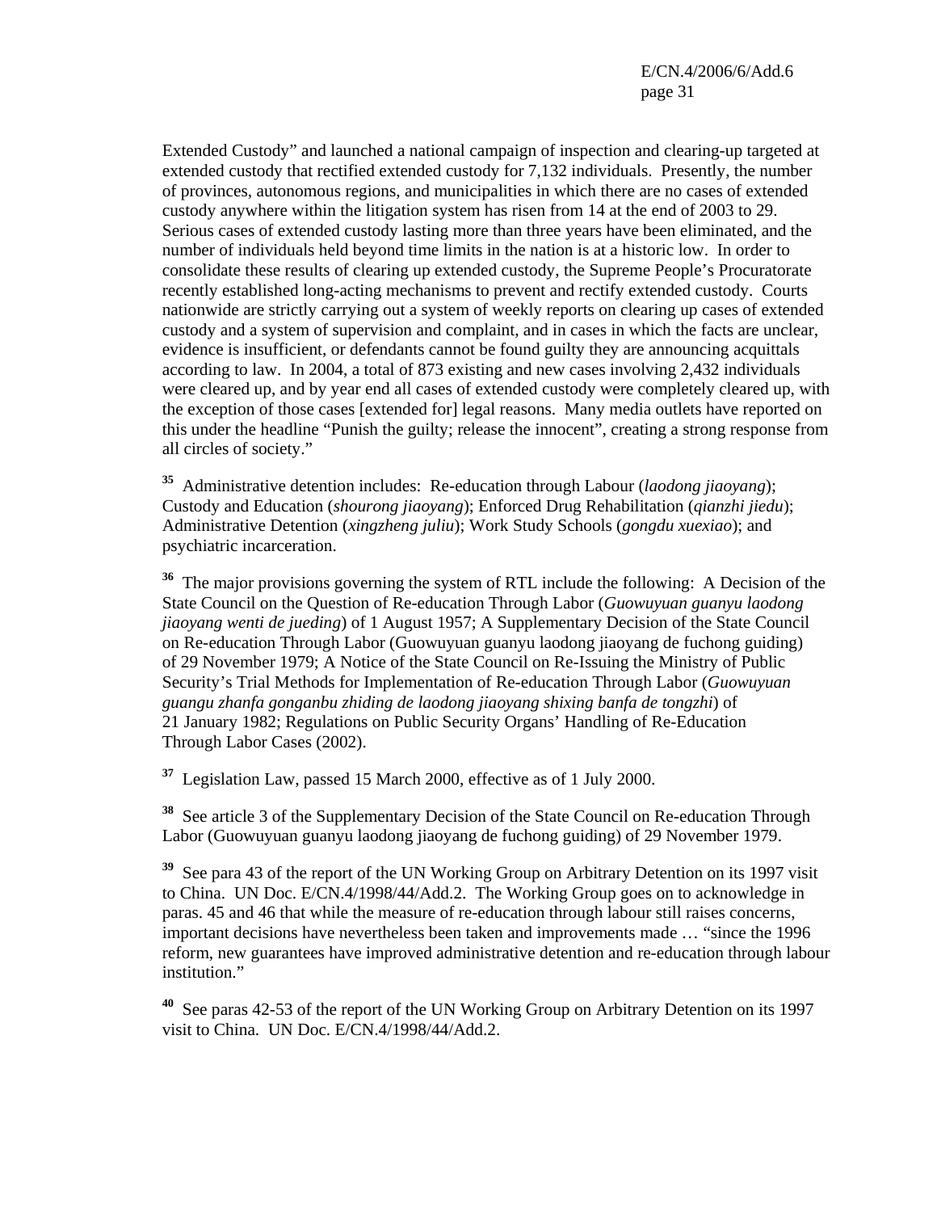Extended Custody" and launched a national campaign of inspection and clearing-up targeted at extended custody that rectified extended custody for 7,132 individuals. Presently, the number of provinces, autonomous regions, and municipalities in which there are no cases of extended custody anywhere within the litigation system has risen from 14 at the end of 2003 to 29. Serious cases of extended custody lasting more than three years have been eliminated, and the number of individuals held beyond time limits in the nation is at a historic low. In order to consolidate these results of clearing up extended custody, the Supreme People's Procuratorate recently established long-acting mechanisms to prevent and rectify extended custody. Courts nationwide are strictly carrying out a system of weekly reports on clearing up cases of extended custody and a system of supervision and complaint, and in cases in which the facts are unclear, evidence is insufficient, or defendants cannot be found guilty they are announcing acquittals according to law. In 2004, a total of 873 existing and new cases involving 2,432 individuals were cleared up, and by year end all cases of extended custody were completely cleared up, with the exception of those cases [extended for] legal reasons. Many media outlets have reported on this under the headline "Punish the guilty; release the innocent", creating a strong response from all circles of society."

[35] Administrative detention includes: Re-education through Labour (*laodong jiaoyang*); Custody and Education (*shourong jiaoyang*); Enforced Drug Rehabilitation (*qianzhi jiedu*); Administrative Detention (*xingzheng juliu*); Work Study Schools (*gongdu xuexiao*); and psychiatric incarceration.

[36] The major provisions governing the system of RTL include the following: A Decision of the State Council on the Question of Re-education Through Labor (*Guowuyuan guanyu laodong jiaoyang wenti de jueding*) of 1 August 1957; A Supplementary Decision of the State Council on Re-education Through Labor (Guowuyuan guanyu laodong jiaoyang de fuchong guiding) of 29 November 1979; A Notice of the State Council on Re-Issuing the Ministry of Public Security's Trial Methods for Implementation of Re-education Through Labor (*Guowuyuan guangu zhanfa gonganbu zhiding de laodong jiaoyang shixing banfa de tongzhi*) of 21 January 1982; Regulations on Public Security Organs' Handling of Re-Education Through Labor Cases (2002).

[37] Legislation Law, passed 15 March 2000, effective as of 1 July 2000.

[38] See article 3 of the Supplementary Decision of the State Council on Re-education Through Labor (Guowuyuan guanyu laodong jiaoyang de fuchong guiding) of 29 November 1979.

[39] See para 43 of the report of the UN Working Group on Arbitrary Detention on its 1997 visit to China. UN Doc. E/CN.4/1998/44/Add.2. The Working Group goes on to acknowledge in paras. 45 and 46 that while the measure of re-education through labour still raises concerns, important decisions have nevertheless been taken and improvements made … "since the 1996 reform, new guarantees have improved administrative detention and re-education through labour institution."

[40] See paras 42-53 of the report of the UN Working Group on Arbitrary Detention on its 1997 visit to China. UN Doc. E/CN.4/1998/44/Add.2.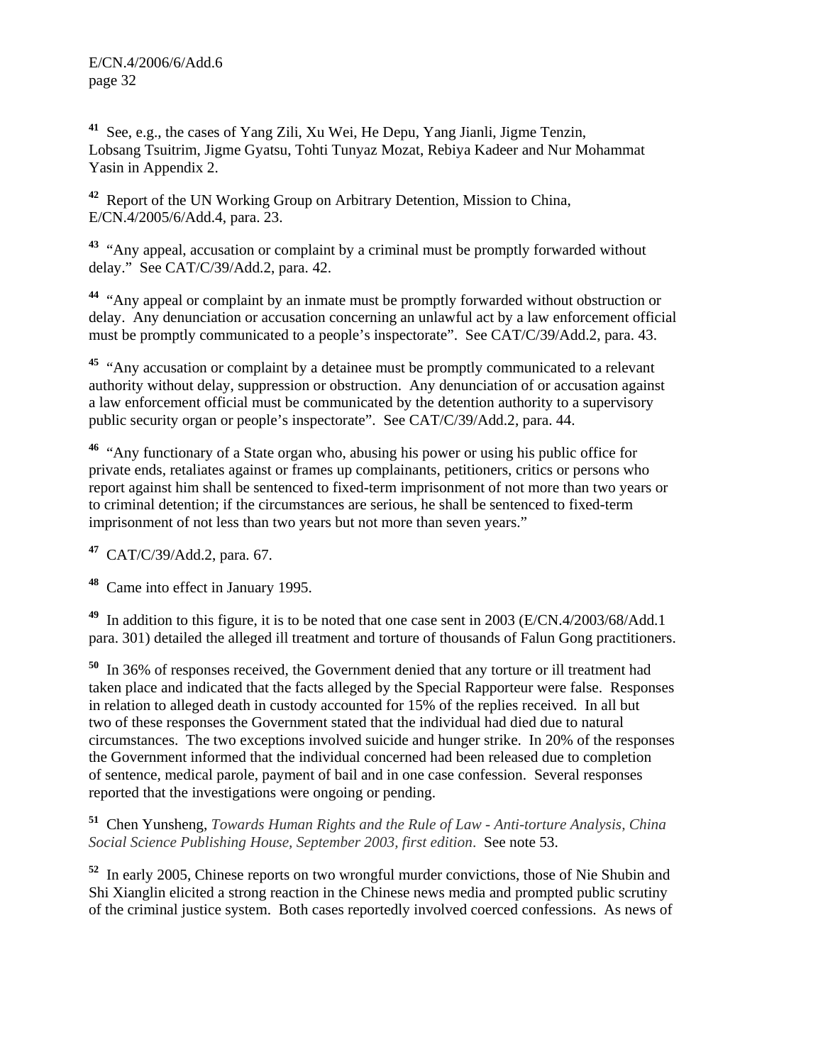[41] See, e.g., the cases of Yang Zili, Xu Wei, He Depu, Yang Jianli, Jigme Tenzin, Lobsang Tsuitrim, Jigme Gyatsu, Tohti Tunyaz Mozat, Rebiya Kadeer and Nur Mohammat Yasin in Appendix 2.

[42] Report of the UN Working Group on Arbitrary Detention, Mission to China, E/CN.4/2005/6/Add.4, para. 23.

[43] "Any appeal, accusation or complaint by a criminal must be promptly forwarded without delay." See CAT/C/39/Add.2, para. 42.

[44] "Any appeal or complaint by an inmate must be promptly forwarded without obstruction or delay. Any denunciation or accusation concerning an unlawful act by a law enforcement official must be promptly communicated to a people's inspectorate". See CAT/C/39/Add.2, para. 43.

[45] "Any accusation or complaint by a detainee must be promptly communicated to a relevant authority without delay, suppression or obstruction. Any denunciation of or accusation against a law enforcement official must be communicated by the detention authority to a supervisory public security organ or people's inspectorate". See CAT/C/39/Add.2, para. 44.

[46] "Any functionary of a State organ who, abusing his power or using his public office for private ends, retaliates against or frames up complainants, petitioners, critics or persons who report against him shall be sentenced to fixed-term imprisonment of not more than two years or to criminal detention; if the circumstances are serious, he shall be sentenced to fixed-term imprisonment of not less than two years but not more than seven years."

[47] CAT/C/39/Add.2, para. 67.

[48] Came into effect in January 1995.

[49] In addition to this figure, it is to be noted that one case sent in 2003 (E/CN.4/2003/68/Add.1 para. 301) detailed the alleged ill treatment and torture of thousands of Falun Gong practitioners.

[50] In 36% of responses received, the Government denied that any torture or ill treatment had taken place and indicated that the facts alleged by the Special Rapporteur were false. Responses in relation to alleged death in custody accounted for 15% of the replies received. In all but two of these responses the Government stated that the individual had died due to natural circumstances. The two exceptions involved suicide and hunger strike. In 20% of the responses the Government informed that the individual concerned had been released due to completion of sentence, medical parole, payment of bail and in one case confession. Several responses reported that the investigations were ongoing or pending.

[51] Chen Yunsheng, *Towards Human Rights and the Rule of Law - Anti-torture Analysis, China Social Science Publishing House, September 2003, first edition*. See note 53.

[52] In early 2005, Chinese reports on two wrongful murder convictions, those of Nie Shubin and Shi Xianglin elicited a strong reaction in the Chinese news media and prompted public scrutiny of the criminal justice system. Both cases reportedly involved coerced confessions. As news of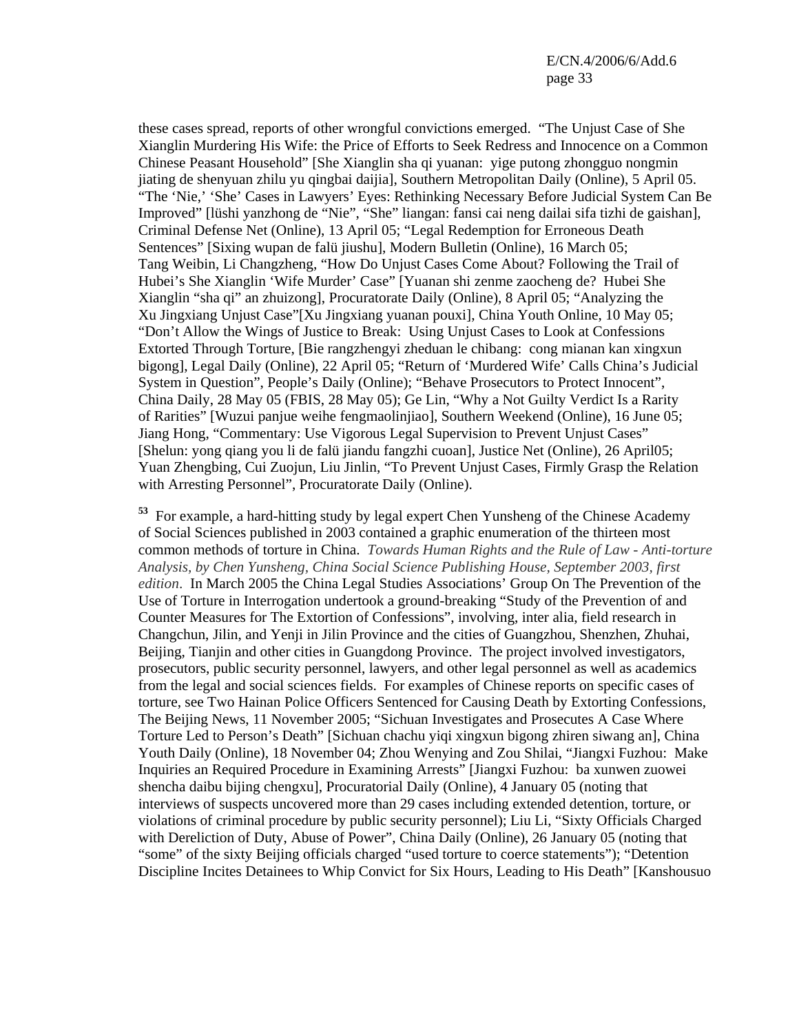these cases spread, reports of other wrongful convictions emerged. "The Unjust Case of She Xianglin Murdering His Wife: the Price of Efforts to Seek Redress and Innocence on a Common Chinese Peasant Household" [She Xianglin sha qi yuanan: yige putong zhongguo nongmin jiating de shenyuan zhilu yu qingbai daijia], Southern Metropolitan Daily (Online), 5 April 05. "The 'Nie,' 'She' Cases in Lawyers' Eyes: Rethinking Necessary Before Judicial System Can Be Improved" [lüshi yanzhong de "Nie", "She" liangan: fansi cai neng dailai sifa tizhi de gaishan], Criminal Defense Net (Online), 13 April 05; "Legal Redemption for Erroneous Death Sentences" [Sixing wupan de falü jiushu], Modern Bulletin (Online), 16 March 05; Tang Weibin, Li Changzheng, "How Do Unjust Cases Come About? Following the Trail of Hubei's She Xianglin 'Wife Murder' Case" [Yuanan shi zenme zaocheng de? Hubei She Xianglin "sha qi" an zhuizong], Procuratorate Daily (Online), 8 April 05; "Analyzing the Xu Jingxiang Unjust Case"[Xu Jingxiang yuanan pouxi], China Youth Online, 10 May 05; "Don't Allow the Wings of Justice to Break: Using Unjust Cases to Look at Confessions Extorted Through Torture, [Bie rangzhengyi zheduan le chibang: cong mianan kan xingxun bigong], Legal Daily (Online), 22 April 05; "Return of 'Murdered Wife' Calls China's Judicial System in Question", People's Daily (Online); "Behave Prosecutors to Protect Innocent", China Daily, 28 May 05 (FBIS, 28 May 05); Ge Lin, "Why a Not Guilty Verdict Is a Rarity of Rarities" [Wuzui panjue weihe fengmaolinjiao], Southern Weekend (Online), 16 June 05; Jiang Hong, "Commentary: Use Vigorous Legal Supervision to Prevent Unjust Cases" [Shelun: yong qiang you li de falü jiandu fangzhi cuoan], Justice Net (Online), 26 April05; Yuan Zhengbing, Cui Zuojun, Liu Jinlin, "To Prevent Unjust Cases, Firmly Grasp the Relation with Arresting Personnel", Procuratorate Daily (Online).

[53] For example, a hard-hitting study by legal expert Chen Yunsheng of the Chinese Academy of Social Sciences published in 2003 contained a graphic enumeration of the thirteen most common methods of torture in China. *Towards Human Rights and the Rule of Law - Anti-torture Analysis, by Chen Yunsheng, China Social Science Publishing House, September 2003, first edition*. In March 2005 the China Legal Studies Associations' Group On The Prevention of the Use of Torture in Interrogation undertook a ground-breaking "Study of the Prevention of and Counter Measures for The Extortion of Confessions", involving, inter alia, field research in Changchun, Jilin, and Yenji in Jilin Province and the cities of Guangzhou, Shenzhen, Zhuhai, Beijing, Tianjin and other cities in Guangdong Province. The project involved investigators, prosecutors, public security personnel, lawyers, and other legal personnel as well as academics from the legal and social sciences fields. For examples of Chinese reports on specific cases of torture, see Two Hainan Police Officers Sentenced for Causing Death by Extorting Confessions, The Beijing News, 11 November 2005; "Sichuan Investigates and Prosecutes A Case Where Torture Led to Person's Death" [Sichuan chachu yiqi xingxun bigong zhiren siwang an], China Youth Daily (Online), 18 November 04; Zhou Wenying and Zou Shilai, "Jiangxi Fuzhou: Make Inquiries an Required Procedure in Examining Arrests" [Jiangxi Fuzhou: ba xunwen zuowei shencha daibu bijing chengxu], Procuratorial Daily (Online), 4 January 05 (noting that interviews of suspects uncovered more than 29 cases including extended detention, torture, or violations of criminal procedure by public security personnel); Liu Li, "Sixty Officials Charged with Dereliction of Duty, Abuse of Power", China Daily (Online), 26 January 05 (noting that "some" of the sixty Beijing officials charged "used torture to coerce statements"); "Detention Discipline Incites Detainees to Whip Convict for Six Hours, Leading to His Death" [Kanshousuo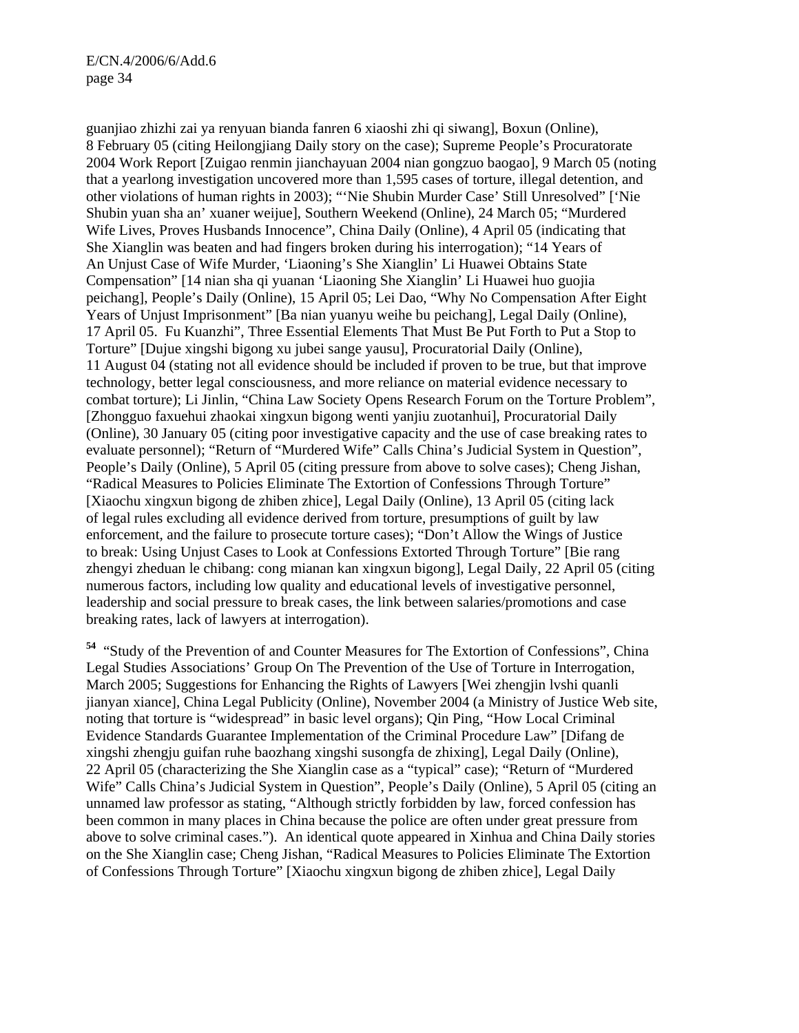guanjiao zhizhi zai ya renyuan bianda fanren 6 xiaoshi zhi qi siwang], Boxun (Online), 8 February 05 (citing Heilongjiang Daily story on the case); Supreme People's Procuratorate 2004 Work Report [Zuigao renmin jianchayuan 2004 nian gongzuo baogao], 9 March 05 (noting that a yearlong investigation uncovered more than 1,595 cases of torture, illegal detention, and other violations of human rights in 2003); "'Nie Shubin Murder Case' Still Unresolved" ['Nie Shubin yuan sha an' xuaner weijue], Southern Weekend (Online), 24 March 05; "Murdered Wife Lives, Proves Husbands Innocence", China Daily (Online), 4 April 05 (indicating that She Xianglin was beaten and had fingers broken during his interrogation); "14 Years of An Unjust Case of Wife Murder, 'Liaoning's She Xianglin' Li Huawei Obtains State Compensation" [14 nian sha qi yuanan 'Liaoning She Xianglin' Li Huawei huo guojia peichang], People's Daily (Online), 15 April 05; Lei Dao, "Why No Compensation After Eight Years of Unjust Imprisonment" [Ba nian yuanyu weihe bu peichang], Legal Daily (Online), 17 April 05. Fu Kuanzhi", Three Essential Elements That Must Be Put Forth to Put a Stop to Torture" [Dujue xingshi bigong xu jubei sange yausu], Procuratorial Daily (Online), 11 August 04 (stating not all evidence should be included if proven to be true, but that improve technology, better legal consciousness, and more reliance on material evidence necessary to combat torture); Li Jinlin, "China Law Society Opens Research Forum on the Torture Problem", [Zhongguo faxuehui zhaokai xingxun bigong wenti yanjiu zuotanhui], Procuratorial Daily (Online), 30 January 05 (citing poor investigative capacity and the use of case breaking rates to evaluate personnel); "Return of "Murdered Wife" Calls China's Judicial System in Question", People's Daily (Online), 5 April 05 (citing pressure from above to solve cases); Cheng Jishan, "Radical Measures to Policies Eliminate The Extortion of Confessions Through Torture" [Xiaochu xingxun bigong de zhiben zhice], Legal Daily (Online), 13 April 05 (citing lack of legal rules excluding all evidence derived from torture, presumptions of guilt by law enforcement, and the failure to prosecute torture cases); "Don't Allow the Wings of Justice to break: Using Unjust Cases to Look at Confessions Extorted Through Torture" [Bie rang zhengyi zheduan le chibang: cong mianan kan xingxun bigong], Legal Daily, 22 April 05 (citing numerous factors, including low quality and educational levels of investigative personnel, leadership and social pressure to break cases, the link between salaries/promotions and case breaking rates, lack of lawyers at interrogation).

[54] "Study of the Prevention of and Counter Measures for The Extortion of Confessions", China Legal Studies Associations' Group On The Prevention of the Use of Torture in Interrogation, March 2005; Suggestions for Enhancing the Rights of Lawyers [Wei zhengjin lvshi quanli jianyan xiance], China Legal Publicity (Online), November 2004 (a Ministry of Justice Web site, noting that torture is "widespread" in basic level organs); Qin Ping, "How Local Criminal Evidence Standards Guarantee Implementation of the Criminal Procedure Law" [Difang de xingshi zhengju guifan ruhe baozhang xingshi susongfa de zhixing], Legal Daily (Online), 22 April 05 (characterizing the She Xianglin case as a "typical" case); "Return of "Murdered Wife" Calls China's Judicial System in Question", People's Daily (Online), 5 April 05 (citing an unnamed law professor as stating, "Although strictly forbidden by law, forced confession has been common in many places in China because the police are often under great pressure from above to solve criminal cases."). An identical quote appeared in Xinhua and China Daily stories on the She Xianglin case; Cheng Jishan, "Radical Measures to Policies Eliminate The Extortion of Confessions Through Torture" [Xiaochu xingxun bigong de zhiben zhice], Legal Daily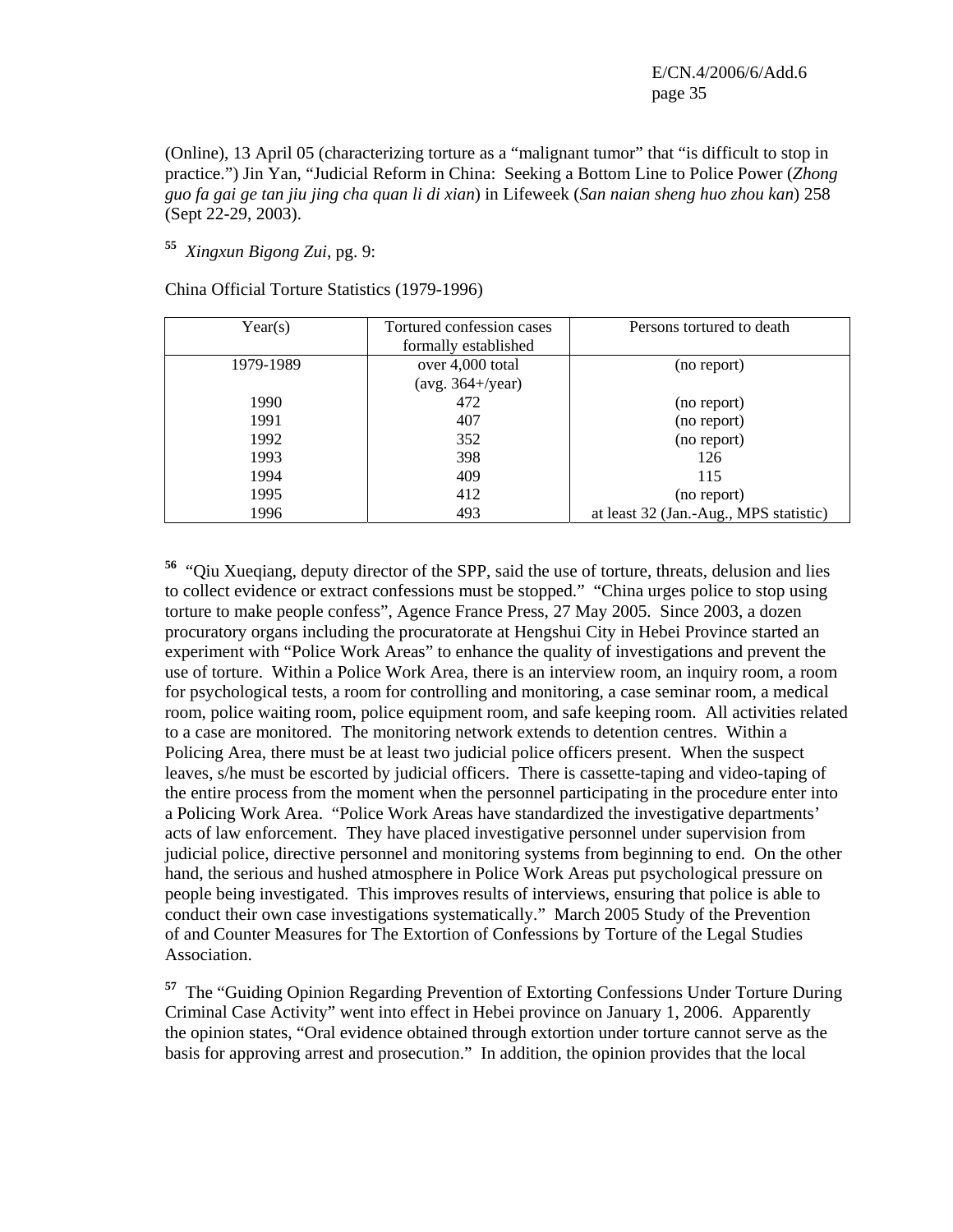(Online), 13 April 05 (characterizing torture as a "malignant tumor" that "is difficult to stop in practice.") Jin Yan, "Judicial Reform in China: Seeking a Bottom Line to Police Power (*Zhong guo fa gai ge tan jiu jing cha quan li di xian*) in Lifeweek (*San naian sheng huo zhou kan*) 258 (Sept 22-29, 2003).

[55] *Xingxun Bigong Zui*, pg. 9:

China Official Torture Statistics (1979-1996)

| Year(s) | Tortured confession cases formally established | Persons tortured to death |
|---|---|---|
| 1979-1989 | over 4,000 total (avg. 364+/year) | (no report) |
| 1990 | 472 | (no report) |
| 1991 | 407 | (no report) |
| 1992 | 352 | (no report) |
| 1993 | 398 | 126 |
| 1994 | 409 | 115 |
| 1995 | 412 | (no report) |
| 1996 | 493 | at least 32 (Jan.-Aug., MPS statistic) |

[56] "Qiu Xueqiang, deputy director of the SPP, said the use of torture, threats, delusion and lies to collect evidence or extract confessions must be stopped." "China urges police to stop using torture to make people confess", Agence France Press, 27 May 2005. Since 2003, a dozen procuratory organs including the procuratorate at Hengshui City in Hebei Province started an experiment with "Police Work Areas" to enhance the quality of investigations and prevent the use of torture. Within a Police Work Area, there is an interview room, an inquiry room, a room for psychological tests, a room for controlling and monitoring, a case seminar room, a medical room, police waiting room, police equipment room, and safe keeping room. All activities related to a case are monitored. The monitoring network extends to detention centres. Within a Policing Area, there must be at least two judicial police officers present. When the suspect leaves, s/he must be escorted by judicial officers. There is cassette-taping and video-taping of the entire process from the moment when the personnel participating in the procedure enter into a Policing Work Area. "Police Work Areas have standardized the investigative departments' acts of law enforcement. They have placed investigative personnel under supervision from judicial police, directive personnel and monitoring systems from beginning to end. On the other hand, the serious and hushed atmosphere in Police Work Areas put psychological pressure on people being investigated. This improves results of interviews, ensuring that police is able to conduct their own case investigations systematically." March 2005 Study of the Prevention of and Counter Measures for The Extortion of Confessions by Torture of the Legal Studies Association.

[57] The "Guiding Opinion Regarding Prevention of Extorting Confessions Under Torture During Criminal Case Activity" went into effect in Hebei province on January 1, 2006. Apparently the opinion states, "Oral evidence obtained through extortion under torture cannot serve as the basis for approving arrest and prosecution." In addition, the opinion provides that the local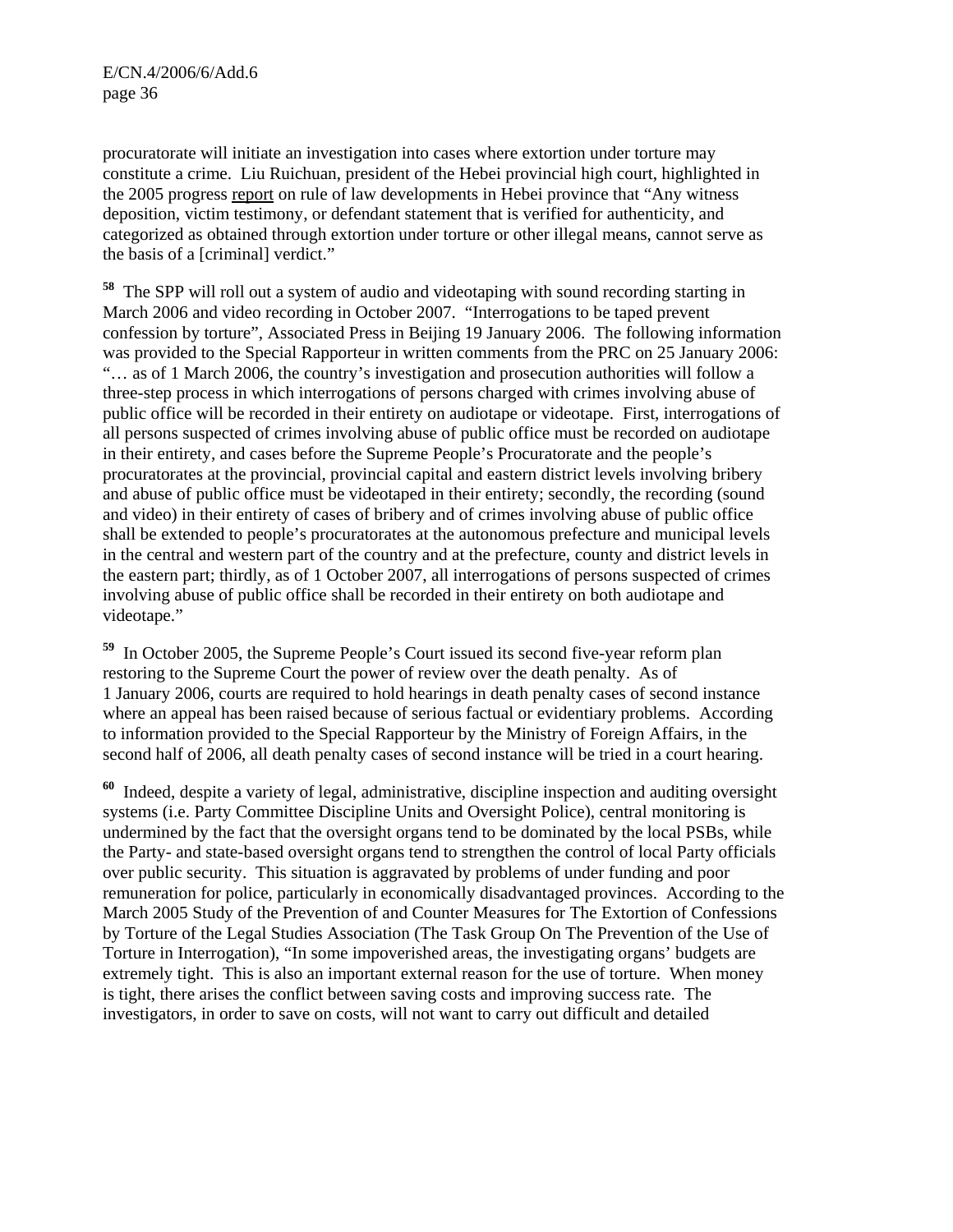procuratorate will initiate an investigation into cases where extortion under torture may constitute a crime. Liu Ruichuan, president of the Hebei provincial high court, highlighted in the 2005 progress report on rule of law developments in Hebei province that "Any witness deposition, victim testimony, or defendant statement that is verified for authenticity, and categorized as obtained through extortion under torture or other illegal means, cannot serve as the basis of a [criminal] verdict."

[58] The SPP will roll out a system of audio and videotaping with sound recording starting in March 2006 and video recording in October 2007. "Interrogations to be taped prevent confession by torture", Associated Press in Beijing 19 January 2006. The following information was provided to the Special Rapporteur in written comments from the PRC on 25 January 2006: "… as of 1 March 2006, the country's investigation and prosecution authorities will follow a three-step process in which interrogations of persons charged with crimes involving abuse of public office will be recorded in their entirety on audiotape or videotape. First, interrogations of all persons suspected of crimes involving abuse of public office must be recorded on audiotape in their entirety, and cases before the Supreme People's Procuratorate and the people's procuratorates at the provincial, provincial capital and eastern district levels involving bribery and abuse of public office must be videotaped in their entirety; secondly, the recording (sound and video) in their entirety of cases of bribery and of crimes involving abuse of public office shall be extended to people's procuratorates at the autonomous prefecture and municipal levels in the central and western part of the country and at the prefecture, county and district levels in the eastern part; thirdly, as of 1 October 2007, all interrogations of persons suspected of crimes involving abuse of public office shall be recorded in their entirety on both audiotape and videotape."

[59] In October 2005, the Supreme People's Court issued its second five-year reform plan restoring to the Supreme Court the power of review over the death penalty. As of 1 January 2006, courts are required to hold hearings in death penalty cases of second instance where an appeal has been raised because of serious factual or evidentiary problems. According to information provided to the Special Rapporteur by the Ministry of Foreign Affairs, in the second half of 2006, all death penalty cases of second instance will be tried in a court hearing.

[60] Indeed, despite a variety of legal, administrative, discipline inspection and auditing oversight systems (i.e. Party Committee Discipline Units and Oversight Police), central monitoring is undermined by the fact that the oversight organs tend to be dominated by the local PSBs, while the Party- and state-based oversight organs tend to strengthen the control of local Party officials over public security. This situation is aggravated by problems of under funding and poor remuneration for police, particularly in economically disadvantaged provinces. According to the March 2005 Study of the Prevention of and Counter Measures for The Extortion of Confessions by Torture of the Legal Studies Association (The Task Group On The Prevention of the Use of Torture in Interrogation), "In some impoverished areas, the investigating organs' budgets are extremely tight. This is also an important external reason for the use of torture. When money is tight, there arises the conflict between saving costs and improving success rate. The investigators, in order to save on costs, will not want to carry out difficult and detailed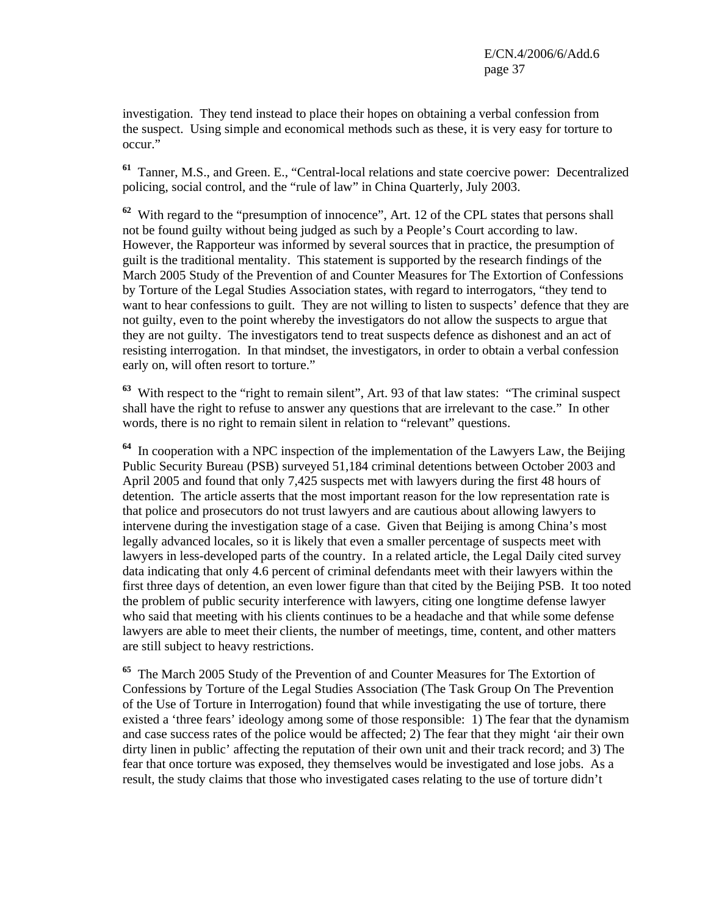investigation. They tend instead to place their hopes on obtaining a verbal confession from the suspect. Using simple and economical methods such as these, it is very easy for torture to occur."

[61] Tanner, M.S., and Green. E., "Central-local relations and state coercive power: Decentralized policing, social control, and the "rule of law" in China Quarterly, July 2003.

[62] With regard to the "presumption of innocence", Art. 12 of the CPL states that persons shall not be found guilty without being judged as such by a People's Court according to law. However, the Rapporteur was informed by several sources that in practice, the presumption of guilt is the traditional mentality. This statement is supported by the research findings of the March 2005 Study of the Prevention of and Counter Measures for The Extortion of Confessions by Torture of the Legal Studies Association states, with regard to interrogators, "they tend to want to hear confessions to guilt. They are not willing to listen to suspects' defence that they are not guilty, even to the point whereby the investigators do not allow the suspects to argue that they are not guilty. The investigators tend to treat suspects defence as dishonest and an act of resisting interrogation. In that mindset, the investigators, in order to obtain a verbal confession early on, will often resort to torture."

[63] With respect to the "right to remain silent", Art. 93 of that law states: "The criminal suspect shall have the right to refuse to answer any questions that are irrelevant to the case." In other words, there is no right to remain silent in relation to "relevant" questions.

[64] In cooperation with a NPC inspection of the implementation of the Lawyers Law, the Beijing Public Security Bureau (PSB) surveyed 51,184 criminal detentions between October 2003 and April 2005 and found that only 7,425 suspects met with lawyers during the first 48 hours of detention. The article asserts that the most important reason for the low representation rate is that police and prosecutors do not trust lawyers and are cautious about allowing lawyers to intervene during the investigation stage of a case. Given that Beijing is among China's most legally advanced locales, so it is likely that even a smaller percentage of suspects meet with lawyers in less-developed parts of the country. In a related article, the Legal Daily cited survey data indicating that only 4.6 percent of criminal defendants meet with their lawyers within the first three days of detention, an even lower figure than that cited by the Beijing PSB. It too noted the problem of public security interference with lawyers, citing one longtime defense lawyer who said that meeting with his clients continues to be a headache and that while some defense lawyers are able to meet their clients, the number of meetings, time, content, and other matters are still subject to heavy restrictions.

[65] The March 2005 Study of the Prevention of and Counter Measures for The Extortion of Confessions by Torture of the Legal Studies Association (The Task Group On The Prevention of the Use of Torture in Interrogation) found that while investigating the use of torture, there existed a 'three fears' ideology among some of those responsible: 1) The fear that the dynamism and case success rates of the police would be affected; 2) The fear that they might 'air their own dirty linen in public' affecting the reputation of their own unit and their track record; and 3) The fear that once torture was exposed, they themselves would be investigated and lose jobs. As a result, the study claims that those who investigated cases relating to the use of torture didn't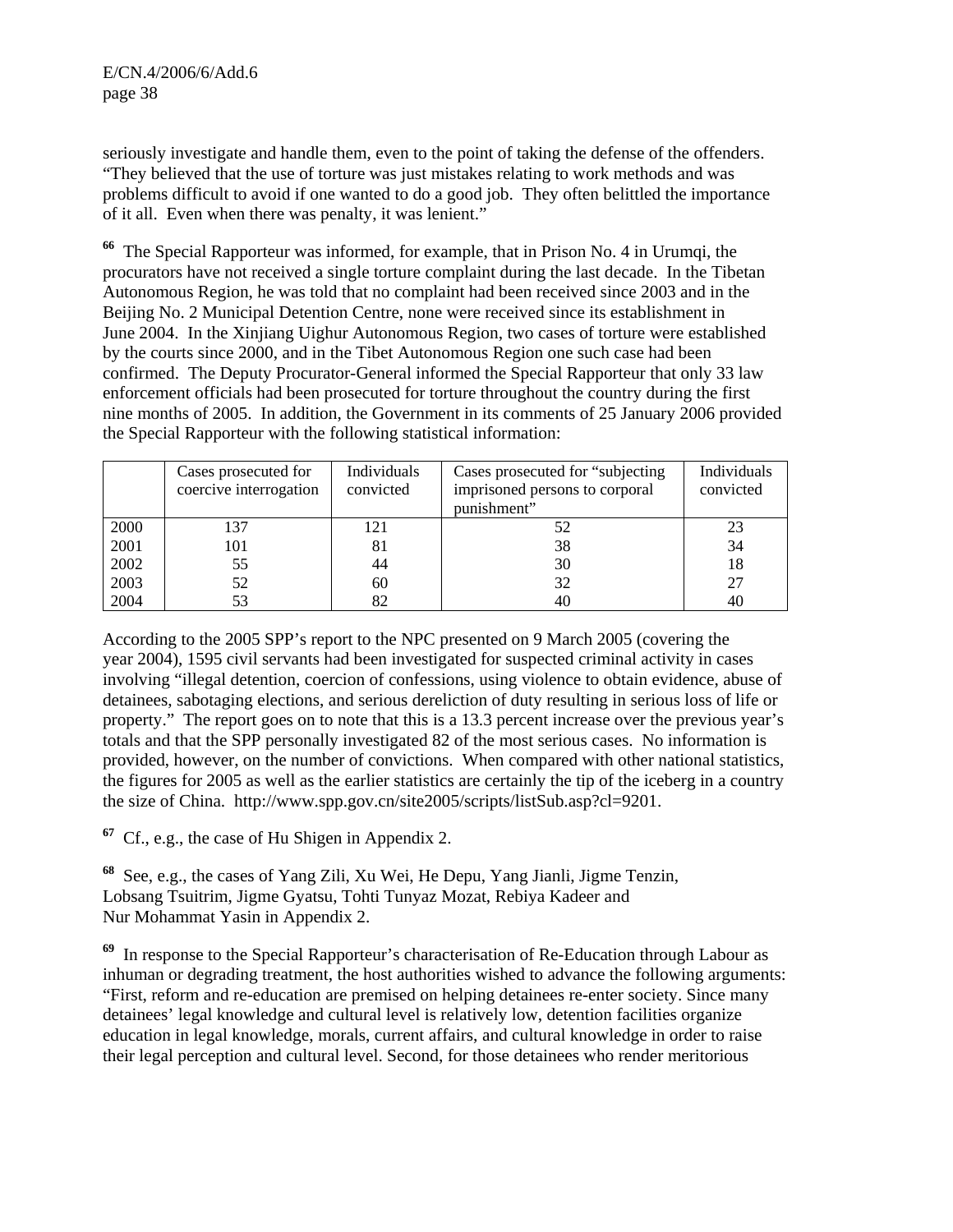seriously investigate and handle them, even to the point of taking the defense of the offenders. "They believed that the use of torture was just mistakes relating to work methods and was problems difficult to avoid if one wanted to do a good job. They often belittled the importance of it all. Even when there was penalty, it was lenient."

[66] The Special Rapporteur was informed, for example, that in Prison No. 4 in Urumqi, the procurators have not received a single torture complaint during the last decade. In the Tibetan Autonomous Region, he was told that no complaint had been received since 2003 and in the Beijing No. 2 Municipal Detention Centre, none were received since its establishment in June 2004. In the Xinjiang Uighur Autonomous Region, two cases of torture were established by the courts since 2000, and in the Tibet Autonomous Region one such case had been confirmed. The Deputy Procurator-General informed the Special Rapporteur that only 33 law enforcement officials had been prosecuted for torture throughout the country during the first nine months of 2005. In addition, the Government in its comments of 25 January 2006 provided the Special Rapporteur with the following statistical information:

| | Cases prosecuted for coercive interrogation | Individuals convicted | Cases prosecuted for "subjecting imprisoned persons to corporal punishment" | Individuals convicted |
|---|---|---|---|---|
| 2000 | 137 | 121 | 52 | 23 |
| 2001 | 101 | 81 | 38 | 34 |
| 2002 | 55 | 44 | 30 | 18 |
| 2003 | 52 | 60 | 32 | 27 |
| 2004 | 53 | 82 | 40 | 40 |

According to the 2005 SPP's report to the NPC presented on 9 March 2005 (covering the year 2004), 1595 civil servants had been investigated for suspected criminal activity in cases involving "illegal detention, coercion of confessions, using violence to obtain evidence, abuse of detainees, sabotaging elections, and serious dereliction of duty resulting in serious loss of life or property." The report goes on to note that this is a 13.3 percent increase over the previous year's totals and that the SPP personally investigated 82 of the most serious cases. No information is provided, however, on the number of convictions. When compared with other national statistics, the figures for 2005 as well as the earlier statistics are certainly the tip of the iceberg in a country the size of China. http://www.spp.gov.cn/site2005/scripts/listSub.asp?cl=9201.

[67] Cf., e.g., the case of Hu Shigen in Appendix 2.

[68] See, e.g., the cases of Yang Zili, Xu Wei, He Depu, Yang Jianli, Jigme Tenzin, Lobsang Tsuitrim, Jigme Gyatsu, Tohti Tunyaz Mozat, Rebiya Kadeer and Nur Mohammat Yasin in Appendix 2.

[69] In response to the Special Rapporteur's characterisation of Re-Education through Labour as inhuman or degrading treatment, the host authorities wished to advance the following arguments: "First, reform and re-education are premised on helping detainees re-enter society. Since many detainees' legal knowledge and cultural level is relatively low, detention facilities organize education in legal knowledge, morals, current affairs, and cultural knowledge in order to raise their legal perception and cultural level. Second, for those detainees who render meritorious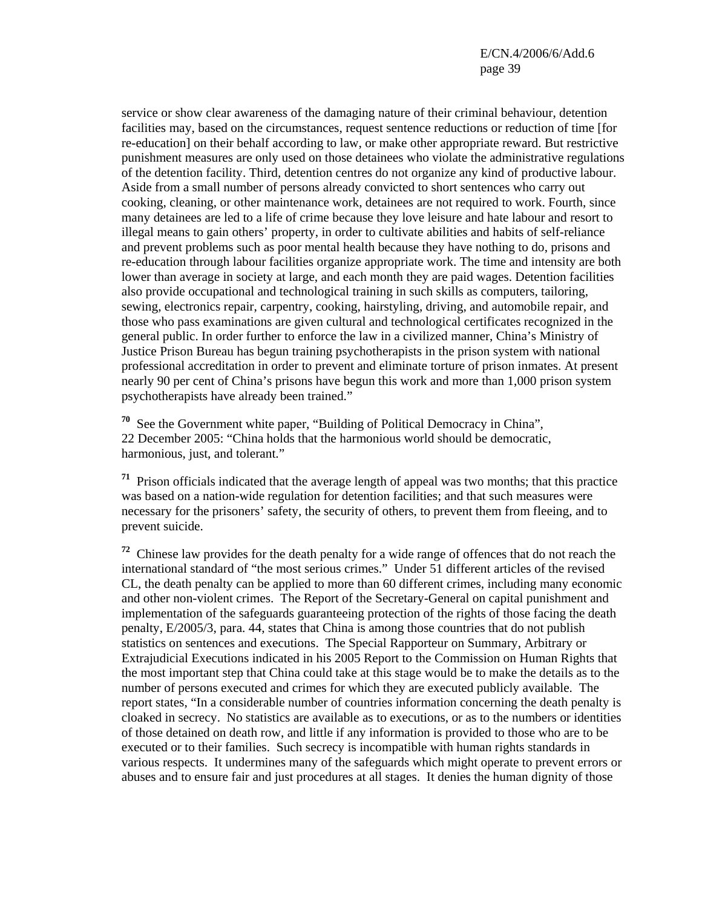service or show clear awareness of the damaging nature of their criminal behaviour, detention facilities may, based on the circumstances, request sentence reductions or reduction of time [for re-education] on their behalf according to law, or make other appropriate reward. But restrictive punishment measures are only used on those detainees who violate the administrative regulations of the detention facility. Third, detention centres do not organize any kind of productive labour. Aside from a small number of persons already convicted to short sentences who carry out cooking, cleaning, or other maintenance work, detainees are not required to work. Fourth, since many detainees are led to a life of crime because they love leisure and hate labour and resort to illegal means to gain others' property, in order to cultivate abilities and habits of self-reliance and prevent problems such as poor mental health because they have nothing to do, prisons and re-education through labour facilities organize appropriate work. The time and intensity are both lower than average in society at large, and each month they are paid wages. Detention facilities also provide occupational and technological training in such skills as computers, tailoring, sewing, electronics repair, carpentry, cooking, hairstyling, driving, and automobile repair, and those who pass examinations are given cultural and technological certificates recognized in the general public. In order further to enforce the law in a civilized manner, China's Ministry of Justice Prison Bureau has begun training psychotherapists in the prison system with national professional accreditation in order to prevent and eliminate torture of prison inmates. At present nearly 90 per cent of China's prisons have begun this work and more than 1,000 prison system psychotherapists have already been trained."

[70] See the Government white paper, "Building of Political Democracy in China", 22 December 2005: "China holds that the harmonious world should be democratic, harmonious, just, and tolerant."

[71] Prison officials indicated that the average length of appeal was two months; that this practice was based on a nation-wide regulation for detention facilities; and that such measures were necessary for the prisoners' safety, the security of others, to prevent them from fleeing, and to prevent suicide.

[72] Chinese law provides for the death penalty for a wide range of offences that do not reach the international standard of "the most serious crimes." Under 51 different articles of the revised CL, the death penalty can be applied to more than 60 different crimes, including many economic and other non-violent crimes. The Report of the Secretary-General on capital punishment and implementation of the safeguards guaranteeing protection of the rights of those facing the death penalty, E/2005/3, para. 44, states that China is among those countries that do not publish statistics on sentences and executions. The Special Rapporteur on Summary, Arbitrary or Extrajudicial Executions indicated in his 2005 Report to the Commission on Human Rights that the most important step that China could take at this stage would be to make the details as to the number of persons executed and crimes for which they are executed publicly available. The report states, "In a considerable number of countries information concerning the death penalty is cloaked in secrecy. No statistics are available as to executions, or as to the numbers or identities of those detained on death row, and little if any information is provided to those who are to be executed or to their families. Such secrecy is incompatible with human rights standards in various respects. It undermines many of the safeguards which might operate to prevent errors or abuses and to ensure fair and just procedures at all stages. It denies the human dignity of those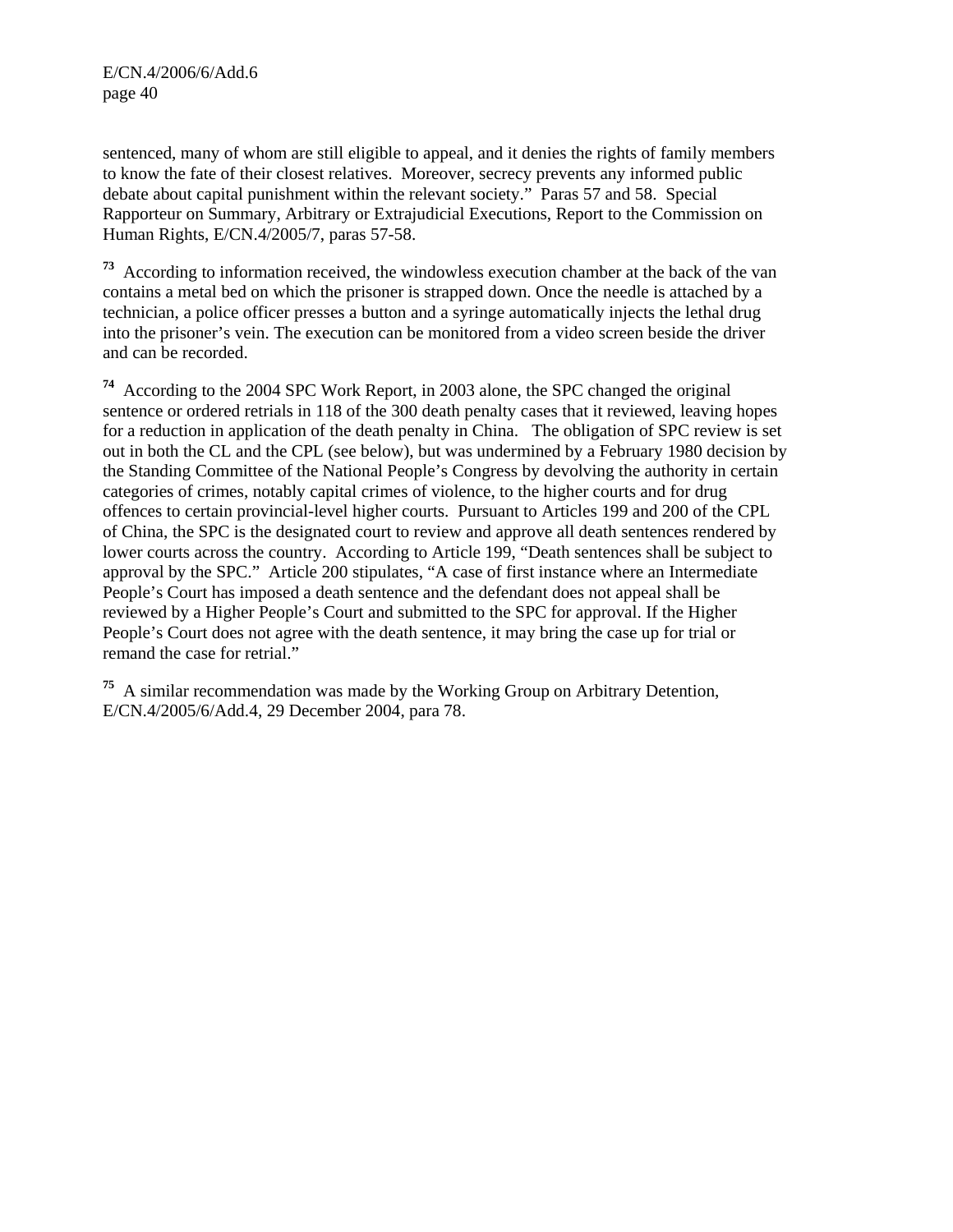sentenced, many of whom are still eligible to appeal, and it denies the rights of family members to know the fate of their closest relatives. Moreover, secrecy prevents any informed public debate about capital punishment within the relevant society." Paras 57 and 58. Special Rapporteur on Summary, Arbitrary or Extrajudicial Executions, Report to the Commission on Human Rights, E/CN.4/2005/7, paras 57-58.

[73] According to information received, the windowless execution chamber at the back of the van contains a metal bed on which the prisoner is strapped down. Once the needle is attached by a technician, a police officer presses a button and a syringe automatically injects the lethal drug into the prisoner's vein. The execution can be monitored from a video screen beside the driver and can be recorded.

[74] According to the 2004 SPC Work Report, in 2003 alone, the SPC changed the original sentence or ordered retrials in 118 of the 300 death penalty cases that it reviewed, leaving hopes for a reduction in application of the death penalty in China. The obligation of SPC review is set out in both the CL and the CPL (see below), but was undermined by a February 1980 decision by the Standing Committee of the National People's Congress by devolving the authority in certain categories of crimes, notably capital crimes of violence, to the higher courts and for drug offences to certain provincial-level higher courts. Pursuant to Articles 199 and 200 of the CPL of China, the SPC is the designated court to review and approve all death sentences rendered by lower courts across the country. According to Article 199, "Death sentences shall be subject to approval by the SPC." Article 200 stipulates, "A case of first instance where an Intermediate People's Court has imposed a death sentence and the defendant does not appeal shall be reviewed by a Higher People's Court and submitted to the SPC for approval. If the Higher People's Court does not agree with the death sentence, it may bring the case up for trial or remand the case for retrial."

[75] A similar recommendation was made by the Working Group on Arbitrary Detention, E/CN.4/2005/6/Add.4, 29 December 2004, para 78.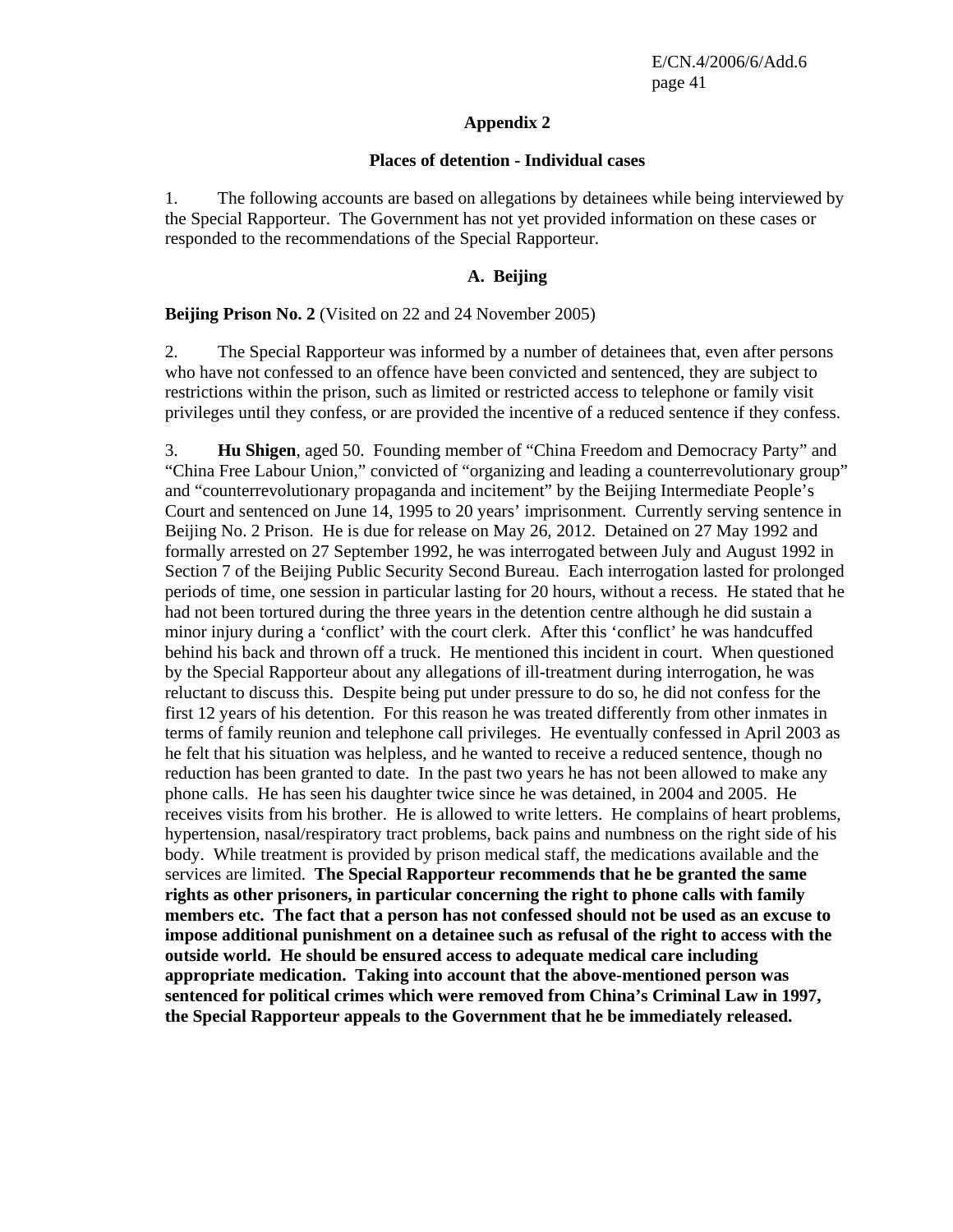## Appendix 2

### Places of detention - Individual cases

1. The following accounts are based on allegations by detainees while being interviewed by the Special Rapporteur. The Government has not yet provided information on these cases or responded to the recommendations of the Special Rapporteur.

### A. Beijing

**Beijing Prison No. 2** (Visited on 22 and 24 November 2005)

2. The Special Rapporteur was informed by a number of detainees that, even after persons who have not confessed to an offence have been convicted and sentenced, they are subject to restrictions within the prison, such as limited or restricted access to telephone or family visit privileges until they confess, or are provided the incentive of a reduced sentence if they confess.

3. **Hu Shigen**, aged 50. Founding member of "China Freedom and Democracy Party" and "China Free Labour Union," convicted of "organizing and leading a counterrevolutionary group" and "counterrevolutionary propaganda and incitement" by the Beijing Intermediate People's Court and sentenced on June 14, 1995 to 20 years' imprisonment. Currently serving sentence in Beijing No. 2 Prison. He is due for release on May 26, 2012. Detained on 27 May 1992 and formally arrested on 27 September 1992, he was interrogated between July and August 1992 in Section 7 of the Beijing Public Security Second Bureau. Each interrogation lasted for prolonged periods of time, one session in particular lasting for 20 hours, without a recess. He stated that he had not been tortured during the three years in the detention centre although he did sustain a minor injury during a 'conflict' with the court clerk. After this 'conflict' he was handcuffed behind his back and thrown off a truck. He mentioned this incident in court. When questioned by the Special Rapporteur about any allegations of ill-treatment during interrogation, he was reluctant to discuss this. Despite being put under pressure to do so, he did not confess for the first 12 years of his detention. For this reason he was treated differently from other inmates in terms of family reunion and telephone call privileges. He eventually confessed in April 2003 as he felt that his situation was helpless, and he wanted to receive a reduced sentence, though no reduction has been granted to date. In the past two years he has not been allowed to make any phone calls. He has seen his daughter twice since he was detained, in 2004 and 2005. He receives visits from his brother. He is allowed to write letters. He complains of heart problems, hypertension, nasal/respiratory tract problems, back pains and numbness on the right side of his body. While treatment is provided by prison medical staff, the medications available and the services are limited. **The Special Rapporteur recommends that he be granted the same rights as other prisoners, in particular concerning the right to phone calls with family members etc. The fact that a person has not confessed should not be used as an excuse to impose additional punishment on a detainee such as refusal of the right to access with the outside world. He should be ensured access to adequate medical care including appropriate medication. Taking into account that the above-mentioned person was sentenced for political crimes which were removed from China's Criminal Law in 1997, the Special Rapporteur appeals to the Government that he be immediately released.**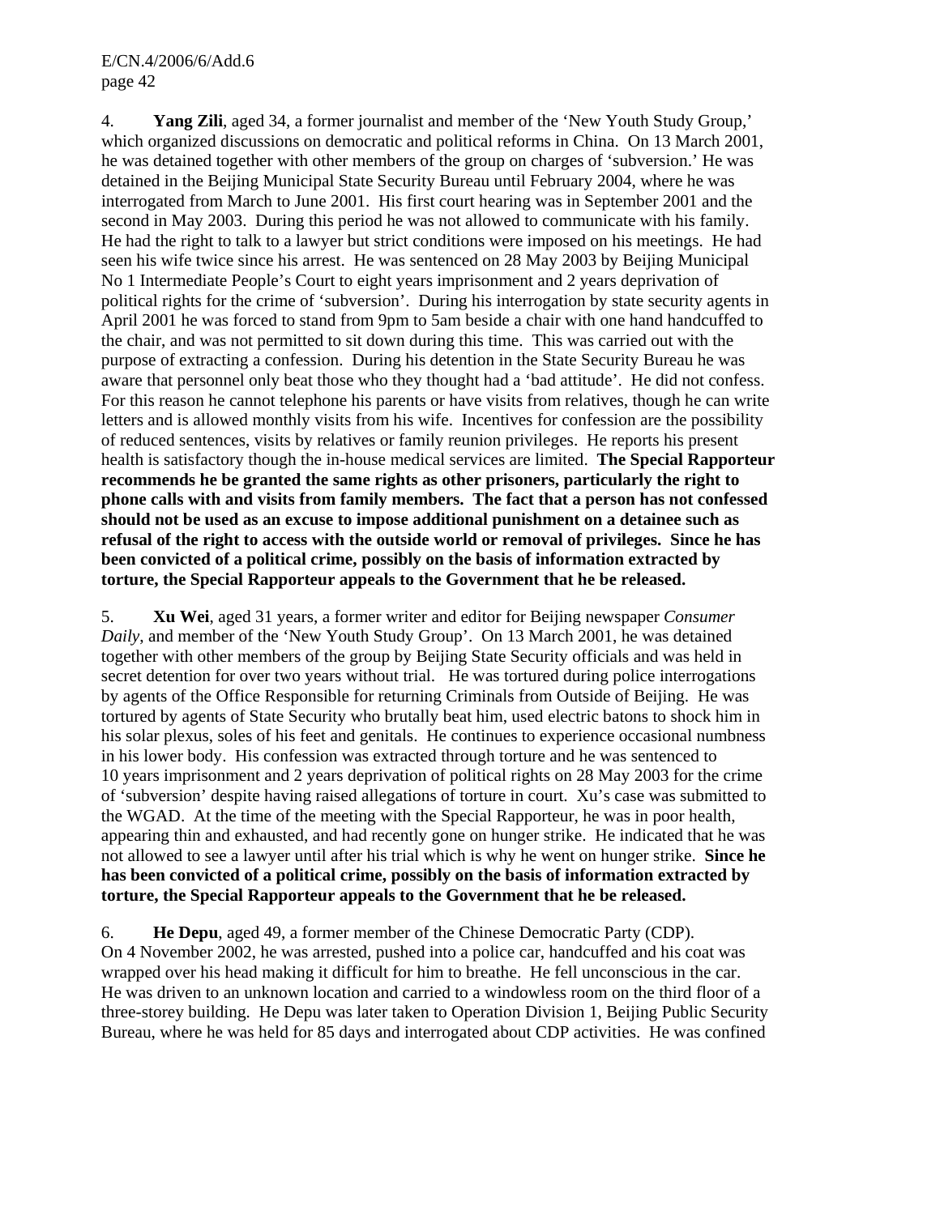4. **Yang Zili**, aged 34, a former journalist and member of the 'New Youth Study Group,' which organized discussions on democratic and political reforms in China. On 13 March 2001, he was detained together with other members of the group on charges of 'subversion.' He was detained in the Beijing Municipal State Security Bureau until February 2004, where he was interrogated from March to June 2001. His first court hearing was in September 2001 and the second in May 2003. During this period he was not allowed to communicate with his family. He had the right to talk to a lawyer but strict conditions were imposed on his meetings. He had seen his wife twice since his arrest. He was sentenced on 28 May 2003 by Beijing Municipal No 1 Intermediate People's Court to eight years imprisonment and 2 years deprivation of political rights for the crime of 'subversion'. During his interrogation by state security agents in April 2001 he was forced to stand from 9pm to 5am beside a chair with one hand handcuffed to the chair, and was not permitted to sit down during this time. This was carried out with the purpose of extracting a confession. During his detention in the State Security Bureau he was aware that personnel only beat those who they thought had a 'bad attitude'. He did not confess. For this reason he cannot telephone his parents or have visits from relatives, though he can write letters and is allowed monthly visits from his wife. Incentives for confession are the possibility of reduced sentences, visits by relatives or family reunion privileges. He reports his present health is satisfactory though the in-house medical services are limited. **The Special Rapporteur recommends he be granted the same rights as other prisoners, particularly the right to phone calls with and visits from family members. The fact that a person has not confessed should not be used as an excuse to impose additional punishment on a detainee such as refusal of the right to access with the outside world or removal of privileges. Since he has been convicted of a political crime, possibly on the basis of information extracted by torture, the Special Rapporteur appeals to the Government that he be released.**

5. **Xu Wei**, aged 31 years, a former writer and editor for Beijing newspaper *Consumer Daily*, and member of the 'New Youth Study Group'. On 13 March 2001, he was detained together with other members of the group by Beijing State Security officials and was held in secret detention for over two years without trial. He was tortured during police interrogations by agents of the Office Responsible for returning Criminals from Outside of Beijing. He was tortured by agents of State Security who brutally beat him, used electric batons to shock him in his solar plexus, soles of his feet and genitals. He continues to experience occasional numbness in his lower body. His confession was extracted through torture and he was sentenced to 10 years imprisonment and 2 years deprivation of political rights on 28 May 2003 for the crime of 'subversion' despite having raised allegations of torture in court. Xu's case was submitted to the WGAD. At the time of the meeting with the Special Rapporteur, he was in poor health, appearing thin and exhausted, and had recently gone on hunger strike. He indicated that he was not allowed to see a lawyer until after his trial which is why he went on hunger strike. **Since he has been convicted of a political crime, possibly on the basis of information extracted by torture, the Special Rapporteur appeals to the Government that he be released.**

6. **He Depu**, aged 49, a former member of the Chinese Democratic Party (CDP). On 4 November 2002, he was arrested, pushed into a police car, handcuffed and his coat was wrapped over his head making it difficult for him to breathe. He fell unconscious in the car. He was driven to an unknown location and carried to a windowless room on the third floor of a three-storey building. He Depu was later taken to Operation Division 1, Beijing Public Security Bureau, where he was held for 85 days and interrogated about CDP activities. He was confined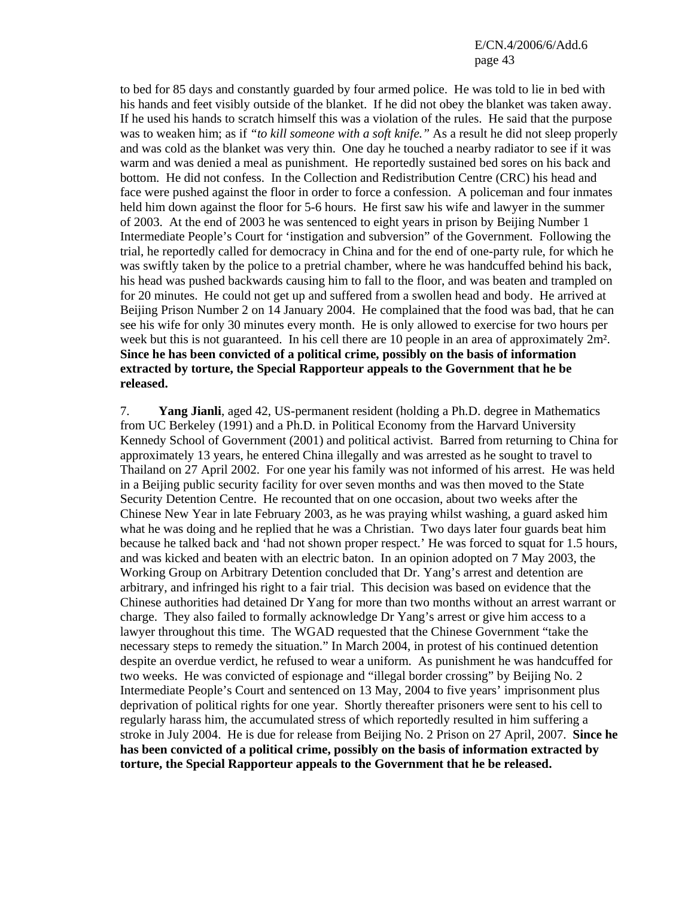to bed for 85 days and constantly guarded by four armed police. He was told to lie in bed with his hands and feet visibly outside of the blanket. If he did not obey the blanket was taken away. If he used his hands to scratch himself this was a violation of the rules. He said that the purpose was to weaken him; as if *"to kill someone with a soft knife."* As a result he did not sleep properly and was cold as the blanket was very thin. One day he touched a nearby radiator to see if it was warm and was denied a meal as punishment. He reportedly sustained bed sores on his back and bottom. He did not confess. In the Collection and Redistribution Centre (CRC) his head and face were pushed against the floor in order to force a confession. A policeman and four inmates held him down against the floor for 5-6 hours. He first saw his wife and lawyer in the summer of 2003. At the end of 2003 he was sentenced to eight years in prison by Beijing Number 1 Intermediate People's Court for 'instigation and subversion" of the Government. Following the trial, he reportedly called for democracy in China and for the end of one-party rule, for which he was swiftly taken by the police to a pretrial chamber, where he was handcuffed behind his back, his head was pushed backwards causing him to fall to the floor, and was beaten and trampled on for 20 minutes. He could not get up and suffered from a swollen head and body. He arrived at Beijing Prison Number 2 on 14 January 2004. He complained that the food was bad, that he can see his wife for only 30 minutes every month. He is only allowed to exercise for two hours per week but this is not guaranteed. In his cell there are 10 people in an area of approximately 2m². **Since he has been convicted of a political crime, possibly on the basis of information extracted by torture, the Special Rapporteur appeals to the Government that he be released.**

7. **Yang Jianli**, aged 42, US-permanent resident (holding a Ph.D. degree in Mathematics from UC Berkeley (1991) and a Ph.D. in Political Economy from the Harvard University Kennedy School of Government (2001) and political activist. Barred from returning to China for approximately 13 years, he entered China illegally and was arrested as he sought to travel to Thailand on 27 April 2002. For one year his family was not informed of his arrest. He was held in a Beijing public security facility for over seven months and was then moved to the State Security Detention Centre. He recounted that on one occasion, about two weeks after the Chinese New Year in late February 2003, as he was praying whilst washing, a guard asked him what he was doing and he replied that he was a Christian. Two days later four guards beat him because he talked back and 'had not shown proper respect.' He was forced to squat for 1.5 hours, and was kicked and beaten with an electric baton. In an opinion adopted on 7 May 2003, the Working Group on Arbitrary Detention concluded that Dr. Yang's arrest and detention are arbitrary, and infringed his right to a fair trial. This decision was based on evidence that the Chinese authorities had detained Dr Yang for more than two months without an arrest warrant or charge. They also failed to formally acknowledge Dr Yang's arrest or give him access to a lawyer throughout this time. The WGAD requested that the Chinese Government "take the necessary steps to remedy the situation." In March 2004, in protest of his continued detention despite an overdue verdict, he refused to wear a uniform. As punishment he was handcuffed for two weeks. He was convicted of espionage and "illegal border crossing" by Beijing No. 2 Intermediate People's Court and sentenced on 13 May, 2004 to five years' imprisonment plus deprivation of political rights for one year. Shortly thereafter prisoners were sent to his cell to regularly harass him, the accumulated stress of which reportedly resulted in him suffering a stroke in July 2004. He is due for release from Beijing No. 2 Prison on 27 April, 2007. **Since he has been convicted of a political crime, possibly on the basis of information extracted by torture, the Special Rapporteur appeals to the Government that he be released.**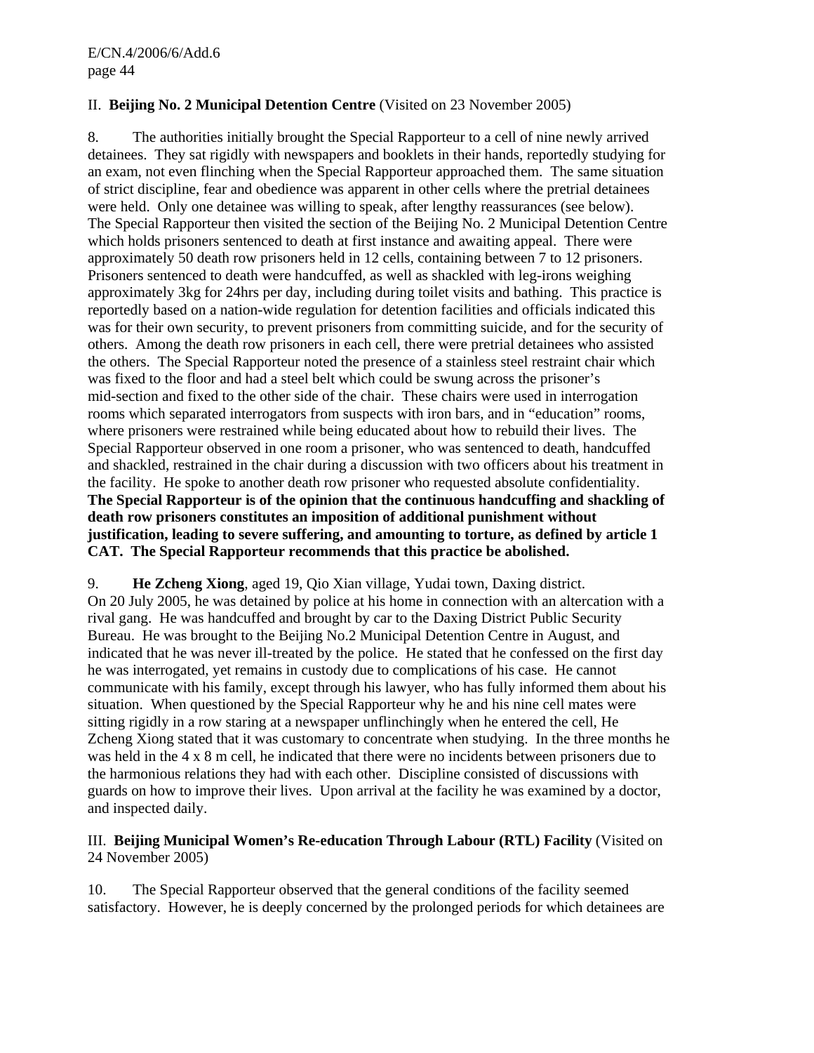II. **Beijing No. 2 Municipal Detention Centre** (Visited on 23 November 2005)

8. The authorities initially brought the Special Rapporteur to a cell of nine newly arrived detainees. They sat rigidly with newspapers and booklets in their hands, reportedly studying for an exam, not even flinching when the Special Rapporteur approached them. The same situation of strict discipline, fear and obedience was apparent in other cells where the pretrial detainees were held. Only one detainee was willing to speak, after lengthy reassurances (see below). The Special Rapporteur then visited the section of the Beijing No. 2 Municipal Detention Centre which holds prisoners sentenced to death at first instance and awaiting appeal. There were approximately 50 death row prisoners held in 12 cells, containing between 7 to 12 prisoners. Prisoners sentenced to death were handcuffed, as well as shackled with leg-irons weighing approximately 3kg for 24hrs per day, including during toilet visits and bathing. This practice is reportedly based on a nation-wide regulation for detention facilities and officials indicated this was for their own security, to prevent prisoners from committing suicide, and for the security of others. Among the death row prisoners in each cell, there were pretrial detainees who assisted the others. The Special Rapporteur noted the presence of a stainless steel restraint chair which was fixed to the floor and had a steel belt which could be swung across the prisoner's mid-section and fixed to the other side of the chair. These chairs were used in interrogation rooms which separated interrogators from suspects with iron bars, and in "education" rooms, where prisoners were restrained while being educated about how to rebuild their lives. The Special Rapporteur observed in one room a prisoner, who was sentenced to death, handcuffed and shackled, restrained in the chair during a discussion with two officers about his treatment in the facility. He spoke to another death row prisoner who requested absolute confidentiality. **The Special Rapporteur is of the opinion that the continuous handcuffing and shackling of death row prisoners constitutes an imposition of additional punishment without justification, leading to severe suffering, and amounting to torture, as defined by article 1 CAT. The Special Rapporteur recommends that this practice be abolished.**

9. **He Zcheng Xiong**, aged 19, Qio Xian village, Yudai town, Daxing district. On 20 July 2005, he was detained by police at his home in connection with an altercation with a rival gang. He was handcuffed and brought by car to the Daxing District Public Security Bureau. He was brought to the Beijing No.2 Municipal Detention Centre in August, and indicated that he was never ill-treated by the police. He stated that he confessed on the first day he was interrogated, yet remains in custody due to complications of his case. He cannot communicate with his family, except through his lawyer, who has fully informed them about his situation. When questioned by the Special Rapporteur why he and his nine cell mates were sitting rigidly in a row staring at a newspaper unflinchingly when he entered the cell, He Zcheng Xiong stated that it was customary to concentrate when studying. In the three months he was held in the 4 x 8 m cell, he indicated that there were no incidents between prisoners due to the harmonious relations they had with each other. Discipline consisted of discussions with guards on how to improve their lives. Upon arrival at the facility he was examined by a doctor, and inspected daily.

III. **Beijing Municipal Women's Re-education Through Labour (RTL) Facility** (Visited on 24 November 2005)

10. The Special Rapporteur observed that the general conditions of the facility seemed satisfactory. However, he is deeply concerned by the prolonged periods for which detainees are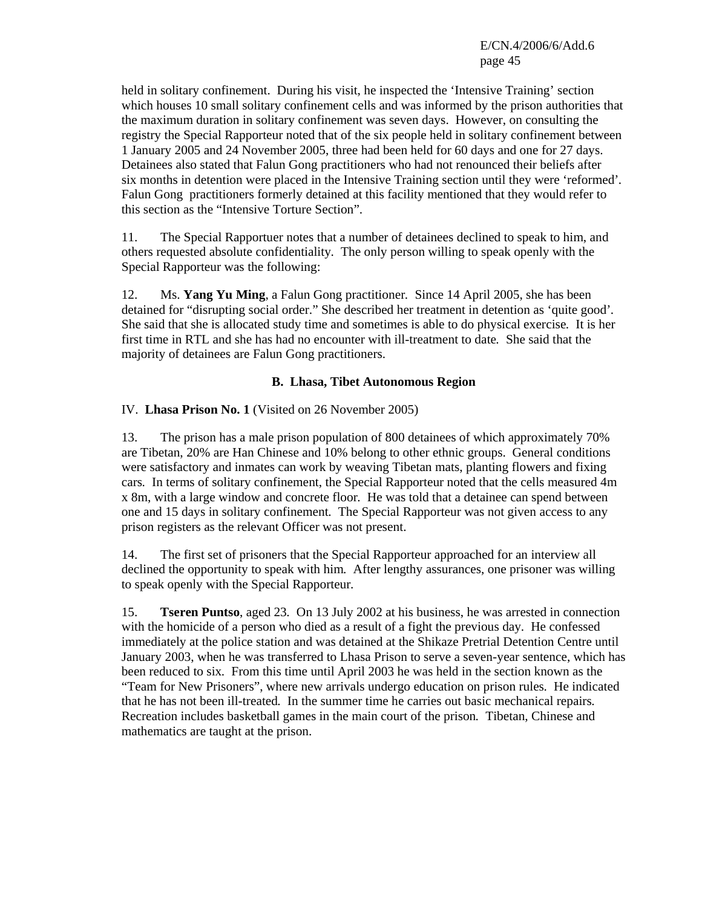held in solitary confinement. During his visit, he inspected the 'Intensive Training' section which houses 10 small solitary confinement cells and was informed by the prison authorities that the maximum duration in solitary confinement was seven days. However, on consulting the registry the Special Rapporteur noted that of the six people held in solitary confinement between 1 January 2005 and 24 November 2005, three had been held for 60 days and one for 27 days. Detainees also stated that Falun Gong practitioners who had not renounced their beliefs after six months in detention were placed in the Intensive Training section until they were 'reformed'. Falun Gong practitioners formerly detained at this facility mentioned that they would refer to this section as the "Intensive Torture Section".

11. The Special Rapportuer notes that a number of detainees declined to speak to him, and others requested absolute confidentiality. The only person willing to speak openly with the Special Rapporteur was the following:

12. Ms. **Yang Yu Ming**, a Falun Gong practitioner. Since 14 April 2005, she has been detained for "disrupting social order." She described her treatment in detention as 'quite good'. She said that she is allocated study time and sometimes is able to do physical exercise. It is her first time in RTL and she has had no encounter with ill-treatment to date. She said that the majority of detainees are Falun Gong practitioners.

## B. Lhasa, Tibet Autonomous Region

IV. **Lhasa Prison No. 1** (Visited on 26 November 2005)

13. The prison has a male prison population of 800 detainees of which approximately 70% are Tibetan, 20% are Han Chinese and 10% belong to other ethnic groups. General conditions were satisfactory and inmates can work by weaving Tibetan mats, planting flowers and fixing cars. In terms of solitary confinement, the Special Rapporteur noted that the cells measured 4m x 8m, with a large window and concrete floor. He was told that a detainee can spend between one and 15 days in solitary confinement. The Special Rapporteur was not given access to any prison registers as the relevant Officer was not present.

14. The first set of prisoners that the Special Rapporteur approached for an interview all declined the opportunity to speak with him. After lengthy assurances, one prisoner was willing to speak openly with the Special Rapporteur.

15. **Tseren Puntso**, aged 23. On 13 July 2002 at his business, he was arrested in connection with the homicide of a person who died as a result of a fight the previous day. He confessed immediately at the police station and was detained at the Shikaze Pretrial Detention Centre until January 2003, when he was transferred to Lhasa Prison to serve a seven-year sentence, which has been reduced to six. From this time until April 2003 he was held in the section known as the "Team for New Prisoners", where new arrivals undergo education on prison rules. He indicated that he has not been ill-treated. In the summer time he carries out basic mechanical repairs. Recreation includes basketball games in the main court of the prison. Tibetan, Chinese and mathematics are taught at the prison.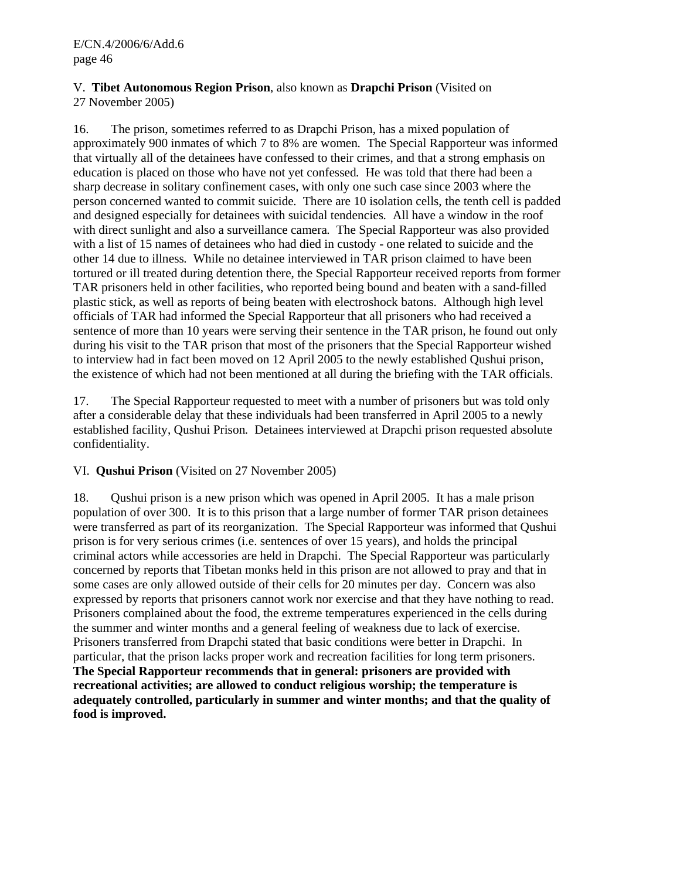## V. **Tibet Autonomous Region Prison**, also known as **Drapchi Prison** (Visited on 27 November 2005)

16. The prison, sometimes referred to as Drapchi Prison, has a mixed population of approximately 900 inmates of which 7 to 8% are women. The Special Rapporteur was informed that virtually all of the detainees have confessed to their crimes, and that a strong emphasis on education is placed on those who have not yet confessed. He was told that there had been a sharp decrease in solitary confinement cases, with only one such case since 2003 where the person concerned wanted to commit suicide. There are 10 isolation cells, the tenth cell is padded and designed especially for detainees with suicidal tendencies. All have a window in the roof with direct sunlight and also a surveillance camera. The Special Rapporteur was also provided with a list of 15 names of detainees who had died in custody - one related to suicide and the other 14 due to illness. While no detainee interviewed in TAR prison claimed to have been tortured or ill treated during detention there, the Special Rapporteur received reports from former TAR prisoners held in other facilities, who reported being bound and beaten with a sand-filled plastic stick, as well as reports of being beaten with electroshock batons. Although high level officials of TAR had informed the Special Rapporteur that all prisoners who had received a sentence of more than 10 years were serving their sentence in the TAR prison, he found out only during his visit to the TAR prison that most of the prisoners that the Special Rapporteur wished to interview had in fact been moved on 12 April 2005 to the newly established Qushui prison, the existence of which had not been mentioned at all during the briefing with the TAR officials.

17. The Special Rapporteur requested to meet with a number of prisoners but was told only after a considerable delay that these individuals had been transferred in April 2005 to a newly established facility, Qushui Prison. Detainees interviewed at Drapchi prison requested absolute confidentiality.

## VI. **Qushui Prison** (Visited on 27 November 2005)

18. Qushui prison is a new prison which was opened in April 2005. It has a male prison population of over 300. It is to this prison that a large number of former TAR prison detainees were transferred as part of its reorganization. The Special Rapporteur was informed that Qushui prison is for very serious crimes (i.e. sentences of over 15 years), and holds the principal criminal actors while accessories are held in Drapchi. The Special Rapporteur was particularly concerned by reports that Tibetan monks held in this prison are not allowed to pray and that in some cases are only allowed outside of their cells for 20 minutes per day. Concern was also expressed by reports that prisoners cannot work nor exercise and that they have nothing to read. Prisoners complained about the food, the extreme temperatures experienced in the cells during the summer and winter months and a general feeling of weakness due to lack of exercise. Prisoners transferred from Drapchi stated that basic conditions were better in Drapchi. In particular, that the prison lacks proper work and recreation facilities for long term prisoners. **The Special Rapporteur recommends that in general: prisoners are provided with recreational activities; are allowed to conduct religious worship; the temperature is adequately controlled, particularly in summer and winter months; and that the quality of food is improved.**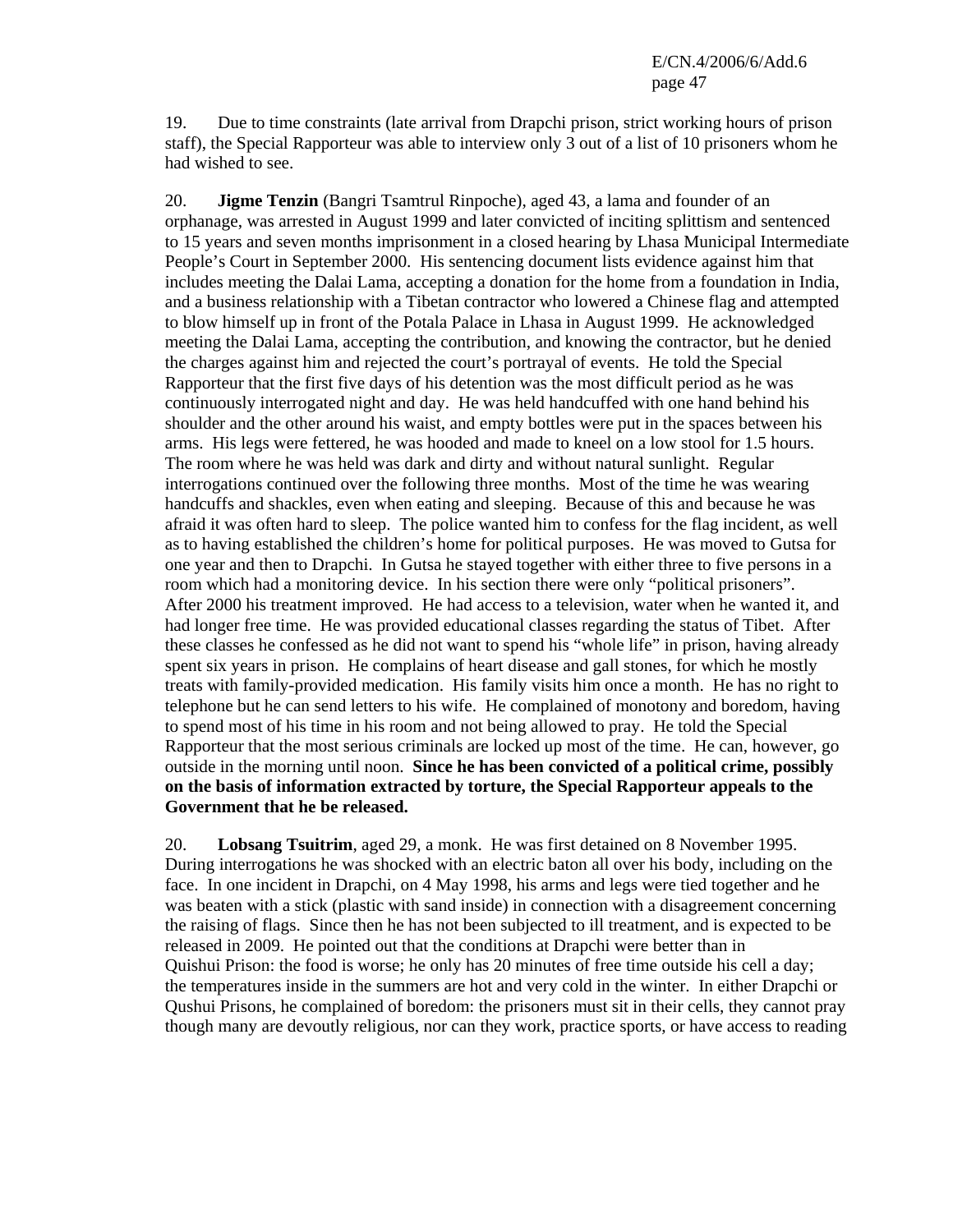19. Due to time constraints (late arrival from Drapchi prison, strict working hours of prison staff), the Special Rapporteur was able to interview only 3 out of a list of 10 prisoners whom he had wished to see.

20. **Jigme Tenzin** (Bangri Tsamtrul Rinpoche), aged 43, a lama and founder of an orphanage, was arrested in August 1999 and later convicted of inciting splittism and sentenced to 15 years and seven months imprisonment in a closed hearing by Lhasa Municipal Intermediate People's Court in September 2000. His sentencing document lists evidence against him that includes meeting the Dalai Lama, accepting a donation for the home from a foundation in India, and a business relationship with a Tibetan contractor who lowered a Chinese flag and attempted to blow himself up in front of the Potala Palace in Lhasa in August 1999. He acknowledged meeting the Dalai Lama, accepting the contribution, and knowing the contractor, but he denied the charges against him and rejected the court's portrayal of events. He told the Special Rapporteur that the first five days of his detention was the most difficult period as he was continuously interrogated night and day. He was held handcuffed with one hand behind his shoulder and the other around his waist, and empty bottles were put in the spaces between his arms. His legs were fettered, he was hooded and made to kneel on a low stool for 1.5 hours. The room where he was held was dark and dirty and without natural sunlight. Regular interrogations continued over the following three months. Most of the time he was wearing handcuffs and shackles, even when eating and sleeping. Because of this and because he was afraid it was often hard to sleep. The police wanted him to confess for the flag incident, as well as to having established the children's home for political purposes. He was moved to Gutsa for one year and then to Drapchi. In Gutsa he stayed together with either three to five persons in a room which had a monitoring device. In his section there were only "political prisoners". After 2000 his treatment improved. He had access to a television, water when he wanted it, and had longer free time. He was provided educational classes regarding the status of Tibet. After these classes he confessed as he did not want to spend his "whole life" in prison, having already spent six years in prison. He complains of heart disease and gall stones, for which he mostly treats with family-provided medication. His family visits him once a month. He has no right to telephone but he can send letters to his wife. He complained of monotony and boredom, having to spend most of his time in his room and not being allowed to pray. He told the Special Rapporteur that the most serious criminals are locked up most of the time. He can, however, go outside in the morning until noon. **Since he has been convicted of a political crime, possibly on the basis of information extracted by torture, the Special Rapporteur appeals to the Government that he be released.**

20. **Lobsang Tsuitrim**, aged 29, a monk. He was first detained on 8 November 1995. During interrogations he was shocked with an electric baton all over his body, including on the face. In one incident in Drapchi, on 4 May 1998, his arms and legs were tied together and he was beaten with a stick (plastic with sand inside) in connection with a disagreement concerning the raising of flags. Since then he has not been subjected to ill treatment, and is expected to be released in 2009. He pointed out that the conditions at Drapchi were better than in Quishui Prison: the food is worse; he only has 20 minutes of free time outside his cell a day; the temperatures inside in the summers are hot and very cold in the winter. In either Drapchi or Qushui Prisons, he complained of boredom: the prisoners must sit in their cells, they cannot pray though many are devoutly religious, nor can they work, practice sports, or have access to reading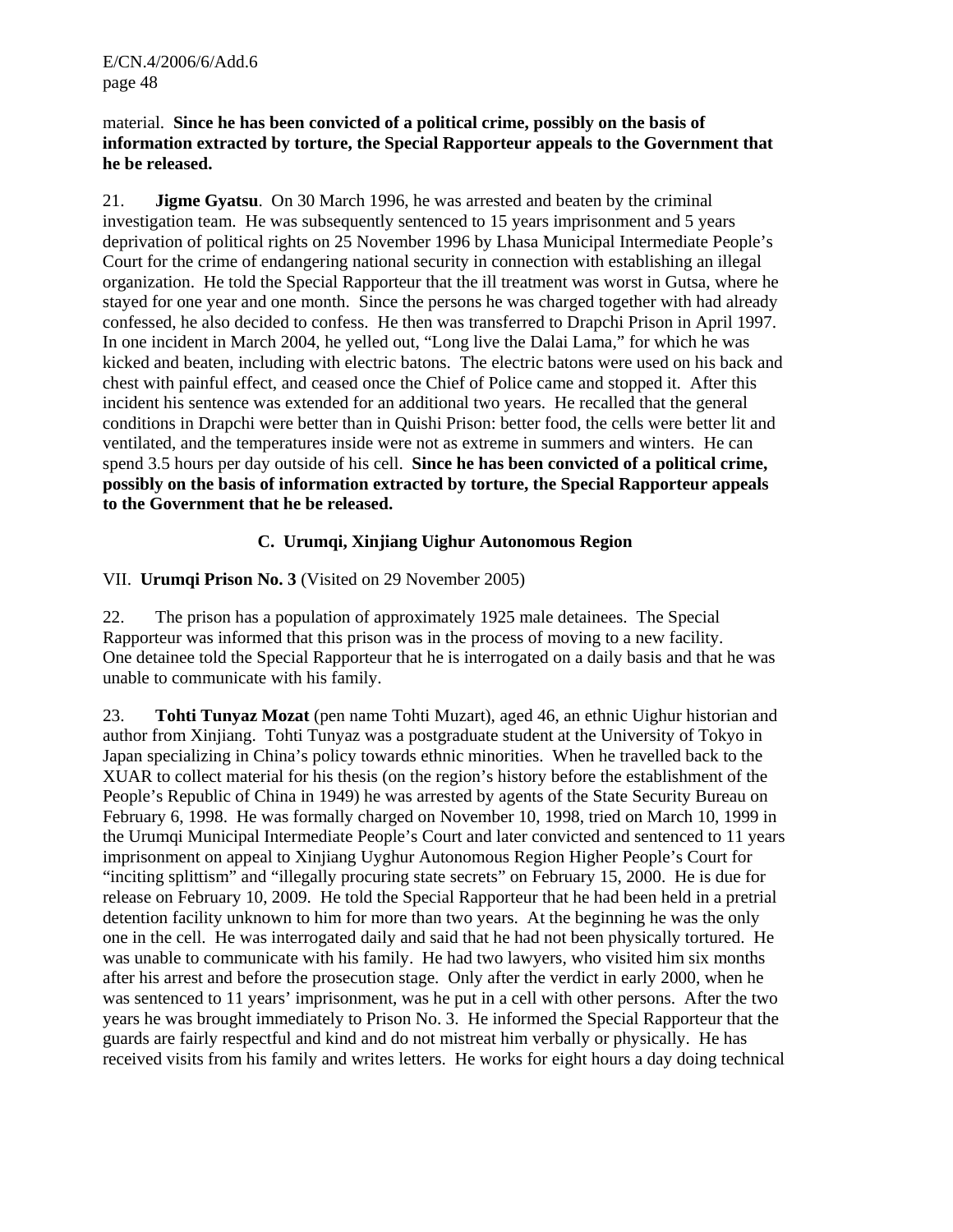material. **Since he has been convicted of a political crime, possibly on the basis of information extracted by torture, the Special Rapporteur appeals to the Government that he be released.**

21. **Jigme Gyatsu**. On 30 March 1996, he was arrested and beaten by the criminal investigation team. He was subsequently sentenced to 15 years imprisonment and 5 years deprivation of political rights on 25 November 1996 by Lhasa Municipal Intermediate People's Court for the crime of endangering national security in connection with establishing an illegal organization. He told the Special Rapporteur that the ill treatment was worst in Gutsa, where he stayed for one year and one month. Since the persons he was charged together with had already confessed, he also decided to confess. He then was transferred to Drapchi Prison in April 1997. In one incident in March 2004, he yelled out, "Long live the Dalai Lama," for which he was kicked and beaten, including with electric batons. The electric batons were used on his back and chest with painful effect, and ceased once the Chief of Police came and stopped it. After this incident his sentence was extended for an additional two years. He recalled that the general conditions in Drapchi were better than in Quishi Prison: better food, the cells were better lit and ventilated, and the temperatures inside were not as extreme in summers and winters. He can spend 3.5 hours per day outside of his cell. **Since he has been convicted of a political crime, possibly on the basis of information extracted by torture, the Special Rapporteur appeals to the Government that he be released.**

### C. Urumqi, Xinjiang Uighur Autonomous Region

VII. **Urumqi Prison No. 3** (Visited on 29 November 2005)

22. The prison has a population of approximately 1925 male detainees. The Special Rapporteur was informed that this prison was in the process of moving to a new facility. One detainee told the Special Rapporteur that he is interrogated on a daily basis and that he was unable to communicate with his family.

23. **Tohti Tunyaz Mozat** (pen name Tohti Muzart), aged 46, an ethnic Uighur historian and author from Xinjiang. Tohti Tunyaz was a postgraduate student at the University of Tokyo in Japan specializing in China's policy towards ethnic minorities. When he travelled back to the XUAR to collect material for his thesis (on the region's history before the establishment of the People's Republic of China in 1949) he was arrested by agents of the State Security Bureau on February 6, 1998. He was formally charged on November 10, 1998, tried on March 10, 1999 in the Urumqi Municipal Intermediate People's Court and later convicted and sentenced to 11 years imprisonment on appeal to Xinjiang Uyghur Autonomous Region Higher People's Court for "inciting splittism" and "illegally procuring state secrets" on February 15, 2000. He is due for release on February 10, 2009. He told the Special Rapporteur that he had been held in a pretrial detention facility unknown to him for more than two years. At the beginning he was the only one in the cell. He was interrogated daily and said that he had not been physically tortured. He was unable to communicate with his family. He had two lawyers, who visited him six months after his arrest and before the prosecution stage. Only after the verdict in early 2000, when he was sentenced to 11 years' imprisonment, was he put in a cell with other persons. After the two years he was brought immediately to Prison No. 3. He informed the Special Rapporteur that the guards are fairly respectful and kind and do not mistreat him verbally or physically. He has received visits from his family and writes letters. He works for eight hours a day doing technical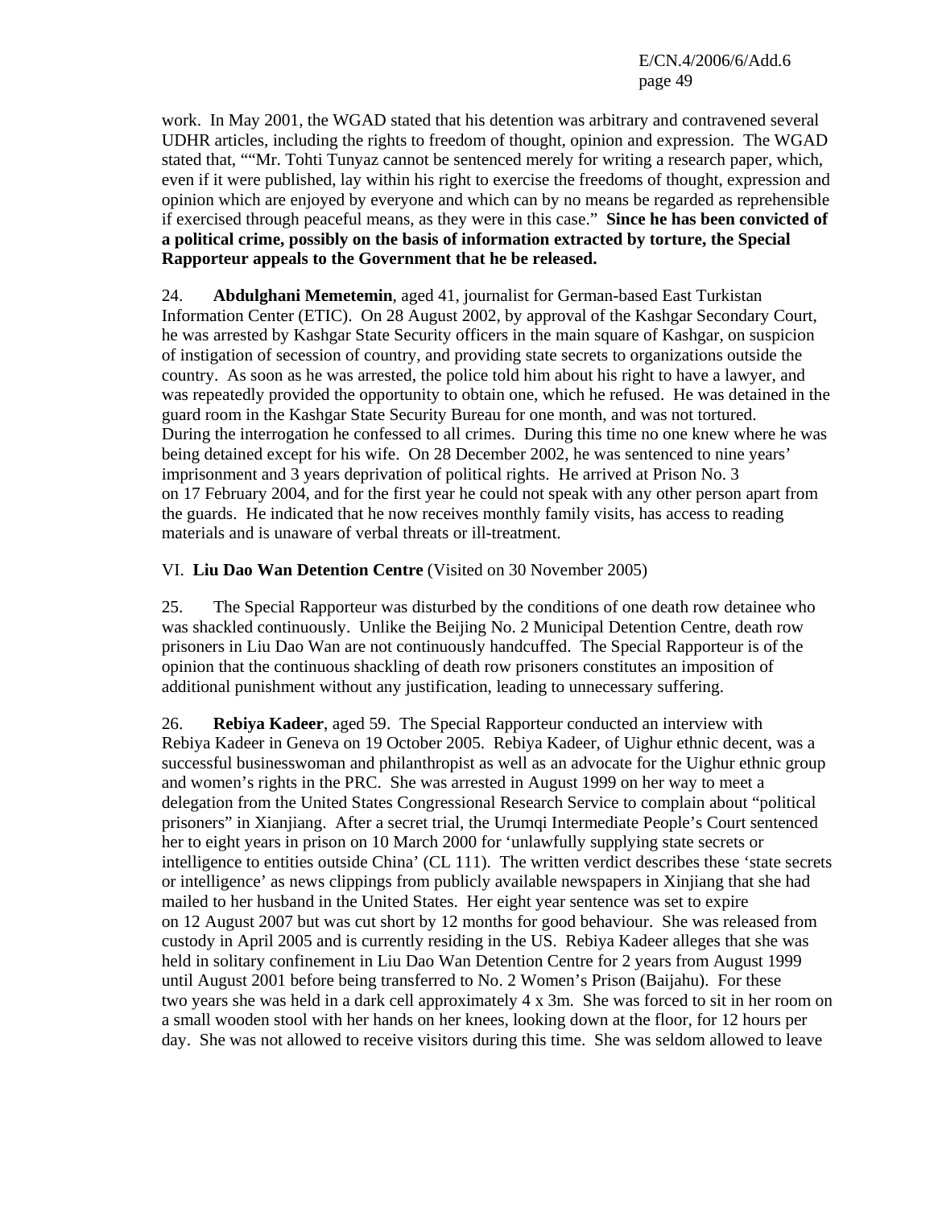work. In May 2001, the WGAD stated that his detention was arbitrary and contravened several UDHR articles, including the rights to freedom of thought, opinion and expression. The WGAD stated that, ""Mr. Tohti Tunyaz cannot be sentenced merely for writing a research paper, which, even if it were published, lay within his right to exercise the freedoms of thought, expression and opinion which are enjoyed by everyone and which can by no means be regarded as reprehensible if exercised through peaceful means, as they were in this case." **Since he has been convicted of a political crime, possibly on the basis of information extracted by torture, the Special Rapporteur appeals to the Government that he be released.**

24. **Abdulghani Memetemin**, aged 41, journalist for German-based East Turkistan Information Center (ETIC). On 28 August 2002, by approval of the Kashgar Secondary Court, he was arrested by Kashgar State Security officers in the main square of Kashgar, on suspicion of instigation of secession of country, and providing state secrets to organizations outside the country. As soon as he was arrested, the police told him about his right to have a lawyer, and was repeatedly provided the opportunity to obtain one, which he refused. He was detained in the guard room in the Kashgar State Security Bureau for one month, and was not tortured. During the interrogation he confessed to all crimes. During this time no one knew where he was being detained except for his wife. On 28 December 2002, he was sentenced to nine years' imprisonment and 3 years deprivation of political rights. He arrived at Prison No. 3 on 17 February 2004, and for the first year he could not speak with any other person apart from the guards. He indicated that he now receives monthly family visits, has access to reading materials and is unaware of verbal threats or ill-treatment.

VI. **Liu Dao Wan Detention Centre** (Visited on 30 November 2005)

25. The Special Rapporteur was disturbed by the conditions of one death row detainee who was shackled continuously. Unlike the Beijing No. 2 Municipal Detention Centre, death row prisoners in Liu Dao Wan are not continuously handcuffed. The Special Rapporteur is of the opinion that the continuous shackling of death row prisoners constitutes an imposition of additional punishment without any justification, leading to unnecessary suffering.

26. **Rebiya Kadeer**, aged 59. The Special Rapporteur conducted an interview with Rebiya Kadeer in Geneva on 19 October 2005. Rebiya Kadeer, of Uighur ethnic decent, was a successful businesswoman and philanthropist as well as an advocate for the Uighur ethnic group and women's rights in the PRC. She was arrested in August 1999 on her way to meet a delegation from the United States Congressional Research Service to complain about "political prisoners" in Xianjiang. After a secret trial, the Urumqi Intermediate People's Court sentenced her to eight years in prison on 10 March 2000 for 'unlawfully supplying state secrets or intelligence to entities outside China' (CL 111). The written verdict describes these 'state secrets or intelligence' as news clippings from publicly available newspapers in Xinjiang that she had mailed to her husband in the United States. Her eight year sentence was set to expire on 12 August 2007 but was cut short by 12 months for good behaviour. She was released from custody in April 2005 and is currently residing in the US. Rebiya Kadeer alleges that she was held in solitary confinement in Liu Dao Wan Detention Centre for 2 years from August 1999 until August 2001 before being transferred to No. 2 Women's Prison (Baijahu). For these two years she was held in a dark cell approximately 4 x 3m. She was forced to sit in her room on a small wooden stool with her hands on her knees, looking down at the floor, for 12 hours per day. She was not allowed to receive visitors during this time. She was seldom allowed to leave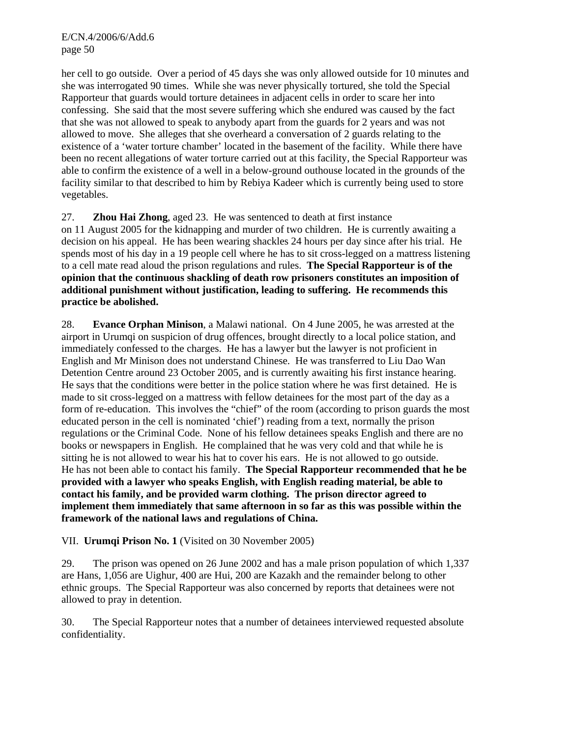her cell to go outside. Over a period of 45 days she was only allowed outside for 10 minutes and she was interrogated 90 times. While she was never physically tortured, she told the Special Rapporteur that guards would torture detainees in adjacent cells in order to scare her into confessing. She said that the most severe suffering which she endured was caused by the fact that she was not allowed to speak to anybody apart from the guards for 2 years and was not allowed to move. She alleges that she overheard a conversation of 2 guards relating to the existence of a 'water torture chamber' located in the basement of the facility. While there have been no recent allegations of water torture carried out at this facility, the Special Rapporteur was able to confirm the existence of a well in a below-ground outhouse located in the grounds of the facility similar to that described to him by Rebiya Kadeer which is currently being used to store vegetables.

27. **Zhou Hai Zhong**, aged 23. He was sentenced to death at first instance on 11 August 2005 for the kidnapping and murder of two children. He is currently awaiting a decision on his appeal. He has been wearing shackles 24 hours per day since after his trial. He spends most of his day in a 19 people cell where he has to sit cross-legged on a mattress listening to a cell mate read aloud the prison regulations and rules. **The Special Rapporteur is of the opinion that the continuous shackling of death row prisoners constitutes an imposition of additional punishment without justification, leading to suffering. He recommends this practice be abolished.**

28. **Evance Orphan Minison**, a Malawi national. On 4 June 2005, he was arrested at the airport in Urumqi on suspicion of drug offences, brought directly to a local police station, and immediately confessed to the charges. He has a lawyer but the lawyer is not proficient in English and Mr Minison does not understand Chinese. He was transferred to Liu Dao Wan Detention Centre around 23 October 2005, and is currently awaiting his first instance hearing. He says that the conditions were better in the police station where he was first detained. He is made to sit cross-legged on a mattress with fellow detainees for the most part of the day as a form of re-education. This involves the "chief" of the room (according to prison guards the most educated person in the cell is nominated 'chief') reading from a text, normally the prison regulations or the Criminal Code. None of his fellow detainees speaks English and there are no books or newspapers in English. He complained that he was very cold and that while he is sitting he is not allowed to wear his hat to cover his ears. He is not allowed to go outside. He has not been able to contact his family. **The Special Rapporteur recommended that he be provided with a lawyer who speaks English, with English reading material, be able to contact his family, and be provided warm clothing. The prison director agreed to implement them immediately that same afternoon in so far as this was possible within the framework of the national laws and regulations of China.**

VII. **Urumqi Prison No. 1** (Visited on 30 November 2005)

29. The prison was opened on 26 June 2002 and has a male prison population of which 1,337 are Hans, 1,056 are Uighur, 400 are Hui, 200 are Kazakh and the remainder belong to other ethnic groups. The Special Rapporteur was also concerned by reports that detainees were not allowed to pray in detention.

30. The Special Rapporteur notes that a number of detainees interviewed requested absolute confidentiality.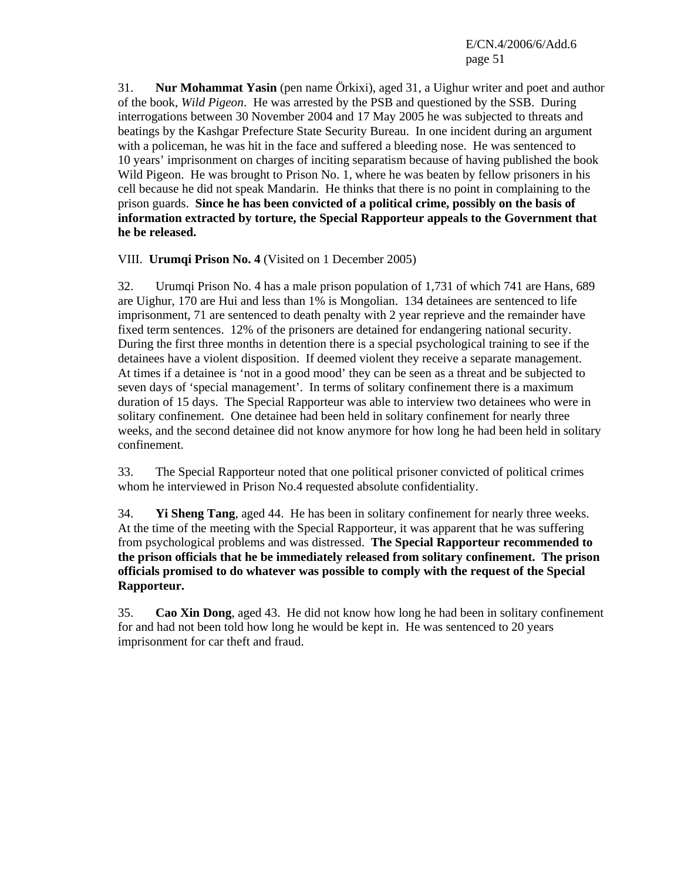31. **Nur Mohammat Yasin** (pen name Örkixi), aged 31, a Uighur writer and poet and author of the book, *Wild Pigeon*. He was arrested by the PSB and questioned by the SSB. During interrogations between 30 November 2004 and 17 May 2005 he was subjected to threats and beatings by the Kashgar Prefecture State Security Bureau. In one incident during an argument with a policeman, he was hit in the face and suffered a bleeding nose. He was sentenced to 10 years' imprisonment on charges of inciting separatism because of having published the book Wild Pigeon. He was brought to Prison No. 1, where he was beaten by fellow prisoners in his cell because he did not speak Mandarin. He thinks that there is no point in complaining to the prison guards. **Since he has been convicted of a political crime, possibly on the basis of information extracted by torture, the Special Rapporteur appeals to the Government that he be released.**

VIII. **Urumqi Prison No. 4** (Visited on 1 December 2005)

32. Urumqi Prison No. 4 has a male prison population of 1,731 of which 741 are Hans, 689 are Uighur, 170 are Hui and less than 1% is Mongolian. 134 detainees are sentenced to life imprisonment, 71 are sentenced to death penalty with 2 year reprieve and the remainder have fixed term sentences. 12% of the prisoners are detained for endangering national security. During the first three months in detention there is a special psychological training to see if the detainees have a violent disposition. If deemed violent they receive a separate management. At times if a detainee is 'not in a good mood' they can be seen as a threat and be subjected to seven days of 'special management'. In terms of solitary confinement there is a maximum duration of 15 days. The Special Rapporteur was able to interview two detainees who were in solitary confinement. One detainee had been held in solitary confinement for nearly three weeks, and the second detainee did not know anymore for how long he had been held in solitary confinement.

33. The Special Rapporteur noted that one political prisoner convicted of political crimes whom he interviewed in Prison No.4 requested absolute confidentiality.

34. **Yi Sheng Tang**, aged 44. He has been in solitary confinement for nearly three weeks. At the time of the meeting with the Special Rapporteur, it was apparent that he was suffering from psychological problems and was distressed. **The Special Rapporteur recommended to the prison officials that he be immediately released from solitary confinement. The prison officials promised to do whatever was possible to comply with the request of the Special Rapporteur.**

35. **Cao Xin Dong**, aged 43. He did not know how long he had been in solitary confinement for and had not been told how long he would be kept in. He was sentenced to 20 years imprisonment for car theft and fraud.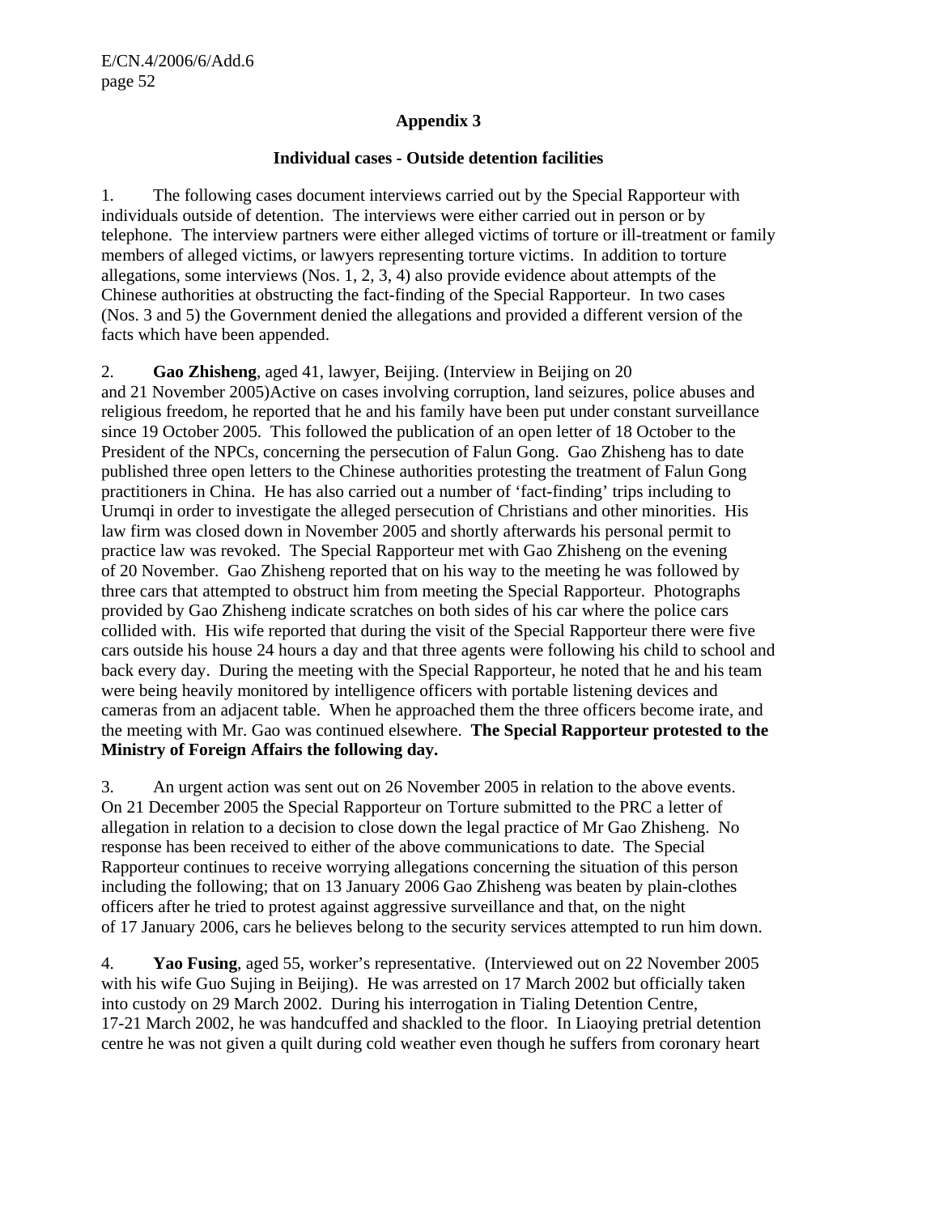## Appendix 3

### Individual cases - Outside detention facilities

1. The following cases document interviews carried out by the Special Rapporteur with individuals outside of detention. The interviews were either carried out in person or by telephone. The interview partners were either alleged victims of torture or ill-treatment or family members of alleged victims, or lawyers representing torture victims. In addition to torture allegations, some interviews (Nos. 1, 2, 3, 4) also provide evidence about attempts of the Chinese authorities at obstructing the fact-finding of the Special Rapporteur. In two cases (Nos. 3 and 5) the Government denied the allegations and provided a different version of the facts which have been appended.

2. **Gao Zhisheng**, aged 41, lawyer, Beijing. (Interview in Beijing on 20 and 21 November 2005)Active on cases involving corruption, land seizures, police abuses and religious freedom, he reported that he and his family have been put under constant surveillance since 19 October 2005. This followed the publication of an open letter of 18 October to the President of the NPCs, concerning the persecution of Falun Gong. Gao Zhisheng has to date published three open letters to the Chinese authorities protesting the treatment of Falun Gong practitioners in China. He has also carried out a number of 'fact-finding' trips including to Urumqi in order to investigate the alleged persecution of Christians and other minorities. His law firm was closed down in November 2005 and shortly afterwards his personal permit to practice law was revoked. The Special Rapporteur met with Gao Zhisheng on the evening of 20 November. Gao Zhisheng reported that on his way to the meeting he was followed by three cars that attempted to obstruct him from meeting the Special Rapporteur. Photographs provided by Gao Zhisheng indicate scratches on both sides of his car where the police cars collided with. His wife reported that during the visit of the Special Rapporteur there were five cars outside his house 24 hours a day and that three agents were following his child to school and back every day. During the meeting with the Special Rapporteur, he noted that he and his team were being heavily monitored by intelligence officers with portable listening devices and cameras from an adjacent table. When he approached them the three officers become irate, and the meeting with Mr. Gao was continued elsewhere. **The Special Rapporteur protested to the Ministry of Foreign Affairs the following day.**

3. An urgent action was sent out on 26 November 2005 in relation to the above events. On 21 December 2005 the Special Rapporteur on Torture submitted to the PRC a letter of allegation in relation to a decision to close down the legal practice of Mr Gao Zhisheng. No response has been received to either of the above communications to date. The Special Rapporteur continues to receive worrying allegations concerning the situation of this person including the following; that on 13 January 2006 Gao Zhisheng was beaten by plain-clothes officers after he tried to protest against aggressive surveillance and that, on the night of 17 January 2006, cars he believes belong to the security services attempted to run him down.

4. **Yao Fusing**, aged 55, worker's representative. (Interviewed out on 22 November 2005 with his wife Guo Sujing in Beijing). He was arrested on 17 March 2002 but officially taken into custody on 29 March 2002. During his interrogation in Tialing Detention Centre, 17-21 March 2002, he was handcuffed and shackled to the floor. In Liaoying pretrial detention centre he was not given a quilt during cold weather even though he suffers from coronary heart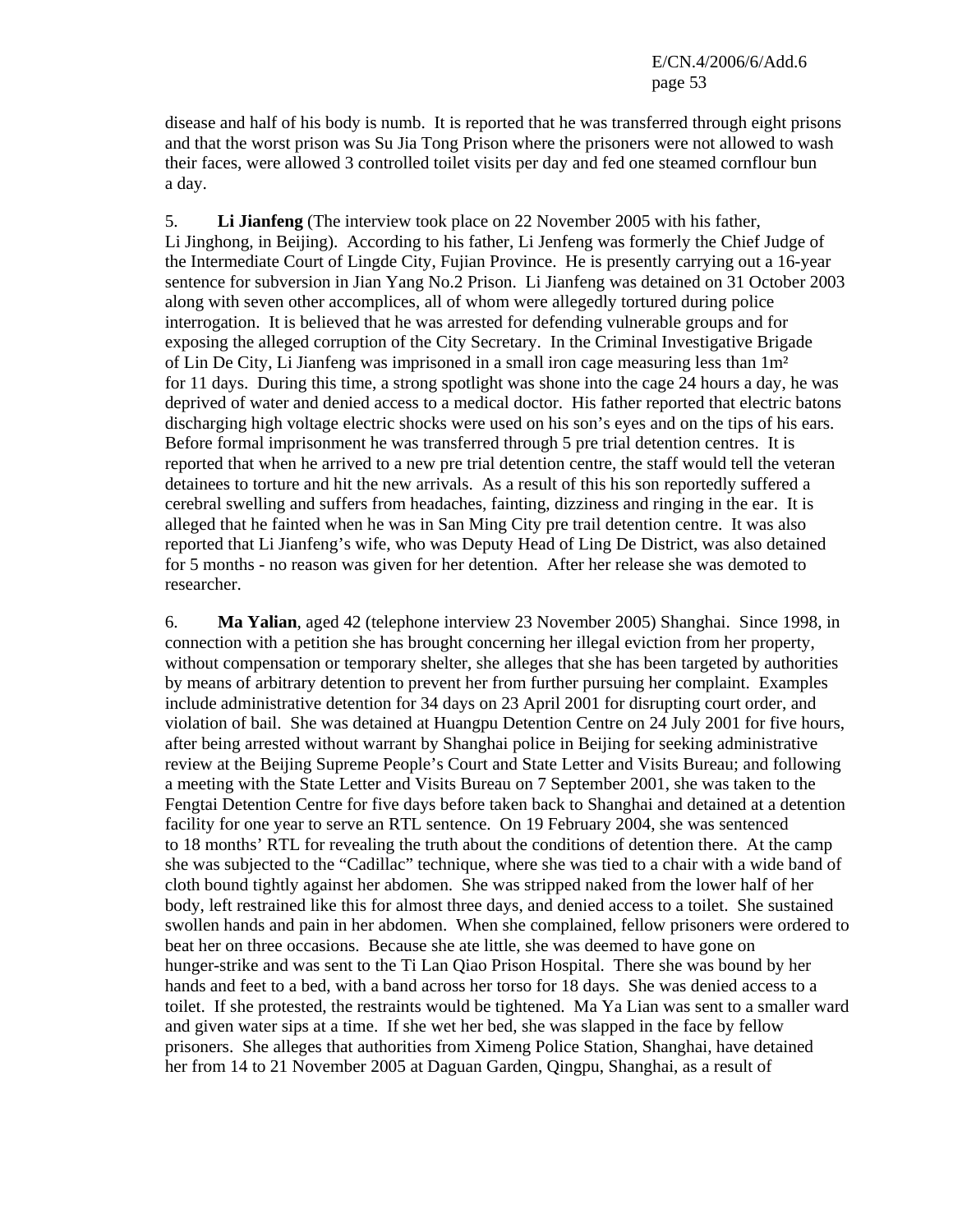disease and half of his body is numb. It is reported that he was transferred through eight prisons and that the worst prison was Su Jia Tong Prison where the prisoners were not allowed to wash their faces, were allowed 3 controlled toilet visits per day and fed one steamed cornflour bun a day.

5. **Li Jianfeng** (The interview took place on 22 November 2005 with his father, Li Jinghong, in Beijing). According to his father, Li Jenfeng was formerly the Chief Judge of the Intermediate Court of Lingde City, Fujian Province. He is presently carrying out a 16-year sentence for subversion in Jian Yang No.2 Prison. Li Jianfeng was detained on 31 October 2003 along with seven other accomplices, all of whom were allegedly tortured during police interrogation. It is believed that he was arrested for defending vulnerable groups and for exposing the alleged corruption of the City Secretary. In the Criminal Investigative Brigade of Lin De City, Li Jianfeng was imprisoned in a small iron cage measuring less than 1m² for 11 days. During this time, a strong spotlight was shone into the cage 24 hours a day, he was deprived of water and denied access to a medical doctor. His father reported that electric batons discharging high voltage electric shocks were used on his son's eyes and on the tips of his ears. Before formal imprisonment he was transferred through 5 pre trial detention centres. It is reported that when he arrived to a new pre trial detention centre, the staff would tell the veteran detainees to torture and hit the new arrivals. As a result of this his son reportedly suffered a cerebral swelling and suffers from headaches, fainting, dizziness and ringing in the ear. It is alleged that he fainted when he was in San Ming City pre trail detention centre. It was also reported that Li Jianfeng's wife, who was Deputy Head of Ling De District, was also detained for 5 months - no reason was given for her detention. After her release she was demoted to researcher.

6. **Ma Yalian**, aged 42 (telephone interview 23 November 2005) Shanghai. Since 1998, in connection with a petition she has brought concerning her illegal eviction from her property, without compensation or temporary shelter, she alleges that she has been targeted by authorities by means of arbitrary detention to prevent her from further pursuing her complaint. Examples include administrative detention for 34 days on 23 April 2001 for disrupting court order, and violation of bail. She was detained at Huangpu Detention Centre on 24 July 2001 for five hours, after being arrested without warrant by Shanghai police in Beijing for seeking administrative review at the Beijing Supreme People's Court and State Letter and Visits Bureau; and following a meeting with the State Letter and Visits Bureau on 7 September 2001, she was taken to the Fengtai Detention Centre for five days before taken back to Shanghai and detained at a detention facility for one year to serve an RTL sentence. On 19 February 2004, she was sentenced to 18 months' RTL for revealing the truth about the conditions of detention there. At the camp she was subjected to the "Cadillac" technique, where she was tied to a chair with a wide band of cloth bound tightly against her abdomen. She was stripped naked from the lower half of her body, left restrained like this for almost three days, and denied access to a toilet. She sustained swollen hands and pain in her abdomen. When she complained, fellow prisoners were ordered to beat her on three occasions. Because she ate little, she was deemed to have gone on hunger-strike and was sent to the Ti Lan Qiao Prison Hospital. There she was bound by her hands and feet to a bed, with a band across her torso for 18 days. She was denied access to a toilet. If she protested, the restraints would be tightened. Ma Ya Lian was sent to a smaller ward and given water sips at a time. If she wet her bed, she was slapped in the face by fellow prisoners. She alleges that authorities from Ximeng Police Station, Shanghai, have detained her from 14 to 21 November 2005 at Daguan Garden, Qingpu, Shanghai, as a result of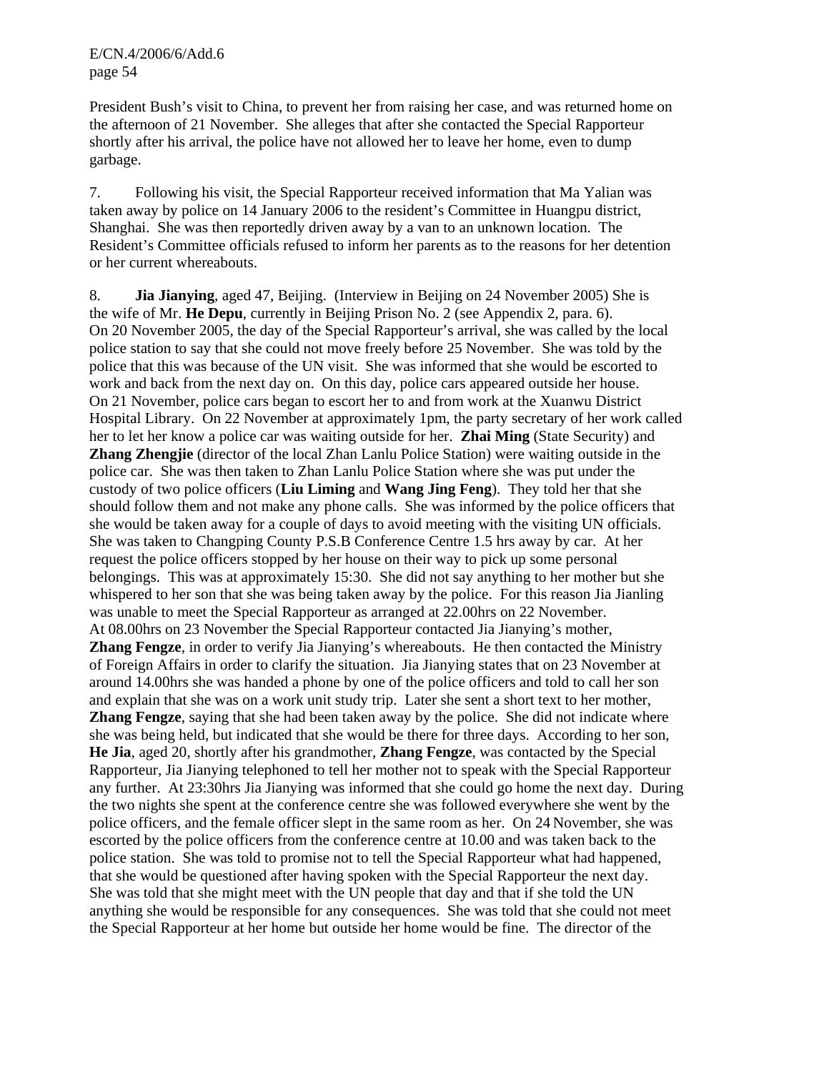President Bush's visit to China, to prevent her from raising her case, and was returned home on the afternoon of 21 November. She alleges that after she contacted the Special Rapporteur shortly after his arrival, the police have not allowed her to leave her home, even to dump garbage.

7. Following his visit, the Special Rapporteur received information that Ma Yalian was taken away by police on 14 January 2006 to the resident's Committee in Huangpu district, Shanghai. She was then reportedly driven away by a van to an unknown location. The Resident's Committee officials refused to inform her parents as to the reasons for her detention or her current whereabouts.

8. **Jia Jianying**, aged 47, Beijing. (Interview in Beijing on 24 November 2005) She is the wife of Mr. **He Depu**, currently in Beijing Prison No. 2 (see Appendix 2, para. 6). On 20 November 2005, the day of the Special Rapporteur's arrival, she was called by the local police station to say that she could not move freely before 25 November. She was told by the police that this was because of the UN visit. She was informed that she would be escorted to work and back from the next day on. On this day, police cars appeared outside her house. On 21 November, police cars began to escort her to and from work at the Xuanwu District Hospital Library. On 22 November at approximately 1pm, the party secretary of her work called her to let her know a police car was waiting outside for her. **Zhai Ming** (State Security) and **Zhang Zhengjie** (director of the local Zhan Lanlu Police Station) were waiting outside in the police car. She was then taken to Zhan Lanlu Police Station where she was put under the custody of two police officers (**Liu Liming** and **Wang Jing Feng**). They told her that she should follow them and not make any phone calls. She was informed by the police officers that she would be taken away for a couple of days to avoid meeting with the visiting UN officials. She was taken to Changping County P.S.B Conference Centre 1.5 hrs away by car. At her request the police officers stopped by her house on their way to pick up some personal belongings. This was at approximately 15:30. She did not say anything to her mother but she whispered to her son that she was being taken away by the police. For this reason Jia Jianling was unable to meet the Special Rapporteur as arranged at 22.00hrs on 22 November. At 08.00hrs on 23 November the Special Rapporteur contacted Jia Jianying's mother, **Zhang Fengze**, in order to verify Jia Jianying's whereabouts. He then contacted the Ministry of Foreign Affairs in order to clarify the situation. Jia Jianying states that on 23 November at around 14.00hrs she was handed a phone by one of the police officers and told to call her son and explain that she was on a work unit study trip. Later she sent a short text to her mother, **Zhang Fengze**, saying that she had been taken away by the police. She did not indicate where she was being held, but indicated that she would be there for three days. According to her son, **He Jia**, aged 20, shortly after his grandmother, **Zhang Fengze**, was contacted by the Special Rapporteur, Jia Jianying telephoned to tell her mother not to speak with the Special Rapporteur any further. At 23:30hrs Jia Jianying was informed that she could go home the next day. During the two nights she spent at the conference centre she was followed everywhere she went by the police officers, and the female officer slept in the same room as her. On 24 November, she was escorted by the police officers from the conference centre at 10.00 and was taken back to the police station. She was told to promise not to tell the Special Rapporteur what had happened, that she would be questioned after having spoken with the Special Rapporteur the next day. She was told that she might meet with the UN people that day and that if she told the UN anything she would be responsible for any consequences. She was told that she could not meet the Special Rapporteur at her home but outside her home would be fine. The director of the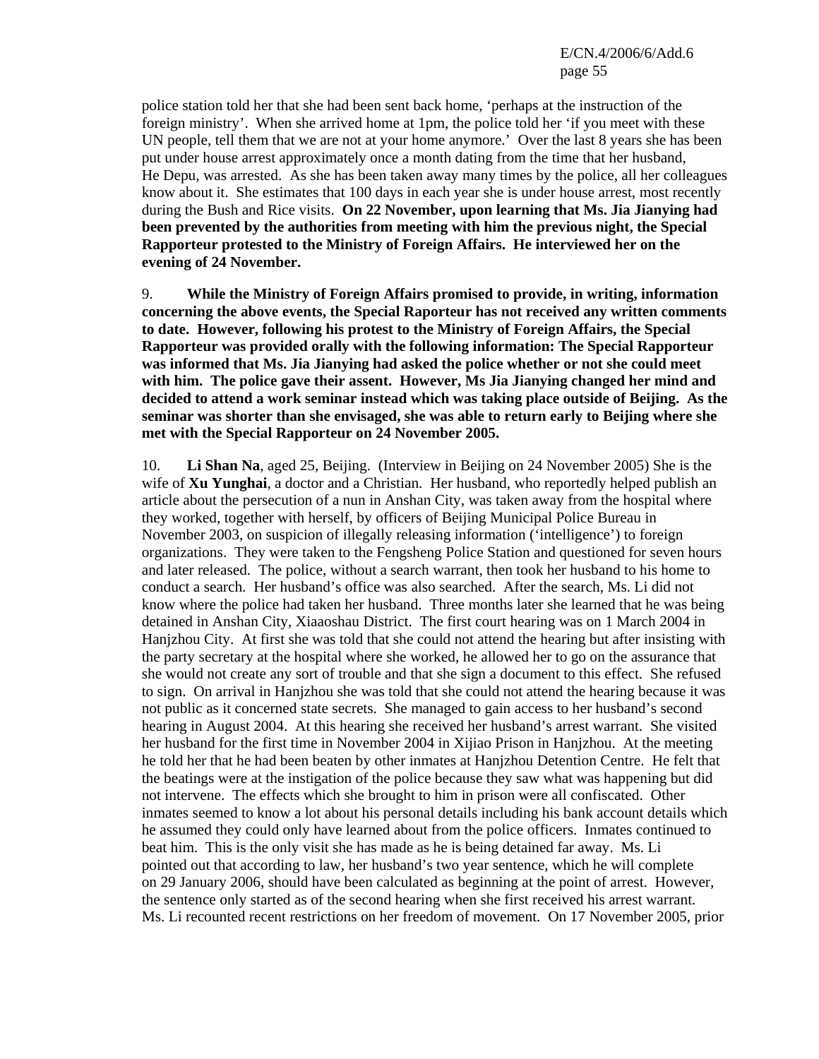police station told her that she had been sent back home, 'perhaps at the instruction of the foreign ministry'. When she arrived home at 1pm, the police told her 'if you meet with these UN people, tell them that we are not at your home anymore.' Over the last 8 years she has been put under house arrest approximately once a month dating from the time that her husband, He Depu, was arrested. As she has been taken away many times by the police, all her colleagues know about it. She estimates that 100 days in each year she is under house arrest, most recently during the Bush and Rice visits. **On 22 November, upon learning that Ms. Jia Jianying had been prevented by the authorities from meeting with him the previous night, the Special Rapporteur protested to the Ministry of Foreign Affairs. He interviewed her on the evening of 24 November.**

9. **While the Ministry of Foreign Affairs promised to provide, in writing, information concerning the above events, the Special Raporteur has not received any written comments to date. However, following his protest to the Ministry of Foreign Affairs, the Special Rapporteur was provided orally with the following information: The Special Rapporteur was informed that Ms. Jia Jianying had asked the police whether or not she could meet with him. The police gave their assent. However, Ms Jia Jianying changed her mind and decided to attend a work seminar instead which was taking place outside of Beijing. As the seminar was shorter than she envisaged, she was able to return early to Beijing where she met with the Special Rapporteur on 24 November 2005.**

10. **Li Shan Na**, aged 25, Beijing. (Interview in Beijing on 24 November 2005) She is the wife of **Xu Yunghai**, a doctor and a Christian. Her husband, who reportedly helped publish an article about the persecution of a nun in Anshan City, was taken away from the hospital where they worked, together with herself, by officers of Beijing Municipal Police Bureau in November 2003, on suspicion of illegally releasing information ('intelligence') to foreign organizations. They were taken to the Fengsheng Police Station and questioned for seven hours and later released. The police, without a search warrant, then took her husband to his home to conduct a search. Her husband's office was also searched. After the search, Ms. Li did not know where the police had taken her husband. Three months later she learned that he was being detained in Anshan City, Xiaaoshau District. The first court hearing was on 1 March 2004 in Hanjzhou City. At first she was told that she could not attend the hearing but after insisting with the party secretary at the hospital where she worked, he allowed her to go on the assurance that she would not create any sort of trouble and that she sign a document to this effect. She refused to sign. On arrival in Hanjzhou she was told that she could not attend the hearing because it was not public as it concerned state secrets. She managed to gain access to her husband's second hearing in August 2004. At this hearing she received her husband's arrest warrant. She visited her husband for the first time in November 2004 in Xijiao Prison in Hanjzhou. At the meeting he told her that he had been beaten by other inmates at Hanjzhou Detention Centre. He felt that the beatings were at the instigation of the police because they saw what was happening but did not intervene. The effects which she brought to him in prison were all confiscated. Other inmates seemed to know a lot about his personal details including his bank account details which he assumed they could only have learned about from the police officers. Inmates continued to beat him. This is the only visit she has made as he is being detained far away. Ms. Li pointed out that according to law, her husband's two year sentence, which he will complete on 29 January 2006, should have been calculated as beginning at the point of arrest. However, the sentence only started as of the second hearing when she first received his arrest warrant. Ms. Li recounted recent restrictions on her freedom of movement. On 17 November 2005, prior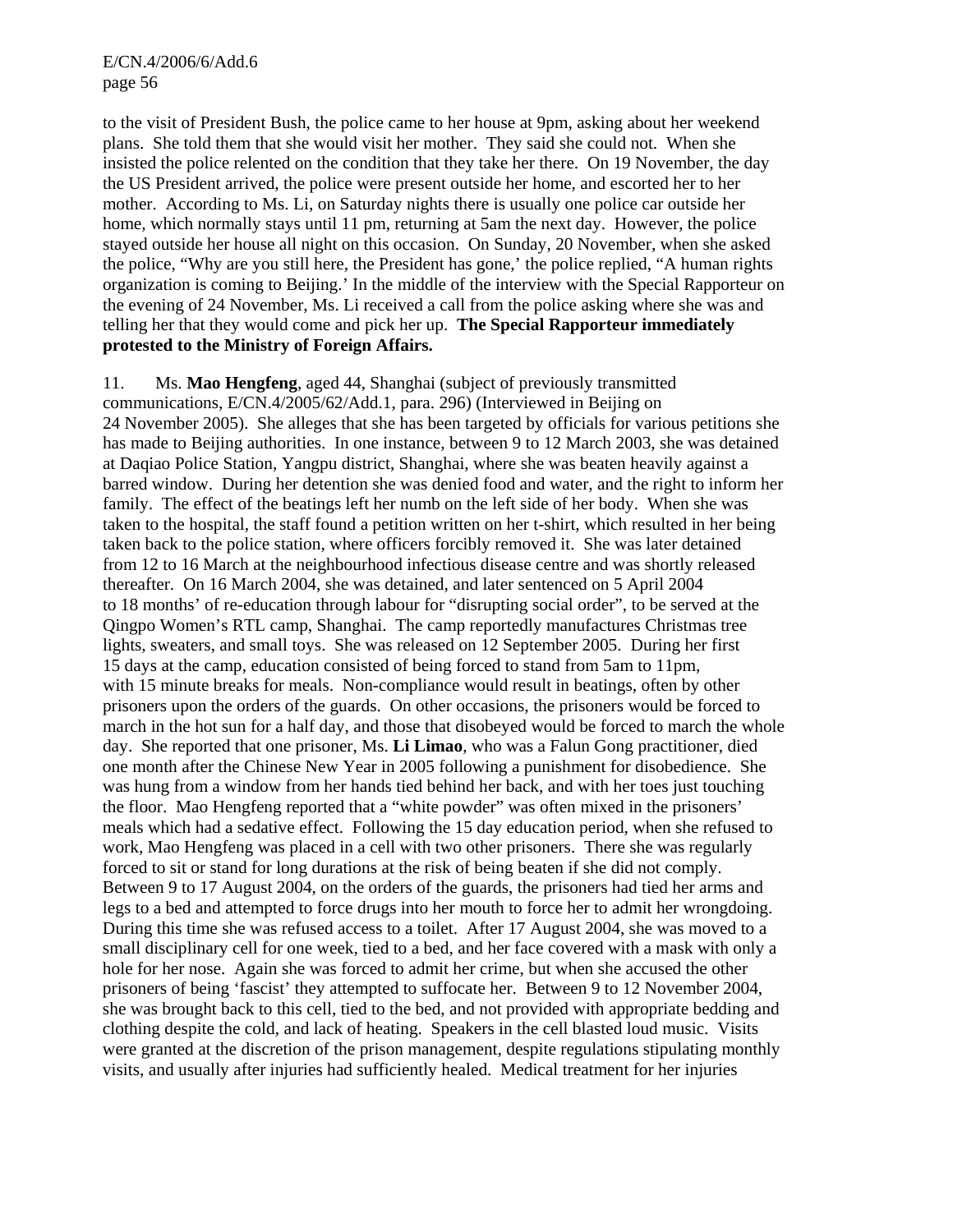to the visit of President Bush, the police came to her house at 9pm, asking about her weekend plans. She told them that she would visit her mother. They said she could not. When she insisted the police relented on the condition that they take her there. On 19 November, the day the US President arrived, the police were present outside her home, and escorted her to her mother. According to Ms. Li, on Saturday nights there is usually one police car outside her home, which normally stays until 11 pm, returning at 5am the next day. However, the police stayed outside her house all night on this occasion. On Sunday, 20 November, when she asked the police, "Why are you still here, the President has gone,' the police replied, "A human rights organization is coming to Beijing.' In the middle of the interview with the Special Rapporteur on the evening of 24 November, Ms. Li received a call from the police asking where she was and telling her that they would come and pick her up. **The Special Rapporteur immediately protested to the Ministry of Foreign Affairs.**

11. Ms. **Mao Hengfeng**, aged 44, Shanghai (subject of previously transmitted communications, E/CN.4/2005/62/Add.1, para. 296) (Interviewed in Beijing on 24 November 2005). She alleges that she has been targeted by officials for various petitions she has made to Beijing authorities. In one instance, between 9 to 12 March 2003, she was detained at Daqiao Police Station, Yangpu district, Shanghai, where she was beaten heavily against a barred window. During her detention she was denied food and water, and the right to inform her family. The effect of the beatings left her numb on the left side of her body. When she was taken to the hospital, the staff found a petition written on her t-shirt, which resulted in her being taken back to the police station, where officers forcibly removed it. She was later detained from 12 to 16 March at the neighbourhood infectious disease centre and was shortly released thereafter. On 16 March 2004, she was detained, and later sentenced on 5 April 2004 to 18 months' of re-education through labour for "disrupting social order", to be served at the Qingpo Women's RTL camp, Shanghai. The camp reportedly manufactures Christmas tree lights, sweaters, and small toys. She was released on 12 September 2005. During her first 15 days at the camp, education consisted of being forced to stand from 5am to 11pm, with 15 minute breaks for meals. Non-compliance would result in beatings, often by other prisoners upon the orders of the guards. On other occasions, the prisoners would be forced to march in the hot sun for a half day, and those that disobeyed would be forced to march the whole day. She reported that one prisoner, Ms. **Li Limao**, who was a Falun Gong practitioner, died one month after the Chinese New Year in 2005 following a punishment for disobedience. She was hung from a window from her hands tied behind her back, and with her toes just touching the floor. Mao Hengfeng reported that a "white powder" was often mixed in the prisoners' meals which had a sedative effect. Following the 15 day education period, when she refused to work, Mao Hengfeng was placed in a cell with two other prisoners. There she was regularly forced to sit or stand for long durations at the risk of being beaten if she did not comply. Between 9 to 17 August 2004, on the orders of the guards, the prisoners had tied her arms and legs to a bed and attempted to force drugs into her mouth to force her to admit her wrongdoing. During this time she was refused access to a toilet. After 17 August 2004, she was moved to a small disciplinary cell for one week, tied to a bed, and her face covered with a mask with only a hole for her nose. Again she was forced to admit her crime, but when she accused the other prisoners of being 'fascist' they attempted to suffocate her. Between 9 to 12 November 2004, she was brought back to this cell, tied to the bed, and not provided with appropriate bedding and clothing despite the cold, and lack of heating. Speakers in the cell blasted loud music. Visits were granted at the discretion of the prison management, despite regulations stipulating monthly visits, and usually after injuries had sufficiently healed. Medical treatment for her injuries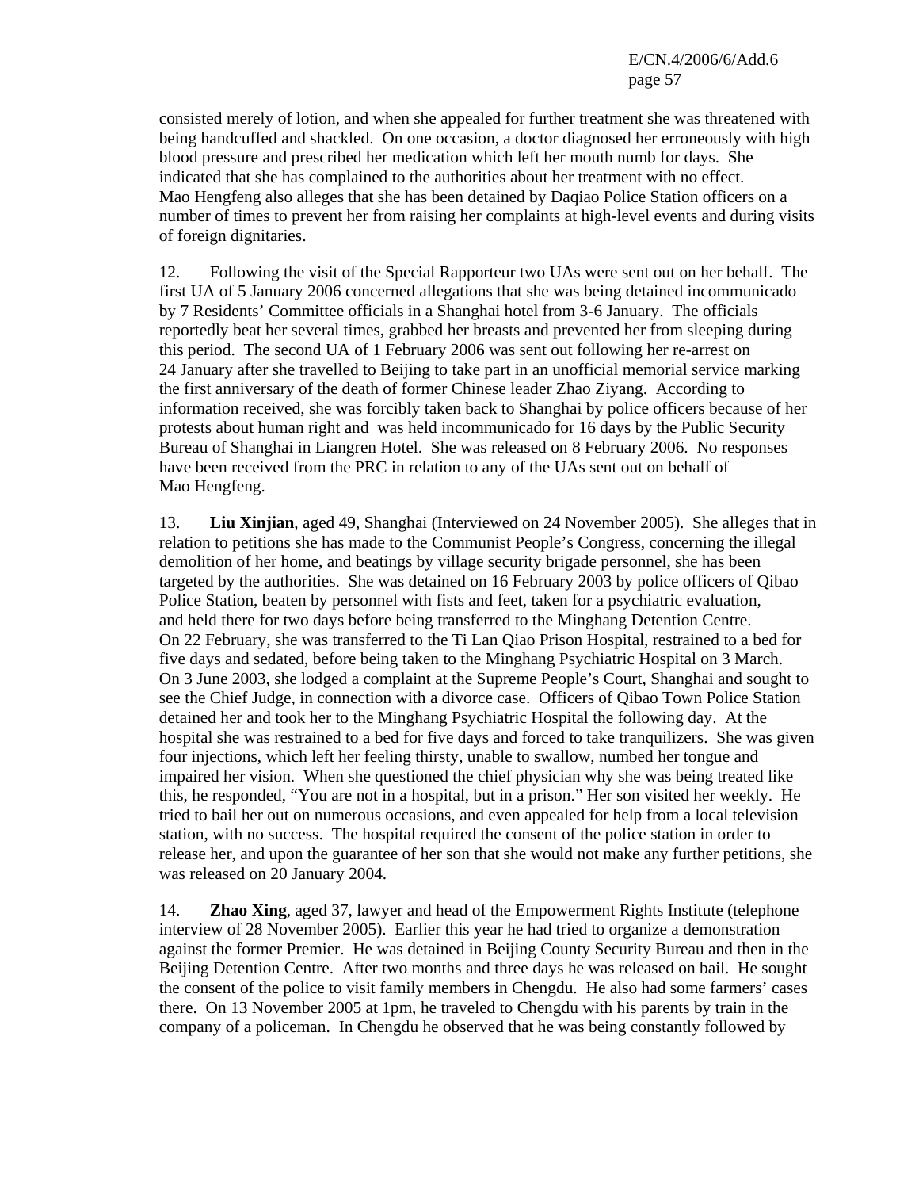consisted merely of lotion, and when she appealed for further treatment she was threatened with being handcuffed and shackled. On one occasion, a doctor diagnosed her erroneously with high blood pressure and prescribed her medication which left her mouth numb for days. She indicated that she has complained to the authorities about her treatment with no effect. Mao Hengfeng also alleges that she has been detained by Daqiao Police Station officers on a number of times to prevent her from raising her complaints at high-level events and during visits of foreign dignitaries.

12. Following the visit of the Special Rapporteur two UAs were sent out on her behalf. The first UA of 5 January 2006 concerned allegations that she was being detained incommunicado by 7 Residents' Committee officials in a Shanghai hotel from 3-6 January. The officials reportedly beat her several times, grabbed her breasts and prevented her from sleeping during this period. The second UA of 1 February 2006 was sent out following her re-arrest on 24 January after she travelled to Beijing to take part in an unofficial memorial service marking the first anniversary of the death of former Chinese leader Zhao Ziyang. According to information received, she was forcibly taken back to Shanghai by police officers because of her protests about human right and was held incommunicado for 16 days by the Public Security Bureau of Shanghai in Liangren Hotel. She was released on 8 February 2006. No responses have been received from the PRC in relation to any of the UAs sent out on behalf of Mao Hengfeng.

13. **Liu Xinjian**, aged 49, Shanghai (Interviewed on 24 November 2005). She alleges that in relation to petitions she has made to the Communist People's Congress, concerning the illegal demolition of her home, and beatings by village security brigade personnel, she has been targeted by the authorities. She was detained on 16 February 2003 by police officers of Qibao Police Station, beaten by personnel with fists and feet, taken for a psychiatric evaluation, and held there for two days before being transferred to the Minghang Detention Centre. On 22 February, she was transferred to the Ti Lan Qiao Prison Hospital, restrained to a bed for five days and sedated, before being taken to the Minghang Psychiatric Hospital on 3 March. On 3 June 2003, she lodged a complaint at the Supreme People's Court, Shanghai and sought to see the Chief Judge, in connection with a divorce case. Officers of Qibao Town Police Station detained her and took her to the Minghang Psychiatric Hospital the following day. At the hospital she was restrained to a bed for five days and forced to take tranquilizers. She was given four injections, which left her feeling thirsty, unable to swallow, numbed her tongue and impaired her vision. When she questioned the chief physician why she was being treated like this, he responded, "You are not in a hospital, but in a prison." Her son visited her weekly. He tried to bail her out on numerous occasions, and even appealed for help from a local television station, with no success. The hospital required the consent of the police station in order to release her, and upon the guarantee of her son that she would not make any further petitions, she was released on 20 January 2004.

14. **Zhao Xing**, aged 37, lawyer and head of the Empowerment Rights Institute (telephone interview of 28 November 2005). Earlier this year he had tried to organize a demonstration against the former Premier. He was detained in Beijing County Security Bureau and then in the Beijing Detention Centre. After two months and three days he was released on bail. He sought the consent of the police to visit family members in Chengdu. He also had some farmers' cases there. On 13 November 2005 at 1pm, he traveled to Chengdu with his parents by train in the company of a policeman. In Chengdu he observed that he was being constantly followed by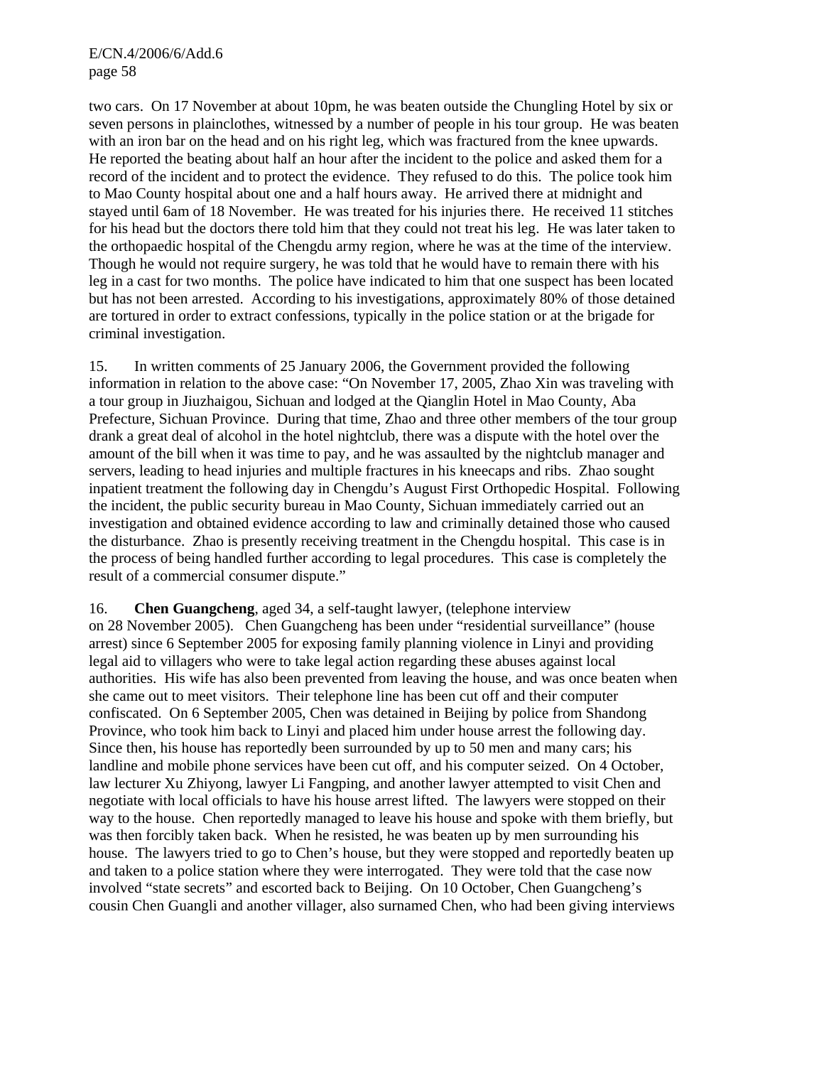two cars. On 17 November at about 10pm, he was beaten outside the Chungling Hotel by six or seven persons in plainclothes, witnessed by a number of people in his tour group. He was beaten with an iron bar on the head and on his right leg, which was fractured from the knee upwards. He reported the beating about half an hour after the incident to the police and asked them for a record of the incident and to protect the evidence. They refused to do this. The police took him to Mao County hospital about one and a half hours away. He arrived there at midnight and stayed until 6am of 18 November. He was treated for his injuries there. He received 11 stitches for his head but the doctors there told him that they could not treat his leg. He was later taken to the orthopaedic hospital of the Chengdu army region, where he was at the time of the interview. Though he would not require surgery, he was told that he would have to remain there with his leg in a cast for two months. The police have indicated to him that one suspect has been located but has not been arrested. According to his investigations, approximately 80% of those detained are tortured in order to extract confessions, typically in the police station or at the brigade for criminal investigation.

15. In written comments of 25 January 2006, the Government provided the following information in relation to the above case: "On November 17, 2005, Zhao Xin was traveling with a tour group in Jiuzhaigou, Sichuan and lodged at the Qianglin Hotel in Mao County, Aba Prefecture, Sichuan Province. During that time, Zhao and three other members of the tour group drank a great deal of alcohol in the hotel nightclub, there was a dispute with the hotel over the amount of the bill when it was time to pay, and he was assaulted by the nightclub manager and servers, leading to head injuries and multiple fractures in his kneecaps and ribs. Zhao sought inpatient treatment the following day in Chengdu's August First Orthopedic Hospital. Following the incident, the public security bureau in Mao County, Sichuan immediately carried out an investigation and obtained evidence according to law and criminally detained those who caused the disturbance. Zhao is presently receiving treatment in the Chengdu hospital. This case is in the process of being handled further according to legal procedures. This case is completely the result of a commercial consumer dispute."

16. **Chen Guangcheng**, aged 34, a self-taught lawyer, (telephone interview on 28 November 2005). Chen Guangcheng has been under "residential surveillance" (house arrest) since 6 September 2005 for exposing family planning violence in Linyi and providing legal aid to villagers who were to take legal action regarding these abuses against local authorities. His wife has also been prevented from leaving the house, and was once beaten when she came out to meet visitors. Their telephone line has been cut off and their computer confiscated. On 6 September 2005, Chen was detained in Beijing by police from Shandong Province, who took him back to Linyi and placed him under house arrest the following day. Since then, his house has reportedly been surrounded by up to 50 men and many cars; his landline and mobile phone services have been cut off, and his computer seized. On 4 October, law lecturer Xu Zhiyong, lawyer Li Fangping, and another lawyer attempted to visit Chen and negotiate with local officials to have his house arrest lifted. The lawyers were stopped on their way to the house. Chen reportedly managed to leave his house and spoke with them briefly, but was then forcibly taken back. When he resisted, he was beaten up by men surrounding his house. The lawyers tried to go to Chen's house, but they were stopped and reportedly beaten up and taken to a police station where they were interrogated. They were told that the case now involved "state secrets" and escorted back to Beijing. On 10 October, Chen Guangcheng's cousin Chen Guangli and another villager, also surnamed Chen, who had been giving interviews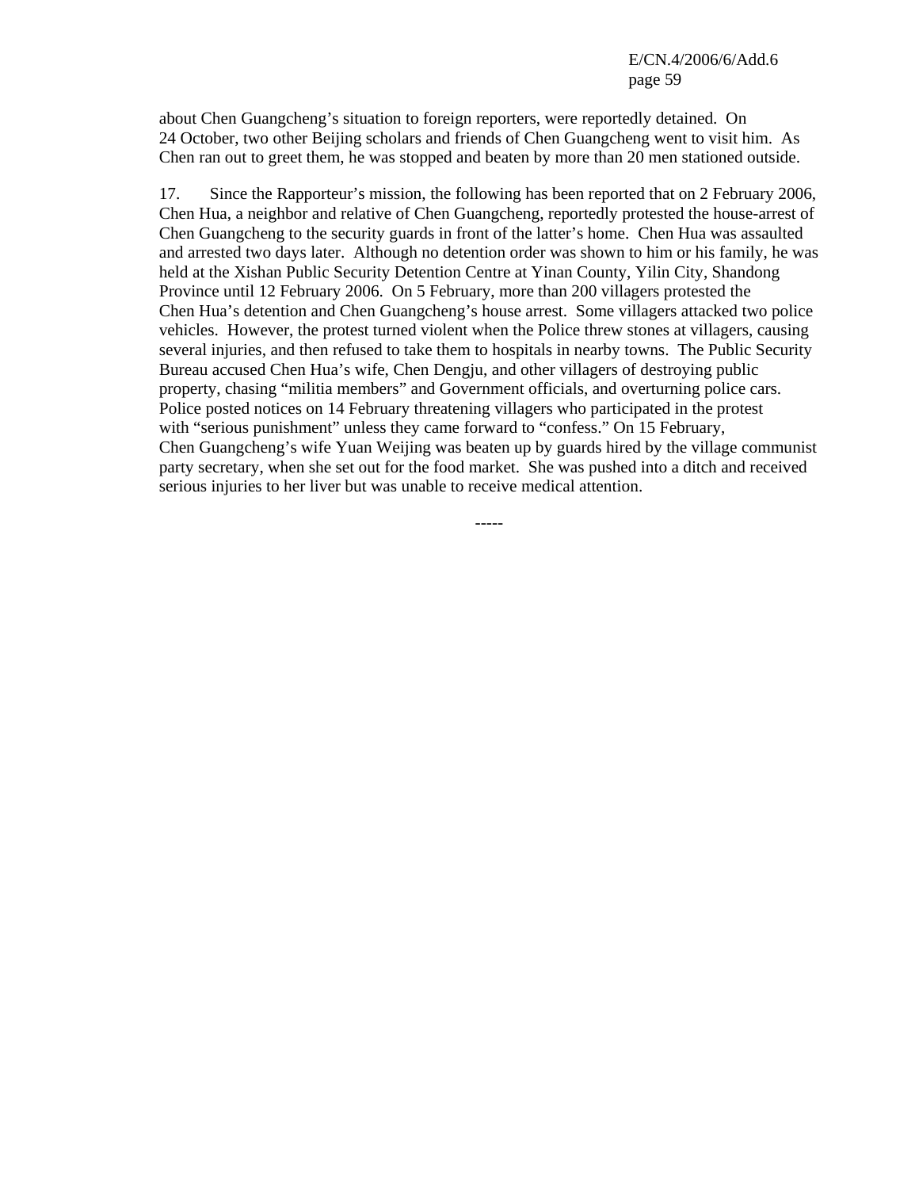about Chen Guangcheng's situation to foreign reporters, were reportedly detained. On 24 October, two other Beijing scholars and friends of Chen Guangcheng went to visit him. As Chen ran out to greet them, he was stopped and beaten by more than 20 men stationed outside.

17. Since the Rapporteur's mission, the following has been reported that on 2 February 2006, Chen Hua, a neighbor and relative of Chen Guangcheng, reportedly protested the house-arrest of Chen Guangcheng to the security guards in front of the latter's home. Chen Hua was assaulted and arrested two days later. Although no detention order was shown to him or his family, he was held at the Xishan Public Security Detention Centre at Yinan County, Yilin City, Shandong Province until 12 February 2006. On 5 February, more than 200 villagers protested the Chen Hua's detention and Chen Guangcheng's house arrest. Some villagers attacked two police vehicles. However, the protest turned violent when the Police threw stones at villagers, causing several injuries, and then refused to take them to hospitals in nearby towns. The Public Security Bureau accused Chen Hua's wife, Chen Dengju, and other villagers of destroying public property, chasing "militia members" and Government officials, and overturning police cars. Police posted notices on 14 February threatening villagers who participated in the protest with "serious punishment" unless they came forward to "confess." On 15 February, Chen Guangcheng's wife Yuan Weijing was beaten up by guards hired by the village communist party secretary, when she set out for the food market. She was pushed into a ditch and received serious injuries to her liver but was unable to receive medical attention.

-----